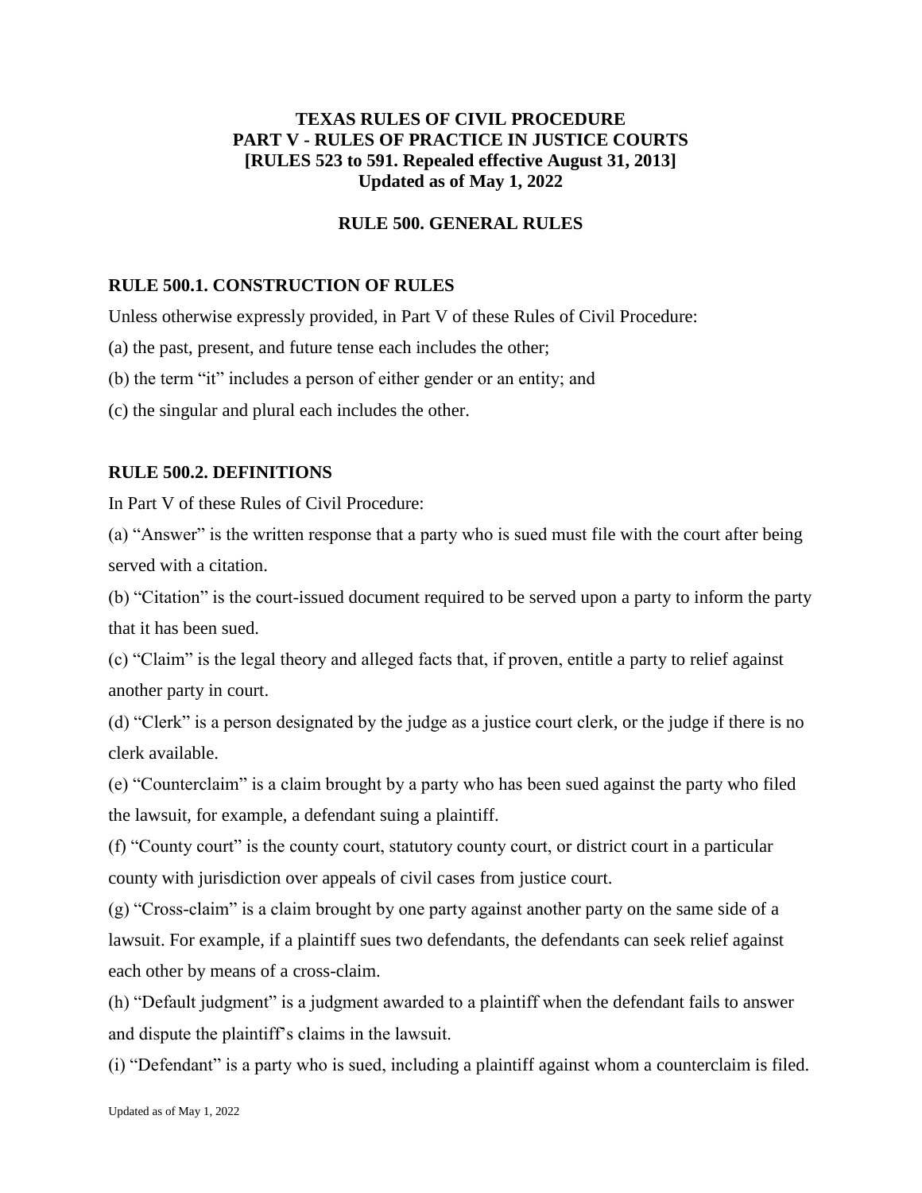# TEXAS RULES OF CIVIL PROCEDURE
# PART V - RULES OF PRACTICE IN JUSTICE COURTS
# [RULES 523 to 591. Repealed effective August 31, 2013]
# Updated as of May 1, 2022

## RULE 500. GENERAL RULES

### RULE 500.1. CONSTRUCTION OF RULES

Unless otherwise expressly provided, in Part V of these Rules of Civil Procedure:

(a) the past, present, and future tense each includes the other;

(b) the term "it" includes a person of either gender or an entity; and

(c) the singular and plural each includes the other.

### RULE 500.2. DEFINITIONS

In Part V of these Rules of Civil Procedure:

(a) "Answer" is the written response that a party who is sued must file with the court after being served with a citation.

(b) "Citation" is the court-issued document required to be served upon a party to inform the party that it has been sued.

(c) "Claim" is the legal theory and alleged facts that, if proven, entitle a party to relief against another party in court.

(d) "Clerk" is a person designated by the judge as a justice court clerk, or the judge if there is no clerk available.

(e) "Counterclaim" is a claim brought by a party who has been sued against the party who filed the lawsuit, for example, a defendant suing a plaintiff.

(f) "County court" is the county court, statutory county court, or district court in a particular county with jurisdiction over appeals of civil cases from justice court.

(g) "Cross-claim" is a claim brought by one party against another party on the same side of a lawsuit. For example, if a plaintiff sues two defendants, the defendants can seek relief against each other by means of a cross-claim.

(h) "Default judgment" is a judgment awarded to a plaintiff when the defendant fails to answer and dispute the plaintiff's claims in the lawsuit.

(i) "Defendant" is a party who is sued, including a plaintiff against whom a counterclaim is filed.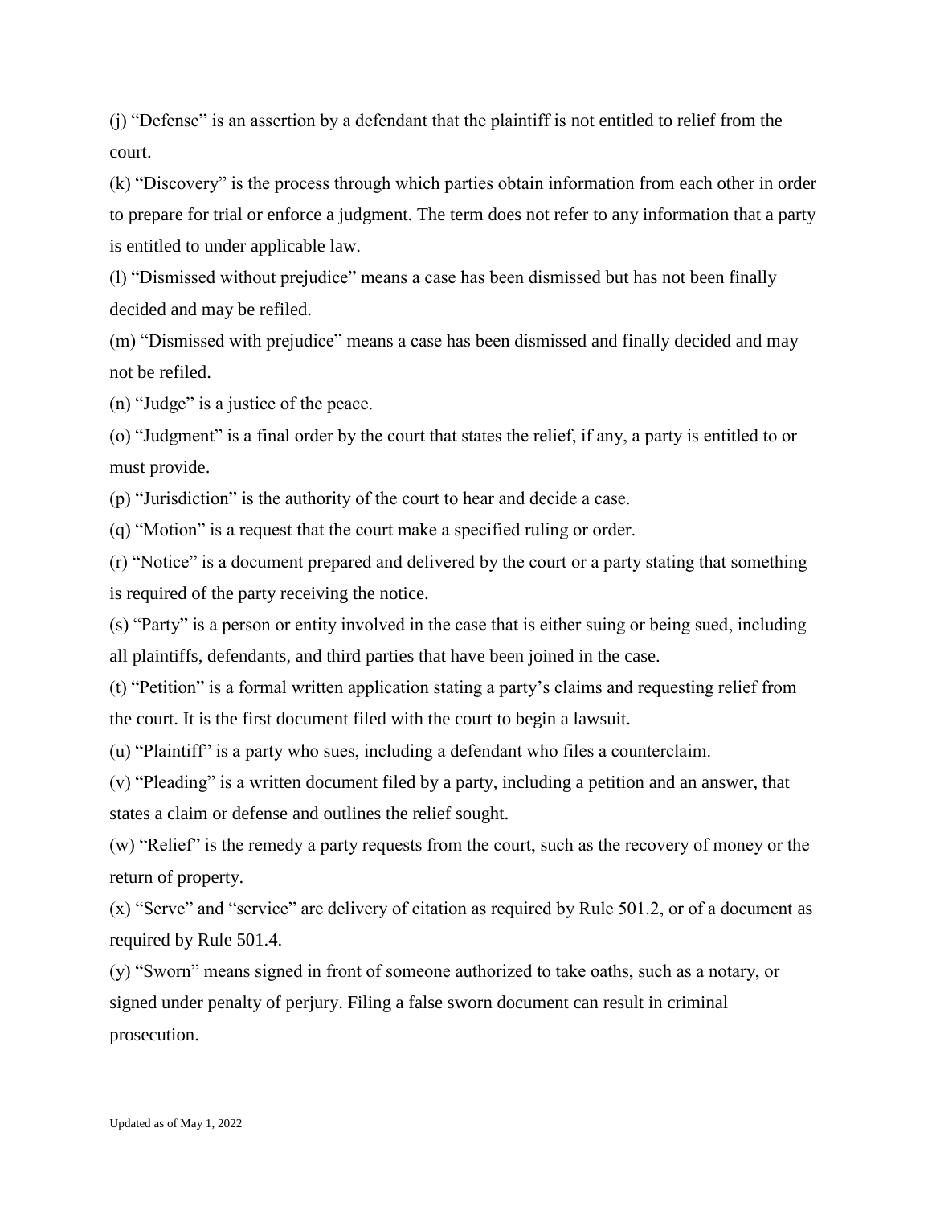(j) “Defense” is an assertion by a defendant that the plaintiff is not entitled to relief from the court.

(k) “Discovery” is the process through which parties obtain information from each other in order to prepare for trial or enforce a judgment. The term does not refer to any information that a party is entitled to under applicable law.

(l) “Dismissed without prejudice” means a case has been dismissed but has not been finally decided and may be refiled.

(m) “Dismissed with prejudice” means a case has been dismissed and finally decided and may not be refiled.

(n) “Judge” is a justice of the peace.

(o) “Judgment” is a final order by the court that states the relief, if any, a party is entitled to or must provide.

(p) “Jurisdiction” is the authority of the court to hear and decide a case.

(q) “Motion” is a request that the court make a specified ruling or order.

(r) “Notice” is a document prepared and delivered by the court or a party stating that something is required of the party receiving the notice.

(s) “Party” is a person or entity involved in the case that is either suing or being sued, including all plaintiffs, defendants, and third parties that have been joined in the case.

(t) “Petition” is a formal written application stating a party’s claims and requesting relief from the court. It is the first document filed with the court to begin a lawsuit.

(u) “Plaintiff” is a party who sues, including a defendant who files a counterclaim.

(v) “Pleading” is a written document filed by a party, including a petition and an answer, that states a claim or defense and outlines the relief sought.

(w) “Relief” is the remedy a party requests from the court, such as the recovery of money or the return of property.

(x) “Serve” and “service” are delivery of citation as required by Rule 501.2, or of a document as required by Rule 501.4.

(y) “Sworn” means signed in front of someone authorized to take oaths, such as a notary, or signed under penalty of perjury. Filing a false sworn document can result in criminal prosecution.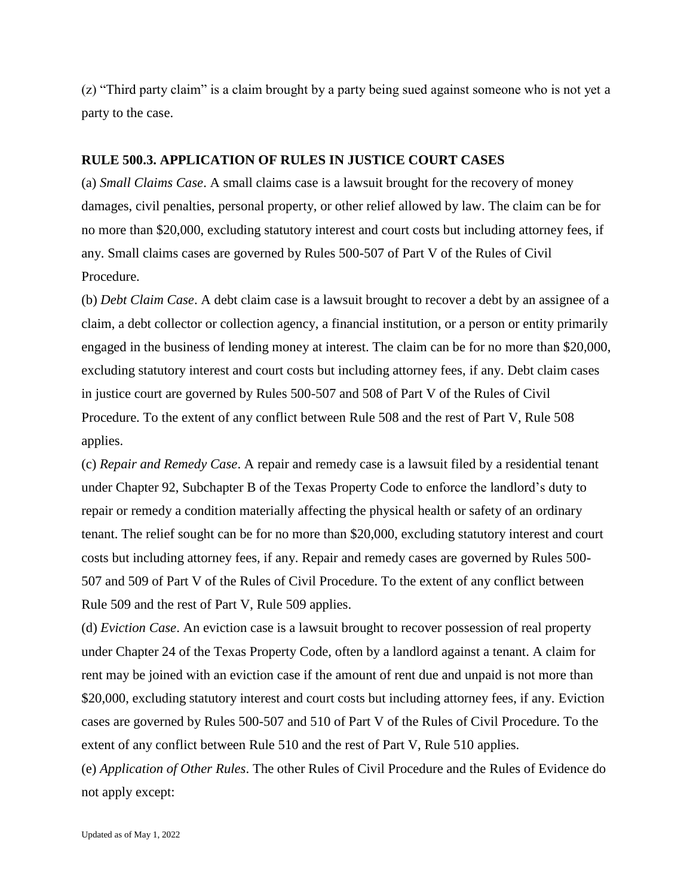(z) "Third party claim" is a claim brought by a party being sued against someone who is not yet a party to the case.

### RULE 500.3. APPLICATION OF RULES IN JUSTICE COURT CASES

(a) *Small Claims Case*. A small claims case is a lawsuit brought for the recovery of money damages, civil penalties, personal property, or other relief allowed by law. The claim can be for no more than $20,000, excluding statutory interest and court costs but including attorney fees, if any. Small claims cases are governed by Rules 500-507 of Part V of the Rules of Civil Procedure.

(b) *Debt Claim Case*. A debt claim case is a lawsuit brought to recover a debt by an assignee of a claim, a debt collector or collection agency, a financial institution, or a person or entity primarily engaged in the business of lending money at interest. The claim can be for no more than $20,000, excluding statutory interest and court costs but including attorney fees, if any. Debt claim cases in justice court are governed by Rules 500-507 and 508 of Part V of the Rules of Civil Procedure. To the extent of any conflict between Rule 508 and the rest of Part V, Rule 508 applies.

(c) *Repair and Remedy Case*. A repair and remedy case is a lawsuit filed by a residential tenant under Chapter 92, Subchapter B of the Texas Property Code to enforce the landlord's duty to repair or remedy a condition materially affecting the physical health or safety of an ordinary tenant. The relief sought can be for no more than $20,000, excluding statutory interest and court costs but including attorney fees, if any. Repair and remedy cases are governed by Rules 500-507 and 509 of Part V of the Rules of Civil Procedure. To the extent of any conflict between Rule 509 and the rest of Part V, Rule 509 applies.

(d) *Eviction Case*. An eviction case is a lawsuit brought to recover possession of real property under Chapter 24 of the Texas Property Code, often by a landlord against a tenant. A claim for rent may be joined with an eviction case if the amount of rent due and unpaid is not more than $20,000, excluding statutory interest and court costs but including attorney fees, if any. Eviction cases are governed by Rules 500-507 and 510 of Part V of the Rules of Civil Procedure. To the extent of any conflict between Rule 510 and the rest of Part V, Rule 510 applies.

(e) *Application of Other Rules*. The other Rules of Civil Procedure and the Rules of Evidence do not apply except: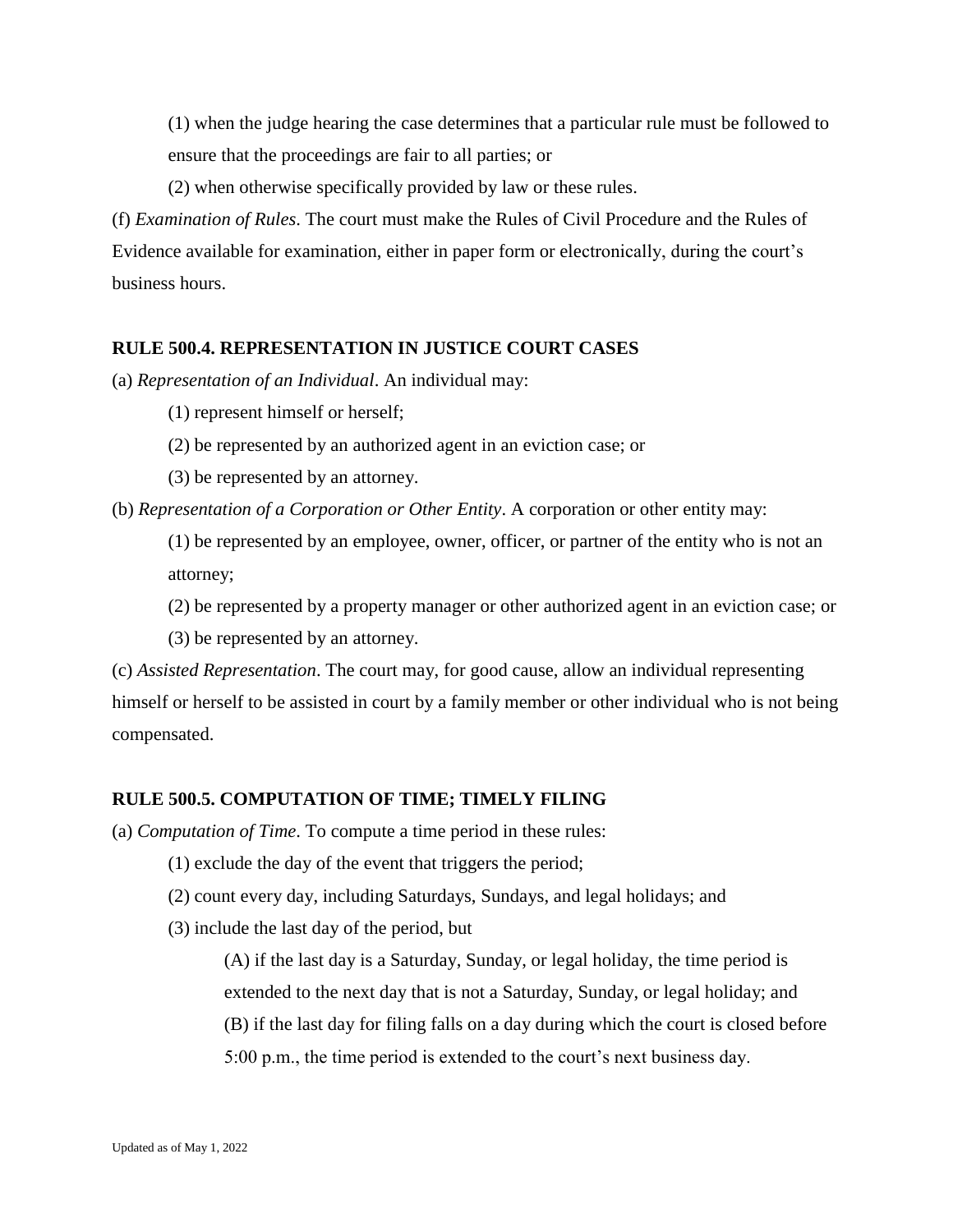(1) when the judge hearing the case determines that a particular rule must be followed to ensure that the proceedings are fair to all parties; or

(2) when otherwise specifically provided by law or these rules.

(f) *Examination of Rules*. The court must make the Rules of Civil Procedure and the Rules of Evidence available for examination, either in paper form or electronically, during the court's business hours.

**RULE 500.4. REPRESENTATION IN JUSTICE COURT CASES**

(a) *Representation of an Individual*. An individual may:

(1) represent himself or herself;

(2) be represented by an authorized agent in an eviction case; or

(3) be represented by an attorney.

(b) *Representation of a Corporation or Other Entity*. A corporation or other entity may:

(1) be represented by an employee, owner, officer, or partner of the entity who is not an attorney;

(2) be represented by a property manager or other authorized agent in an eviction case; or

(3) be represented by an attorney.

(c) *Assisted Representation*. The court may, for good cause, allow an individual representing himself or herself to be assisted in court by a family member or other individual who is not being compensated.

**RULE 500.5. COMPUTATION OF TIME; TIMELY FILING**

(a) *Computation of Time*. To compute a time period in these rules:

(1) exclude the day of the event that triggers the period;

(2) count every day, including Saturdays, Sundays, and legal holidays; and

(3) include the last day of the period, but

(A) if the last day is a Saturday, Sunday, or legal holiday, the time period is extended to the next day that is not a Saturday, Sunday, or legal holiday; and

(B) if the last day for filing falls on a day during which the court is closed before 5:00 p.m., the time period is extended to the court's next business day.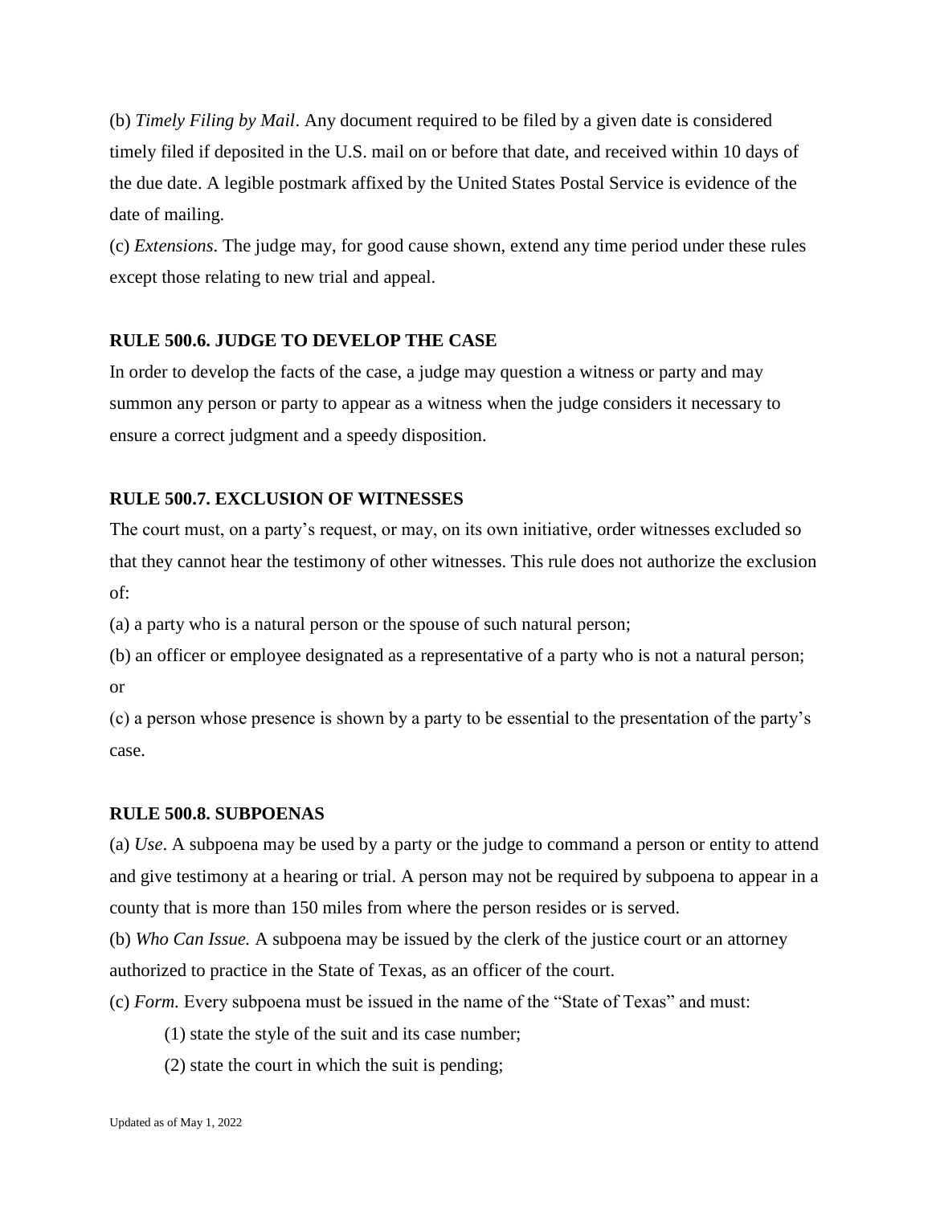(b) *Timely Filing by Mail*. Any document required to be filed by a given date is considered timely filed if deposited in the U.S. mail on or before that date, and received within 10 days of the due date. A legible postmark affixed by the United States Postal Service is evidence of the date of mailing.

(c) *Extensions*. The judge may, for good cause shown, extend any time period under these rules except those relating to new trial and appeal.

### RULE 500.6. JUDGE TO DEVELOP THE CASE

In order to develop the facts of the case, a judge may question a witness or party and may summon any person or party to appear as a witness when the judge considers it necessary to ensure a correct judgment and a speedy disposition.

### RULE 500.7. EXCLUSION OF WITNESSES

The court must, on a party's request, or may, on its own initiative, order witnesses excluded so that they cannot hear the testimony of other witnesses. This rule does not authorize the exclusion of:

(a) a party who is a natural person or the spouse of such natural person;

(b) an officer or employee designated as a representative of a party who is not a natural person; or

(c) a person whose presence is shown by a party to be essential to the presentation of the party's case.

### RULE 500.8. SUBPOENAS

(a) *Use*. A subpoena may be used by a party or the judge to command a person or entity to attend and give testimony at a hearing or trial. A person may not be required by subpoena to appear in a county that is more than 150 miles from where the person resides or is served.

(b) *Who Can Issue.* A subpoena may be issued by the clerk of the justice court or an attorney authorized to practice in the State of Texas, as an officer of the court.

(c) *Form.* Every subpoena must be issued in the name of the "State of Texas" and must:

(1) state the style of the suit and its case number;

(2) state the court in which the suit is pending;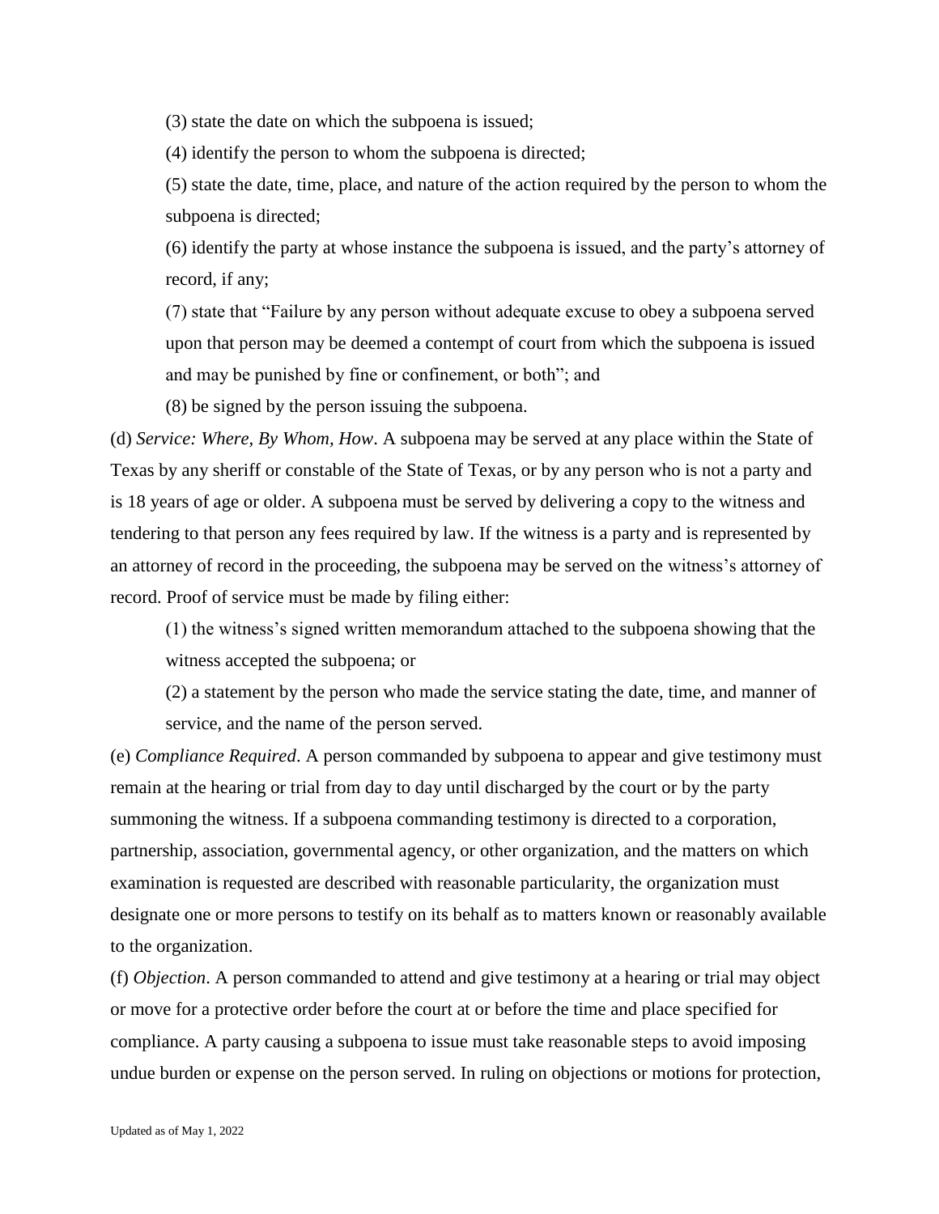(3) state the date on which the subpoena is issued;

(4) identify the person to whom the subpoena is directed;

(5) state the date, time, place, and nature of the action required by the person to whom the subpoena is directed;

(6) identify the party at whose instance the subpoena is issued, and the party's attorney of record, if any;

(7) state that "Failure by any person without adequate excuse to obey a subpoena served upon that person may be deemed a contempt of court from which the subpoena is issued and may be punished by fine or confinement, or both"; and

(8) be signed by the person issuing the subpoena.

(d) *Service: Where, By Whom, How*. A subpoena may be served at any place within the State of Texas by any sheriff or constable of the State of Texas, or by any person who is not a party and is 18 years of age or older. A subpoena must be served by delivering a copy to the witness and tendering to that person any fees required by law. If the witness is a party and is represented by an attorney of record in the proceeding, the subpoena may be served on the witness's attorney of record. Proof of service must be made by filing either:

(1) the witness's signed written memorandum attached to the subpoena showing that the witness accepted the subpoena; or

(2) a statement by the person who made the service stating the date, time, and manner of service, and the name of the person served.

(e) *Compliance Required*. A person commanded by subpoena to appear and give testimony must remain at the hearing or trial from day to day until discharged by the court or by the party summoning the witness. If a subpoena commanding testimony is directed to a corporation, partnership, association, governmental agency, or other organization, and the matters on which examination is requested are described with reasonable particularity, the organization must designate one or more persons to testify on its behalf as to matters known or reasonably available to the organization.

(f) *Objection*. A person commanded to attend and give testimony at a hearing or trial may object or move for a protective order before the court at or before the time and place specified for compliance. A party causing a subpoena to issue must take reasonable steps to avoid imposing undue burden or expense on the person served. In ruling on objections or motions for protection,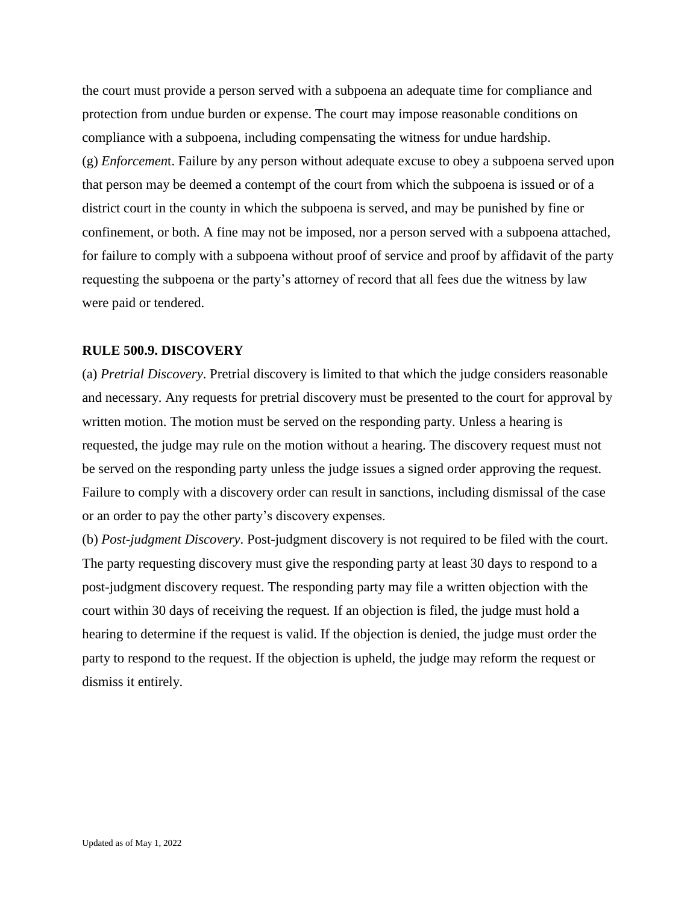the court must provide a person served with a subpoena an adequate time for compliance and protection from undue burden or expense. The court may impose reasonable conditions on compliance with a subpoena, including compensating the witness for undue hardship.

(g) *Enforcemen*t. Failure by any person without adequate excuse to obey a subpoena served upon that person may be deemed a contempt of the court from which the subpoena is issued or of a district court in the county in which the subpoena is served, and may be punished by fine or confinement, or both. A fine may not be imposed, nor a person served with a subpoena attached, for failure to comply with a subpoena without proof of service and proof by affidavit of the party requesting the subpoena or the party's attorney of record that all fees due the witness by law were paid or tendered.

## RULE 500.9. DISCOVERY

(a) *Pretrial Discovery*. Pretrial discovery is limited to that which the judge considers reasonable and necessary. Any requests for pretrial discovery must be presented to the court for approval by written motion. The motion must be served on the responding party. Unless a hearing is requested, the judge may rule on the motion without a hearing. The discovery request must not be served on the responding party unless the judge issues a signed order approving the request. Failure to comply with a discovery order can result in sanctions, including dismissal of the case or an order to pay the other party's discovery expenses.

(b) *Post-judgment Discovery*. Post-judgment discovery is not required to be filed with the court. The party requesting discovery must give the responding party at least 30 days to respond to a post-judgment discovery request. The responding party may file a written objection with the court within 30 days of receiving the request. If an objection is filed, the judge must hold a hearing to determine if the request is valid. If the objection is denied, the judge must order the party to respond to the request. If the objection is upheld, the judge may reform the request or dismiss it entirely.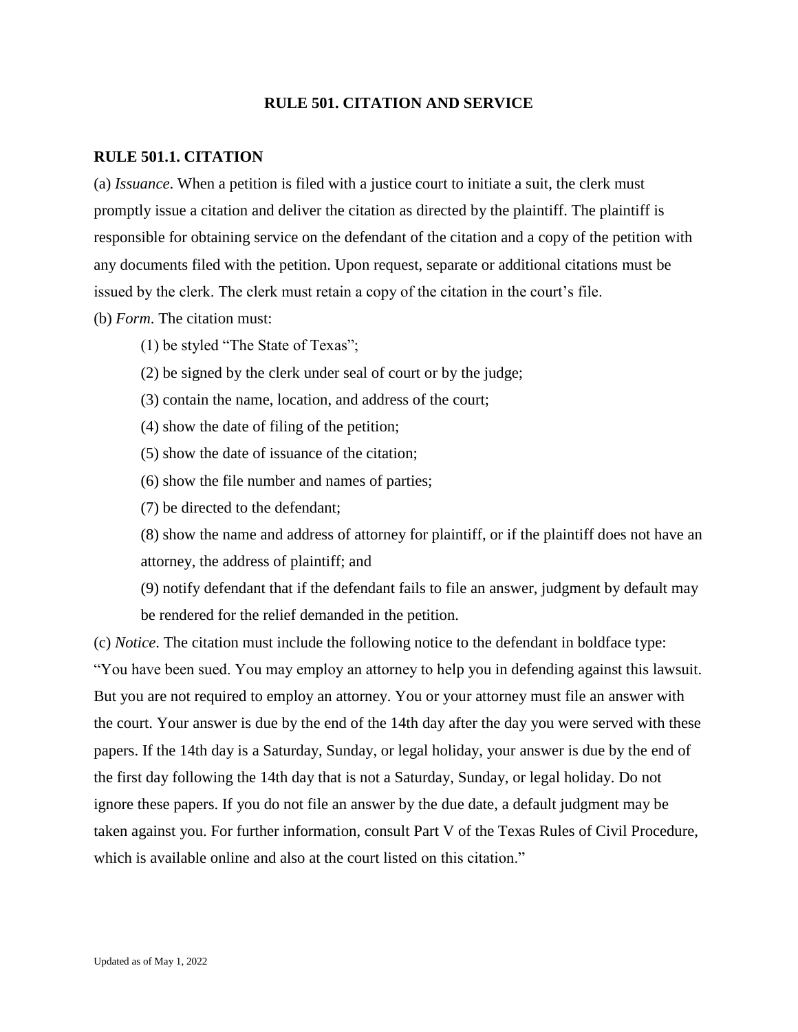## RULE 501. CITATION AND SERVICE

### RULE 501.1. CITATION

(a) *Issuance*. When a petition is filed with a justice court to initiate a suit, the clerk must promptly issue a citation and deliver the citation as directed by the plaintiff. The plaintiff is responsible for obtaining service on the defendant of the citation and a copy of the petition with any documents filed with the petition. Upon request, separate or additional citations must be issued by the clerk. The clerk must retain a copy of the citation in the court's file.

(b) *Form*. The citation must:

(1) be styled "The State of Texas";

(2) be signed by the clerk under seal of court or by the judge;

(3) contain the name, location, and address of the court;

(4) show the date of filing of the petition;

(5) show the date of issuance of the citation;

(6) show the file number and names of parties;

(7) be directed to the defendant;

(8) show the name and address of attorney for plaintiff, or if the plaintiff does not have an attorney, the address of plaintiff; and

(9) notify defendant that if the defendant fails to file an answer, judgment by default may be rendered for the relief demanded in the petition.

(c) *Notice*. The citation must include the following notice to the defendant in boldface type: "You have been sued. You may employ an attorney to help you in defending against this lawsuit. But you are not required to employ an attorney. You or your attorney must file an answer with the court. Your answer is due by the end of the 14th day after the day you were served with these papers. If the 14th day is a Saturday, Sunday, or legal holiday, your answer is due by the end of the first day following the 14th day that is not a Saturday, Sunday, or legal holiday. Do not ignore these papers. If you do not file an answer by the due date, a default judgment may be taken against you. For further information, consult Part V of the Texas Rules of Civil Procedure, which is available online and also at the court listed on this citation."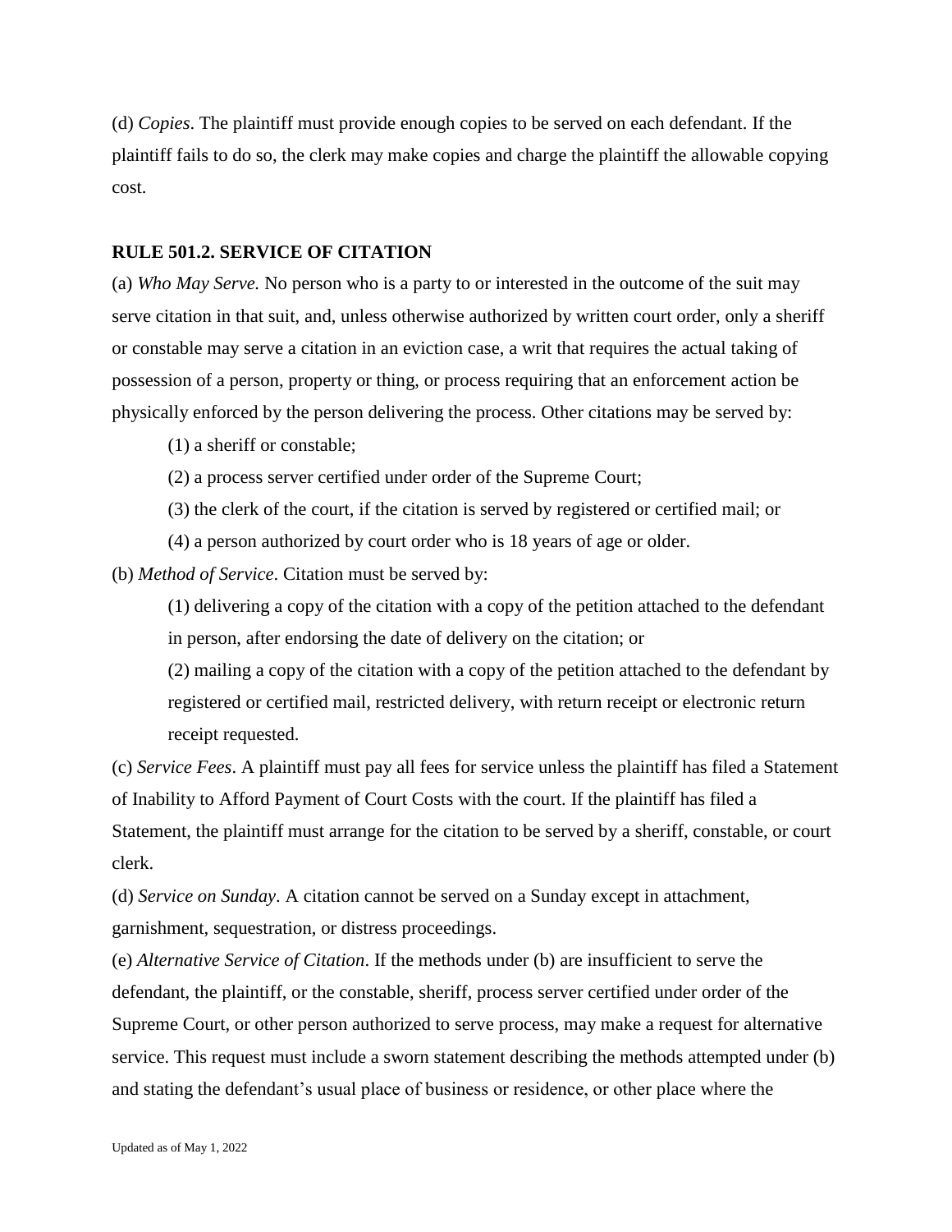(d) *Copies*. The plaintiff must provide enough copies to be served on each defendant. If the plaintiff fails to do so, the clerk may make copies and charge the plaintiff the allowable copying cost.

### RULE 501.2. SERVICE OF CITATION

(a) *Who May Serve.* No person who is a party to or interested in the outcome of the suit may serve citation in that suit, and, unless otherwise authorized by written court order, only a sheriff or constable may serve a citation in an eviction case, a writ that requires the actual taking of possession of a person, property or thing, or process requiring that an enforcement action be physically enforced by the person delivering the process. Other citations may be served by:

(1) a sheriff or constable;

(2) a process server certified under order of the Supreme Court;

(3) the clerk of the court, if the citation is served by registered or certified mail; or

(4) a person authorized by court order who is 18 years of age or older.

(b) *Method of Service*. Citation must be served by:

(1) delivering a copy of the citation with a copy of the petition attached to the defendant in person, after endorsing the date of delivery on the citation; or

(2) mailing a copy of the citation with a copy of the petition attached to the defendant by registered or certified mail, restricted delivery, with return receipt or electronic return receipt requested.

(c) *Service Fees*. A plaintiff must pay all fees for service unless the plaintiff has filed a Statement of Inability to Afford Payment of Court Costs with the court. If the plaintiff has filed a Statement, the plaintiff must arrange for the citation to be served by a sheriff, constable, or court clerk.

(d) *Service on Sunday*. A citation cannot be served on a Sunday except in attachment, garnishment, sequestration, or distress proceedings.

(e) *Alternative Service of Citation*. If the methods under (b) are insufficient to serve the defendant, the plaintiff, or the constable, sheriff, process server certified under order of the Supreme Court, or other person authorized to serve process, may make a request for alternative service. This request must include a sworn statement describing the methods attempted under (b) and stating the defendant's usual place of business or residence, or other place where the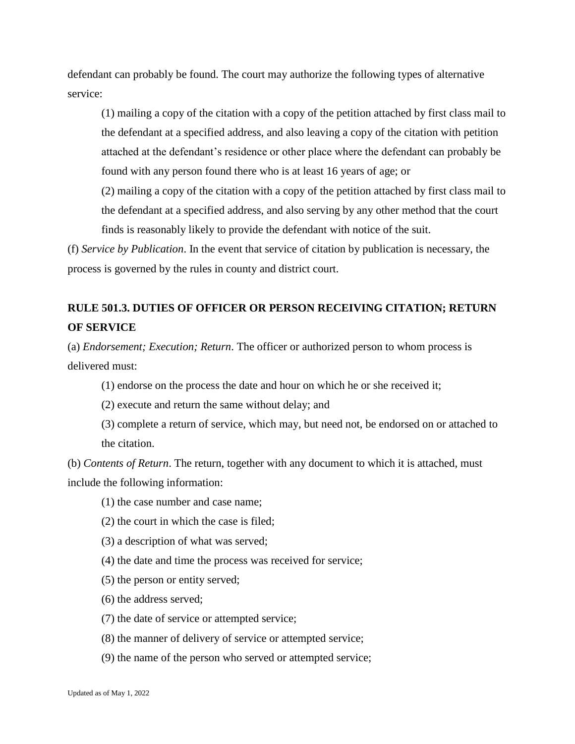defendant can probably be found. The court may authorize the following types of alternative service:

(1) mailing a copy of the citation with a copy of the petition attached by first class mail to the defendant at a specified address, and also leaving a copy of the citation with petition attached at the defendant's residence or other place where the defendant can probably be found with any person found there who is at least 16 years of age; or

(2) mailing a copy of the citation with a copy of the petition attached by first class mail to the defendant at a specified address, and also serving by any other method that the court finds is reasonably likely to provide the defendant with notice of the suit.

(f) *Service by Publication*. In the event that service of citation by publication is necessary, the process is governed by the rules in county and district court.

## RULE 501.3. DUTIES OF OFFICER OR PERSON RECEIVING CITATION; RETURN OF SERVICE

(a) *Endorsement; Execution; Return*. The officer or authorized person to whom process is delivered must:

(1) endorse on the process the date and hour on which he or she received it;

(2) execute and return the same without delay; and

(3) complete a return of service, which may, but need not, be endorsed on or attached to the citation.

(b) *Contents of Return*. The return, together with any document to which it is attached, must include the following information:

(1) the case number and case name;

(2) the court in which the case is filed;

(3) a description of what was served;

(4) the date and time the process was received for service;

(5) the person or entity served;

(6) the address served;

(7) the date of service or attempted service;

(8) the manner of delivery of service or attempted service;

(9) the name of the person who served or attempted service;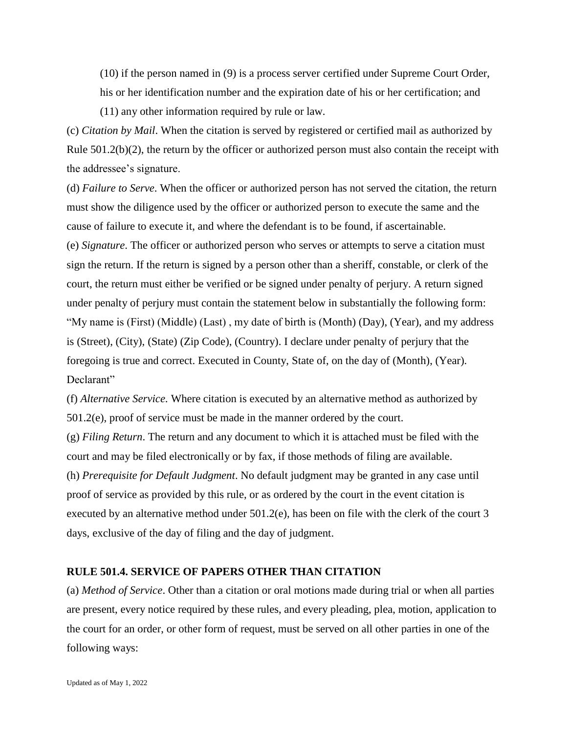(10) if the person named in (9) is a process server certified under Supreme Court Order, his or her identification number and the expiration date of his or her certification; and

(11) any other information required by rule or law.

(c) *Citation by Mail*. When the citation is served by registered or certified mail as authorized by Rule 501.2(b)(2), the return by the officer or authorized person must also contain the receipt with the addressee's signature.

(d) *Failure to Serve*. When the officer or authorized person has not served the citation, the return must show the diligence used by the officer or authorized person to execute the same and the cause of failure to execute it, and where the defendant is to be found, if ascertainable.

(e) *Signature*. The officer or authorized person who serves or attempts to serve a citation must sign the return. If the return is signed by a person other than a sheriff, constable, or clerk of the court, the return must either be verified or be signed under penalty of perjury. A return signed under penalty of perjury must contain the statement below in substantially the following form: "My name is (First) (Middle) (Last) , my date of birth is (Month) (Day), (Year), and my address is (Street), (City), (State) (Zip Code), (Country). I declare under penalty of perjury that the foregoing is true and correct. Executed in County, State of, on the day of (Month), (Year). Declarant"

(f) *Alternative Service.* Where citation is executed by an alternative method as authorized by 501.2(e), proof of service must be made in the manner ordered by the court.

(g) *Filing Return*. The return and any document to which it is attached must be filed with the court and may be filed electronically or by fax, if those methods of filing are available.

(h) *Prerequisite for Default Judgment*. No default judgment may be granted in any case until proof of service as provided by this rule, or as ordered by the court in the event citation is executed by an alternative method under 501.2(e), has been on file with the clerk of the court 3 days, exclusive of the day of filing and the day of judgment.

## RULE 501.4. SERVICE OF PAPERS OTHER THAN CITATION

(a) *Method of Service*. Other than a citation or oral motions made during trial or when all parties are present, every notice required by these rules, and every pleading, plea, motion, application to the court for an order, or other form of request, must be served on all other parties in one of the following ways: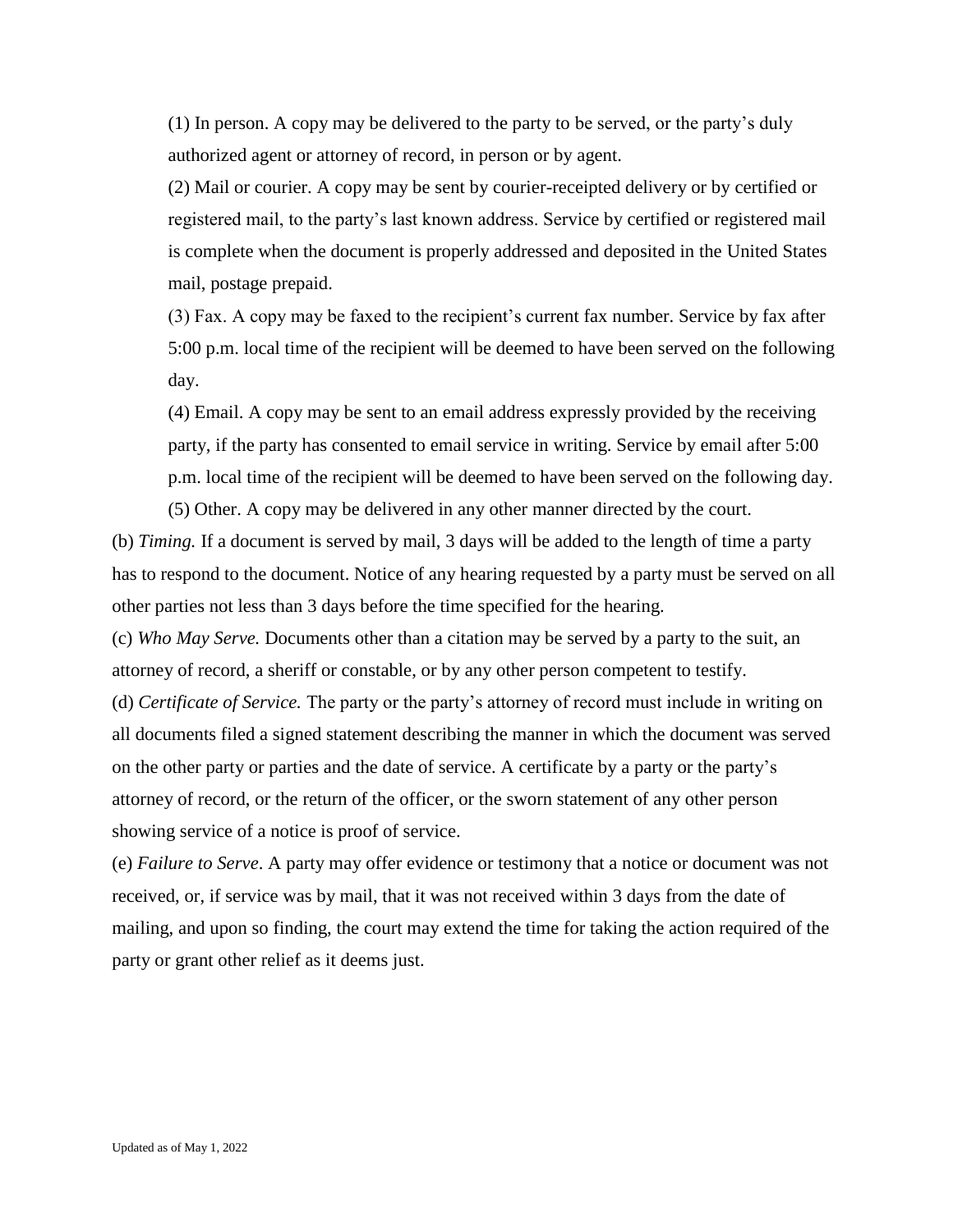(1) In person. A copy may be delivered to the party to be served, or the party's duly authorized agent or attorney of record, in person or by agent.

(2) Mail or courier. A copy may be sent by courier-receipted delivery or by certified or registered mail, to the party's last known address. Service by certified or registered mail is complete when the document is properly addressed and deposited in the United States mail, postage prepaid.

(3) Fax. A copy may be faxed to the recipient's current fax number. Service by fax after 5:00 p.m. local time of the recipient will be deemed to have been served on the following day.

(4) Email. A copy may be sent to an email address expressly provided by the receiving party, if the party has consented to email service in writing. Service by email after 5:00 p.m. local time of the recipient will be deemed to have been served on the following day.

(5) Other. A copy may be delivered in any other manner directed by the court.

(b) *Timing.* If a document is served by mail, 3 days will be added to the length of time a party has to respond to the document. Notice of any hearing requested by a party must be served on all other parties not less than 3 days before the time specified for the hearing.

(c) *Who May Serve.* Documents other than a citation may be served by a party to the suit, an attorney of record, a sheriff or constable, or by any other person competent to testify.

(d) *Certificate of Service.* The party or the party's attorney of record must include in writing on all documents filed a signed statement describing the manner in which the document was served on the other party or parties and the date of service. A certificate by a party or the party's attorney of record, or the return of the officer, or the sworn statement of any other person showing service of a notice is proof of service.

(e) *Failure to Serve*. A party may offer evidence or testimony that a notice or document was not received, or, if service was by mail, that it was not received within 3 days from the date of mailing, and upon so finding, the court may extend the time for taking the action required of the party or grant other relief as it deems just.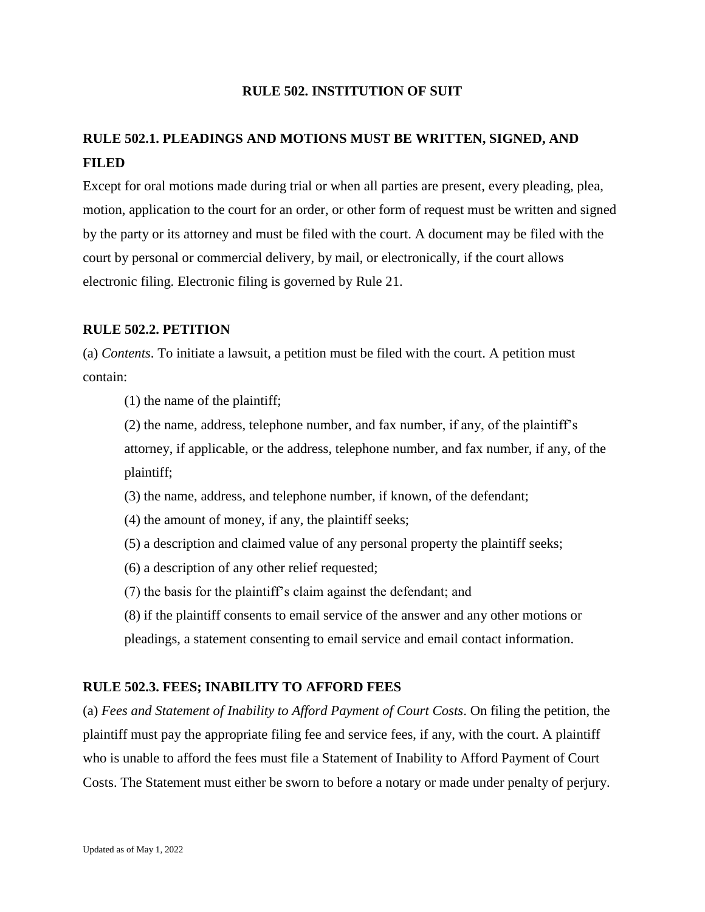# RULE 502. INSTITUTION OF SUIT

## RULE 502.1. PLEADINGS AND MOTIONS MUST BE WRITTEN, SIGNED, AND FILED

Except for oral motions made during trial or when all parties are present, every pleading, plea, motion, application to the court for an order, or other form of request must be written and signed by the party or its attorney and must be filed with the court. A document may be filed with the court by personal or commercial delivery, by mail, or electronically, if the court allows electronic filing. Electronic filing is governed by Rule 21.

## RULE 502.2. PETITION

(a) *Contents*. To initiate a lawsuit, a petition must be filed with the court. A petition must contain:

(1) the name of the plaintiff;

(2) the name, address, telephone number, and fax number, if any, of the plaintiff's attorney, if applicable, or the address, telephone number, and fax number, if any, of the plaintiff;

(3) the name, address, and telephone number, if known, of the defendant;

(4) the amount of money, if any, the plaintiff seeks;

(5) a description and claimed value of any personal property the plaintiff seeks;

(6) a description of any other relief requested;

(7) the basis for the plaintiff's claim against the defendant; and

(8) if the plaintiff consents to email service of the answer and any other motions or pleadings, a statement consenting to email service and email contact information.

## RULE 502.3. FEES; INABILITY TO AFFORD FEES

(a) *Fees and Statement of Inability to Afford Payment of Court Costs*. On filing the petition, the plaintiff must pay the appropriate filing fee and service fees, if any, with the court. A plaintiff who is unable to afford the fees must file a Statement of Inability to Afford Payment of Court Costs. The Statement must either be sworn to before a notary or made under penalty of perjury.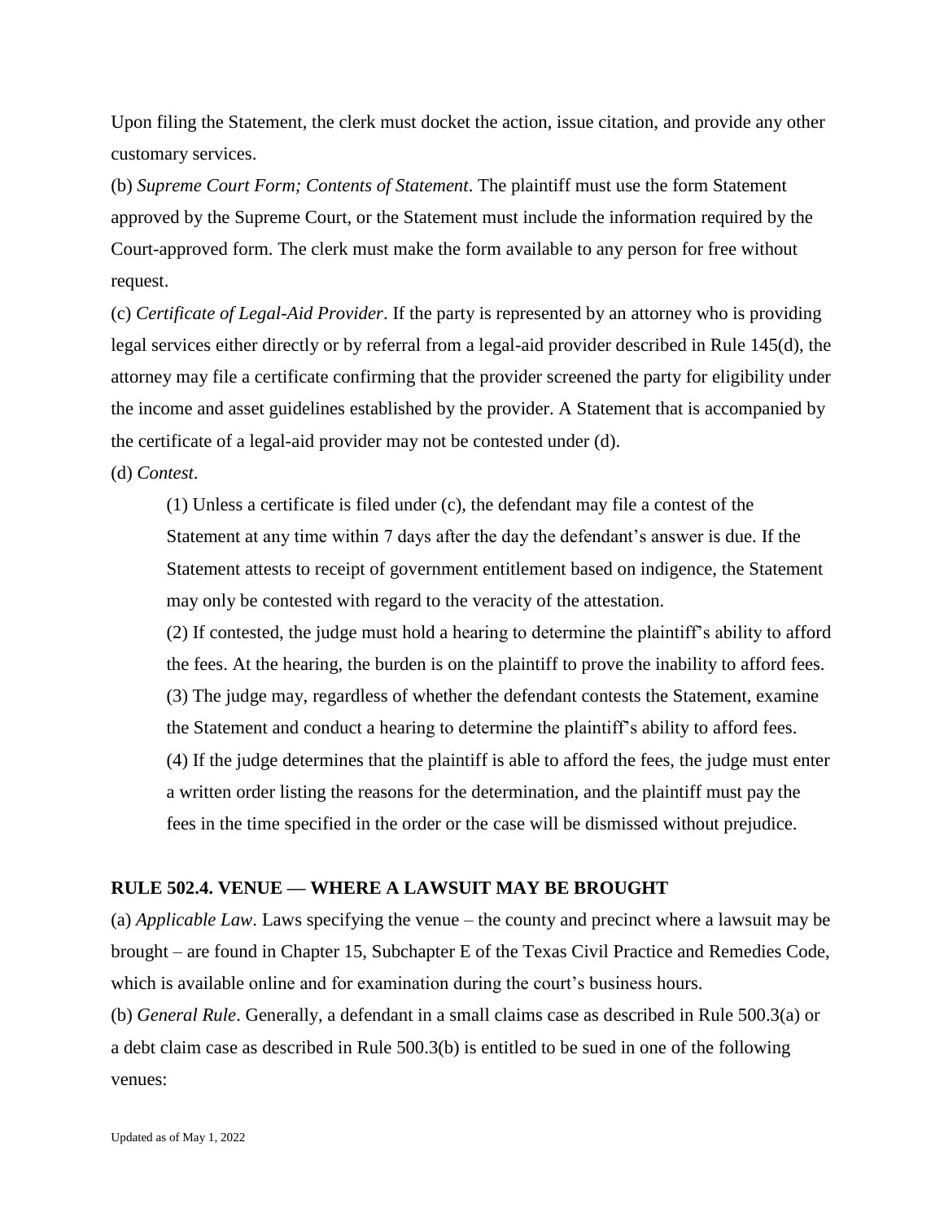Upon filing the Statement, the clerk must docket the action, issue citation, and provide any other customary services.

(b) *Supreme Court Form; Contents of Statement*. The plaintiff must use the form Statement approved by the Supreme Court, or the Statement must include the information required by the Court-approved form. The clerk must make the form available to any person for free without request.

(c) *Certificate of Legal-Aid Provider*. If the party is represented by an attorney who is providing legal services either directly or by referral from a legal-aid provider described in Rule 145(d), the attorney may file a certificate confirming that the provider screened the party for eligibility under the income and asset guidelines established by the provider. A Statement that is accompanied by the certificate of a legal-aid provider may not be contested under (d).

(d) *Contest*.

> (1) Unless a certificate is filed under (c), the defendant may file a contest of the Statement at any time within 7 days after the day the defendant's answer is due. If the Statement attests to receipt of government entitlement based on indigence, the Statement may only be contested with regard to the veracity of the attestation.
>
> (2) If contested, the judge must hold a hearing to determine the plaintiff's ability to afford the fees. At the hearing, the burden is on the plaintiff to prove the inability to afford fees.
>
> (3) The judge may, regardless of whether the defendant contests the Statement, examine the Statement and conduct a hearing to determine the plaintiff's ability to afford fees.
>
> (4) If the judge determines that the plaintiff is able to afford the fees, the judge must enter a written order listing the reasons for the determination, and the plaintiff must pay the fees in the time specified in the order or the case will be dismissed without prejudice.

## RULE 502.4. VENUE — WHERE A LAWSUIT MAY BE BROUGHT

(a) *Applicable Law*. Laws specifying the venue – the county and precinct where a lawsuit may be brought – are found in Chapter 15, Subchapter E of the Texas Civil Practice and Remedies Code, which is available online and for examination during the court's business hours.

(b) *General Rule*. Generally, a defendant in a small claims case as described in Rule 500.3(a) or a debt claim case as described in Rule 500.3(b) is entitled to be sued in one of the following venues: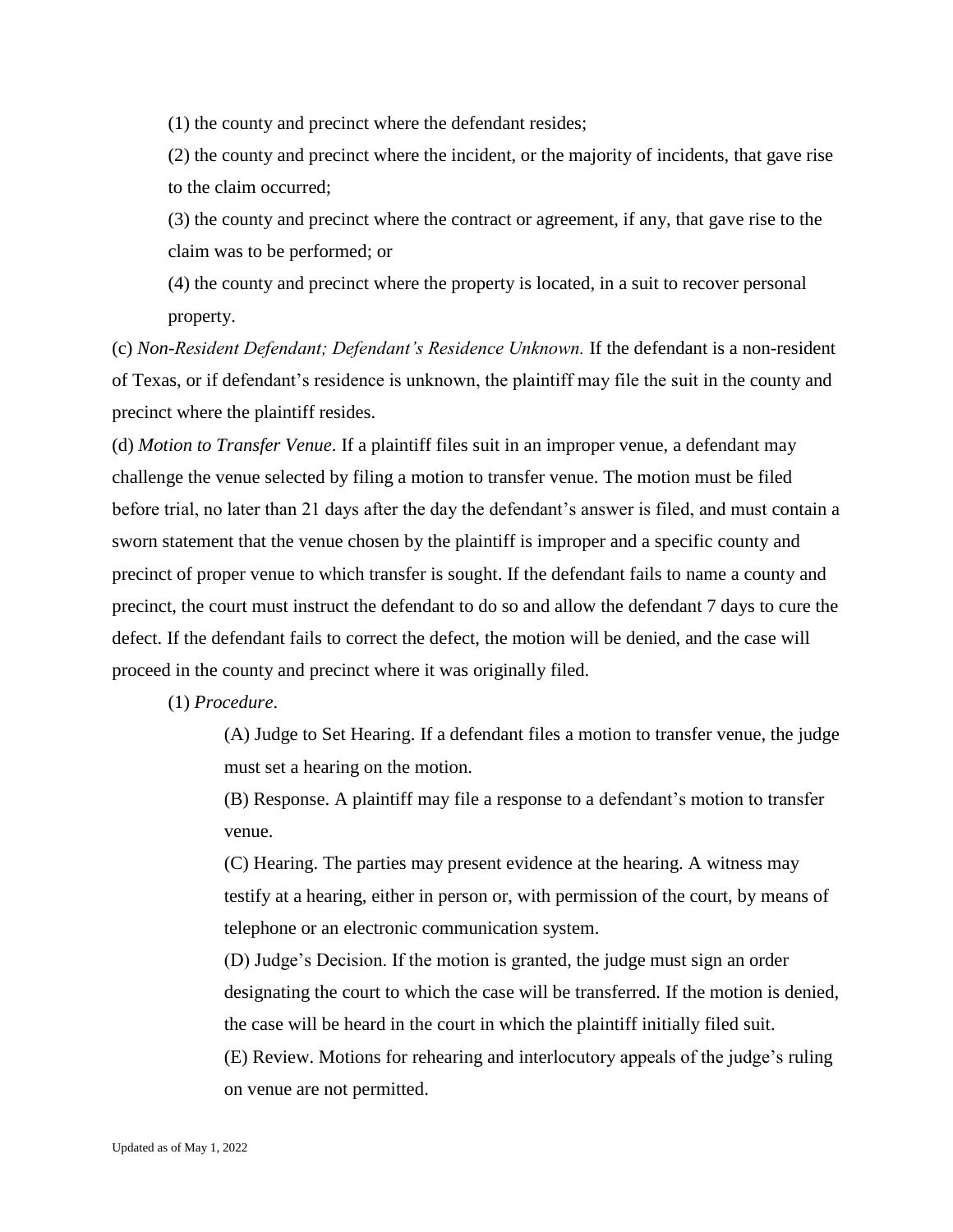(1) the county and precinct where the defendant resides;

(2) the county and precinct where the incident, or the majority of incidents, that gave rise to the claim occurred;

(3) the county and precinct where the contract or agreement, if any, that gave rise to the claim was to be performed; or

(4) the county and precinct where the property is located, in a suit to recover personal property.

(c) *Non-Resident Defendant; Defendant's Residence Unknown.* If the defendant is a non-resident of Texas, or if defendant's residence is unknown, the plaintiff may file the suit in the county and precinct where the plaintiff resides.

(d) *Motion to Transfer Venue*. If a plaintiff files suit in an improper venue, a defendant may challenge the venue selected by filing a motion to transfer venue. The motion must be filed before trial, no later than 21 days after the day the defendant's answer is filed, and must contain a sworn statement that the venue chosen by the plaintiff is improper and a specific county and precinct of proper venue to which transfer is sought. If the defendant fails to name a county and precinct, the court must instruct the defendant to do so and allow the defendant 7 days to cure the defect. If the defendant fails to correct the defect, the motion will be denied, and the case will proceed in the county and precinct where it was originally filed.

(1) *Procedure*.

(A) Judge to Set Hearing. If a defendant files a motion to transfer venue, the judge must set a hearing on the motion.

(B) Response. A plaintiff may file a response to a defendant's motion to transfer venue.

(C) Hearing. The parties may present evidence at the hearing. A witness may testify at a hearing, either in person or, with permission of the court, by means of telephone or an electronic communication system.

(D) Judge's Decision. If the motion is granted, the judge must sign an order designating the court to which the case will be transferred. If the motion is denied, the case will be heard in the court in which the plaintiff initially filed suit.

(E) Review. Motions for rehearing and interlocutory appeals of the judge's ruling on venue are not permitted.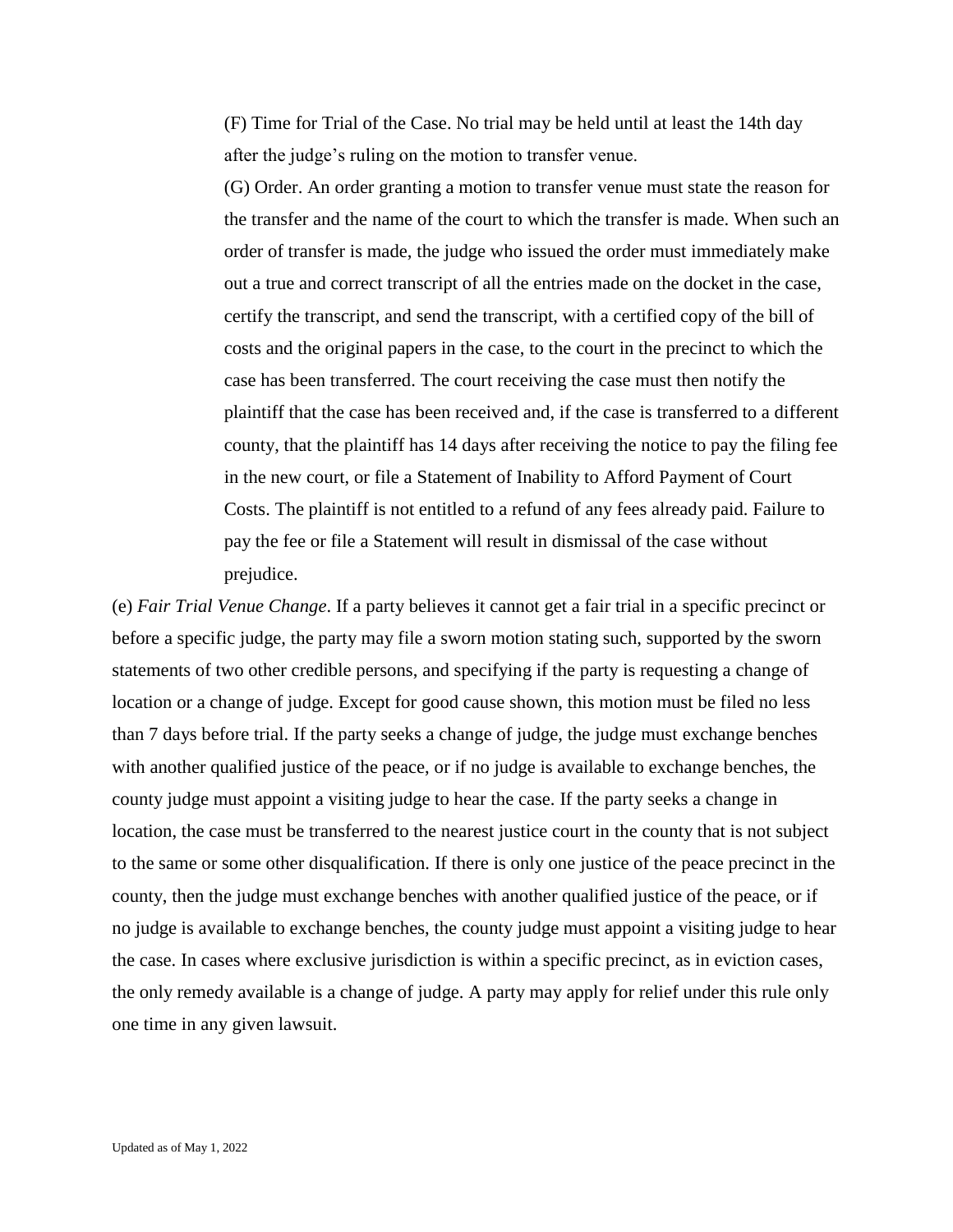(F) Time for Trial of the Case. No trial may be held until at least the 14th day after the judge's ruling on the motion to transfer venue.

(G) Order. An order granting a motion to transfer venue must state the reason for the transfer and the name of the court to which the transfer is made. When such an order of transfer is made, the judge who issued the order must immediately make out a true and correct transcript of all the entries made on the docket in the case, certify the transcript, and send the transcript, with a certified copy of the bill of costs and the original papers in the case, to the court in the precinct to which the case has been transferred. The court receiving the case must then notify the plaintiff that the case has been received and, if the case is transferred to a different county, that the plaintiff has 14 days after receiving the notice to pay the filing fee in the new court, or file a Statement of Inability to Afford Payment of Court Costs. The plaintiff is not entitled to a refund of any fees already paid. Failure to pay the fee or file a Statement will result in dismissal of the case without prejudice.

(e) *Fair Trial Venue Change*. If a party believes it cannot get a fair trial in a specific precinct or before a specific judge, the party may file a sworn motion stating such, supported by the sworn statements of two other credible persons, and specifying if the party is requesting a change of location or a change of judge. Except for good cause shown, this motion must be filed no less than 7 days before trial. If the party seeks a change of judge, the judge must exchange benches with another qualified justice of the peace, or if no judge is available to exchange benches, the county judge must appoint a visiting judge to hear the case. If the party seeks a change in location, the case must be transferred to the nearest justice court in the county that is not subject to the same or some other disqualification. If there is only one justice of the peace precinct in the county, then the judge must exchange benches with another qualified justice of the peace, or if no judge is available to exchange benches, the county judge must appoint a visiting judge to hear the case. In cases where exclusive jurisdiction is within a specific precinct, as in eviction cases, the only remedy available is a change of judge. A party may apply for relief under this rule only one time in any given lawsuit.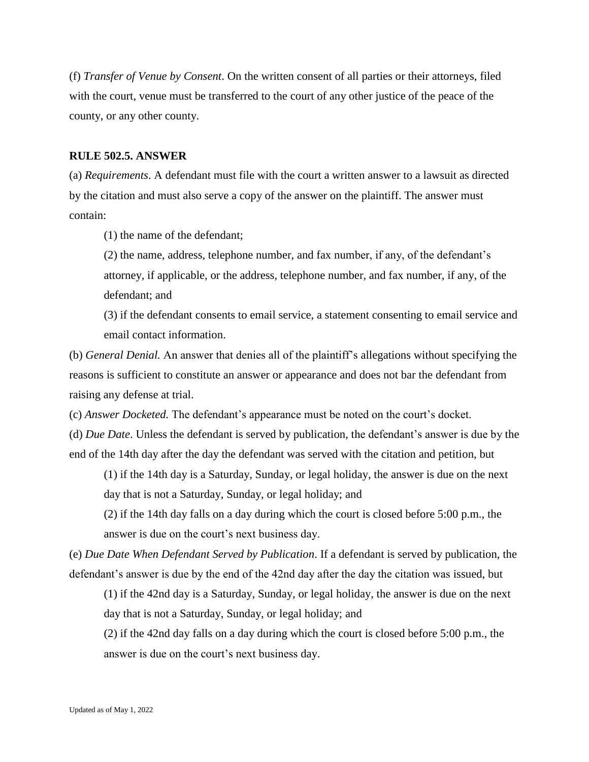(f) *Transfer of Venue by Consent*. On the written consent of all parties or their attorneys, filed with the court, venue must be transferred to the court of any other justice of the peace of the county, or any other county.

**RULE 502.5. ANSWER**

(a) *Requirements*. A defendant must file with the court a written answer to a lawsuit as directed by the citation and must also serve a copy of the answer on the plaintiff. The answer must contain:

(1) the name of the defendant;

(2) the name, address, telephone number, and fax number, if any, of the defendant's attorney, if applicable, or the address, telephone number, and fax number, if any, of the defendant; and

(3) if the defendant consents to email service, a statement consenting to email service and email contact information.

(b) *General Denial.* An answer that denies all of the plaintiff's allegations without specifying the reasons is sufficient to constitute an answer or appearance and does not bar the defendant from raising any defense at trial.

(c) *Answer Docketed.* The defendant's appearance must be noted on the court's docket.

(d) *Due Date*. Unless the defendant is served by publication, the defendant's answer is due by the end of the 14th day after the day the defendant was served with the citation and petition, but

(1) if the 14th day is a Saturday, Sunday, or legal holiday, the answer is due on the next day that is not a Saturday, Sunday, or legal holiday; and

(2) if the 14th day falls on a day during which the court is closed before 5:00 p.m., the answer is due on the court's next business day.

(e) *Due Date When Defendant Served by Publication*. If a defendant is served by publication, the defendant's answer is due by the end of the 42nd day after the day the citation was issued, but

(1) if the 42nd day is a Saturday, Sunday, or legal holiday, the answer is due on the next day that is not a Saturday, Sunday, or legal holiday; and

(2) if the 42nd day falls on a day during which the court is closed before 5:00 p.m., the answer is due on the court's next business day.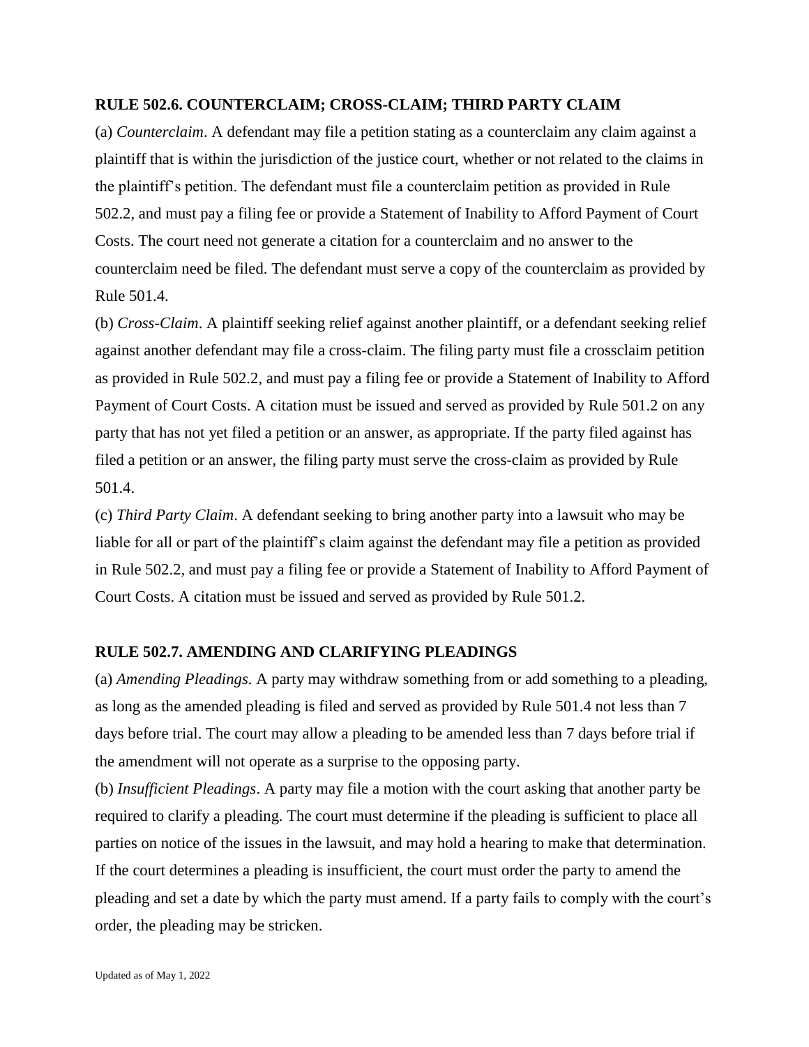### RULE 502.6. COUNTERCLAIM; CROSS-CLAIM; THIRD PARTY CLAIM

(a) *Counterclaim*. A defendant may file a petition stating as a counterclaim any claim against a plaintiff that is within the jurisdiction of the justice court, whether or not related to the claims in the plaintiff's petition. The defendant must file a counterclaim petition as provided in Rule 502.2, and must pay a filing fee or provide a Statement of Inability to Afford Payment of Court Costs. The court need not generate a citation for a counterclaim and no answer to the counterclaim need be filed. The defendant must serve a copy of the counterclaim as provided by Rule 501.4.

(b) *Cross-Claim*. A plaintiff seeking relief against another plaintiff, or a defendant seeking relief against another defendant may file a cross-claim. The filing party must file a crossclaim petition as provided in Rule 502.2, and must pay a filing fee or provide a Statement of Inability to Afford Payment of Court Costs. A citation must be issued and served as provided by Rule 501.2 on any party that has not yet filed a petition or an answer, as appropriate. If the party filed against has filed a petition or an answer, the filing party must serve the cross-claim as provided by Rule 501.4.

(c) *Third Party Claim*. A defendant seeking to bring another party into a lawsuit who may be liable for all or part of the plaintiff's claim against the defendant may file a petition as provided in Rule 502.2, and must pay a filing fee or provide a Statement of Inability to Afford Payment of Court Costs. A citation must be issued and served as provided by Rule 501.2.

### RULE 502.7. AMENDING AND CLARIFYING PLEADINGS

(a) *Amending Pleadings*. A party may withdraw something from or add something to a pleading, as long as the amended pleading is filed and served as provided by Rule 501.4 not less than 7 days before trial. The court may allow a pleading to be amended less than 7 days before trial if the amendment will not operate as a surprise to the opposing party.

(b) *Insufficient Pleadings*. A party may file a motion with the court asking that another party be required to clarify a pleading. The court must determine if the pleading is sufficient to place all parties on notice of the issues in the lawsuit, and may hold a hearing to make that determination. If the court determines a pleading is insufficient, the court must order the party to amend the pleading and set a date by which the party must amend. If a party fails to comply with the court's order, the pleading may be stricken.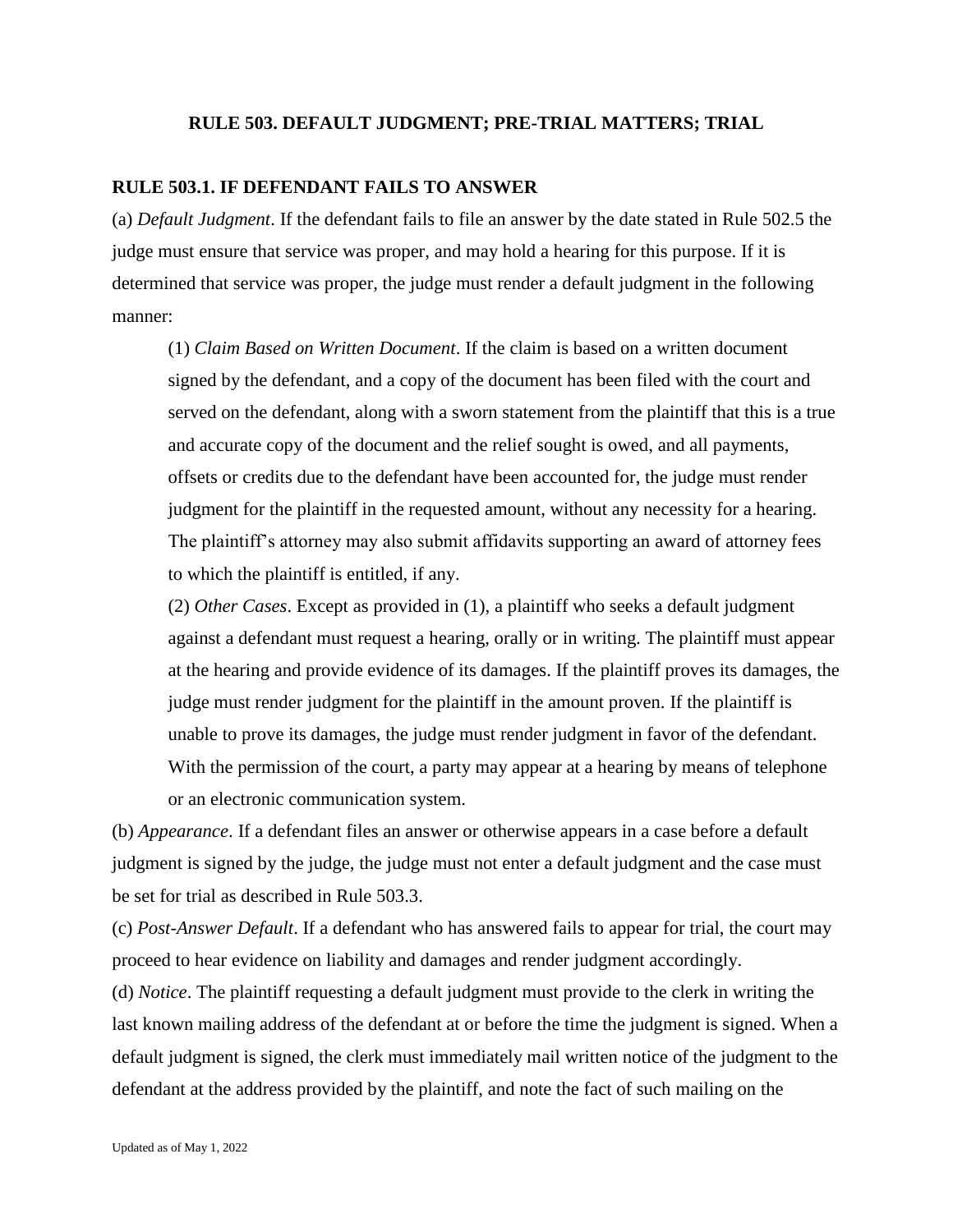## RULE 503. DEFAULT JUDGMENT; PRE-TRIAL MATTERS; TRIAL

### RULE 503.1. IF DEFENDANT FAILS TO ANSWER

(a) *Default Judgment*. If the defendant fails to file an answer by the date stated in Rule 502.5 the judge must ensure that service was proper, and may hold a hearing for this purpose. If it is determined that service was proper, the judge must render a default judgment in the following manner:

> (1) *Claim Based on Written Document*. If the claim is based on a written document signed by the defendant, and a copy of the document has been filed with the court and served on the defendant, along with a sworn statement from the plaintiff that this is a true and accurate copy of the document and the relief sought is owed, and all payments, offsets or credits due to the defendant have been accounted for, the judge must render judgment for the plaintiff in the requested amount, without any necessity for a hearing. The plaintiff's attorney may also submit affidavits supporting an award of attorney fees to which the plaintiff is entitled, if any.
>
> (2) *Other Cases*. Except as provided in (1), a plaintiff who seeks a default judgment against a defendant must request a hearing, orally or in writing. The plaintiff must appear at the hearing and provide evidence of its damages. If the plaintiff proves its damages, the judge must render judgment for the plaintiff in the amount proven. If the plaintiff is unable to prove its damages, the judge must render judgment in favor of the defendant. With the permission of the court, a party may appear at a hearing by means of telephone or an electronic communication system.

(b) *Appearance*. If a defendant files an answer or otherwise appears in a case before a default judgment is signed by the judge, the judge must not enter a default judgment and the case must be set for trial as described in Rule 503.3.

(c) *Post-Answer Default*. If a defendant who has answered fails to appear for trial, the court may proceed to hear evidence on liability and damages and render judgment accordingly.

(d) *Notice*. The plaintiff requesting a default judgment must provide to the clerk in writing the last known mailing address of the defendant at or before the time the judgment is signed. When a default judgment is signed, the clerk must immediately mail written notice of the judgment to the defendant at the address provided by the plaintiff, and note the fact of such mailing on the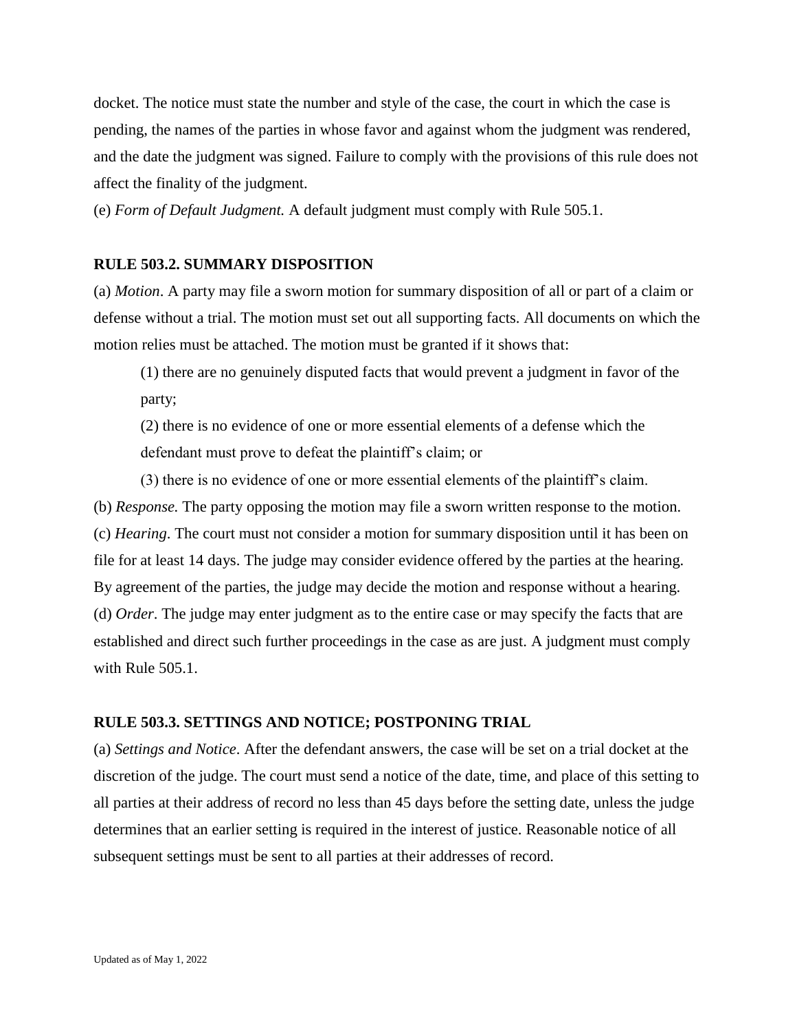docket. The notice must state the number and style of the case, the court in which the case is pending, the names of the parties in whose favor and against whom the judgment was rendered, and the date the judgment was signed. Failure to comply with the provisions of this rule does not affect the finality of the judgment.

(e) *Form of Default Judgment.* A default judgment must comply with Rule 505.1.

**RULE 503.2. SUMMARY DISPOSITION**

(a) *Motion*. A party may file a sworn motion for summary disposition of all or part of a claim or defense without a trial. The motion must set out all supporting facts. All documents on which the motion relies must be attached. The motion must be granted if it shows that:

> (1) there are no genuinely disputed facts that would prevent a judgment in favor of the party;
>
> (2) there is no evidence of one or more essential elements of a defense which the defendant must prove to defeat the plaintiff's claim; or
>
> (3) there is no evidence of one or more essential elements of the plaintiff's claim.

(b) *Response.* The party opposing the motion may file a sworn written response to the motion.

(c) *Hearing*. The court must not consider a motion for summary disposition until it has been on file for at least 14 days. The judge may consider evidence offered by the parties at the hearing. By agreement of the parties, the judge may decide the motion and response without a hearing.

(d) *Order*. The judge may enter judgment as to the entire case or may specify the facts that are established and direct such further proceedings in the case as are just. A judgment must comply with Rule 505.1.

**RULE 503.3. SETTINGS AND NOTICE; POSTPONING TRIAL**

(a) *Settings and Notice*. After the defendant answers, the case will be set on a trial docket at the discretion of the judge. The court must send a notice of the date, time, and place of this setting to all parties at their address of record no less than 45 days before the setting date, unless the judge determines that an earlier setting is required in the interest of justice. Reasonable notice of all subsequent settings must be sent to all parties at their addresses of record.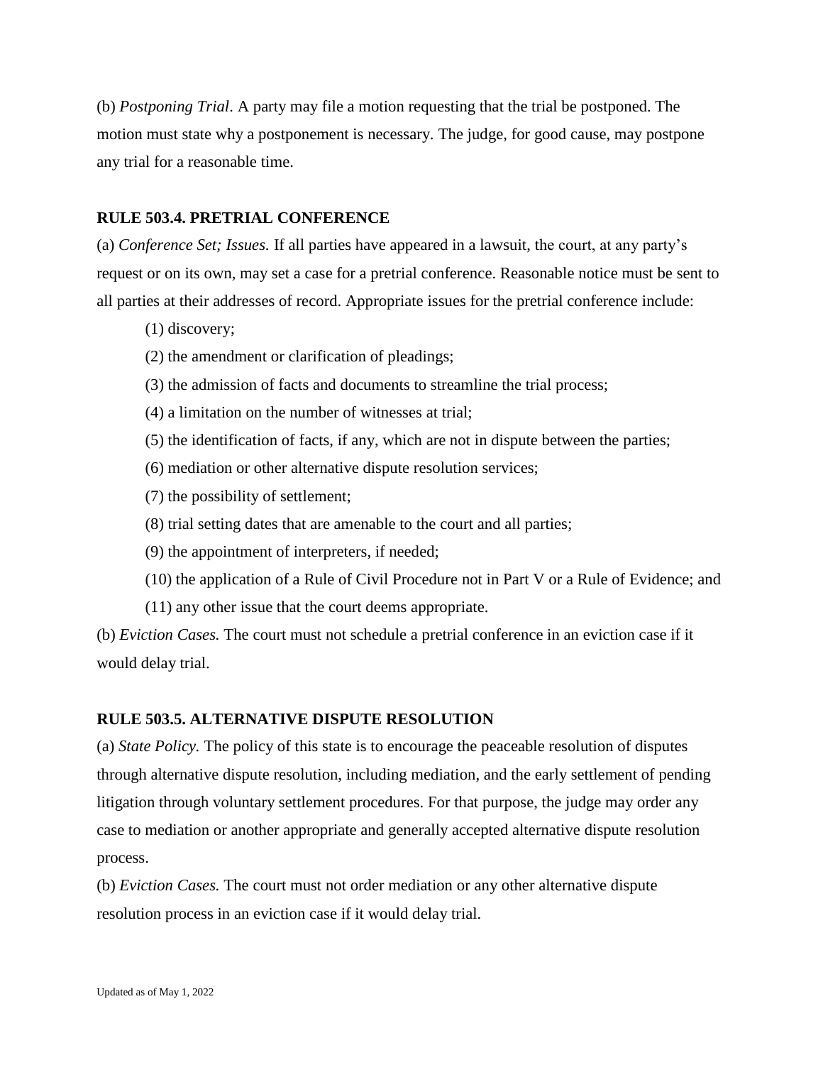(b) *Postponing Trial*. A party may file a motion requesting that the trial be postponed. The motion must state why a postponement is necessary. The judge, for good cause, may postpone any trial for a reasonable time.

### RULE 503.4. PRETRIAL CONFERENCE

(a) *Conference Set; Issues.* If all parties have appeared in a lawsuit, the court, at any party's request or on its own, may set a case for a pretrial conference. Reasonable notice must be sent to all parties at their addresses of record. Appropriate issues for the pretrial conference include:

(1) discovery;

(2) the amendment or clarification of pleadings;

(3) the admission of facts and documents to streamline the trial process;

(4) a limitation on the number of witnesses at trial;

(5) the identification of facts, if any, which are not in dispute between the parties;

(6) mediation or other alternative dispute resolution services;

(7) the possibility of settlement;

(8) trial setting dates that are amenable to the court and all parties;

(9) the appointment of interpreters, if needed;

(10) the application of a Rule of Civil Procedure not in Part V or a Rule of Evidence; and

(11) any other issue that the court deems appropriate.

(b) *Eviction Cases.* The court must not schedule a pretrial conference in an eviction case if it would delay trial.

### RULE 503.5. ALTERNATIVE DISPUTE RESOLUTION

(a) *State Policy.* The policy of this state is to encourage the peaceable resolution of disputes through alternative dispute resolution, including mediation, and the early settlement of pending litigation through voluntary settlement procedures. For that purpose, the judge may order any case to mediation or another appropriate and generally accepted alternative dispute resolution process.

(b) *Eviction Cases.* The court must not order mediation or any other alternative dispute resolution process in an eviction case if it would delay trial.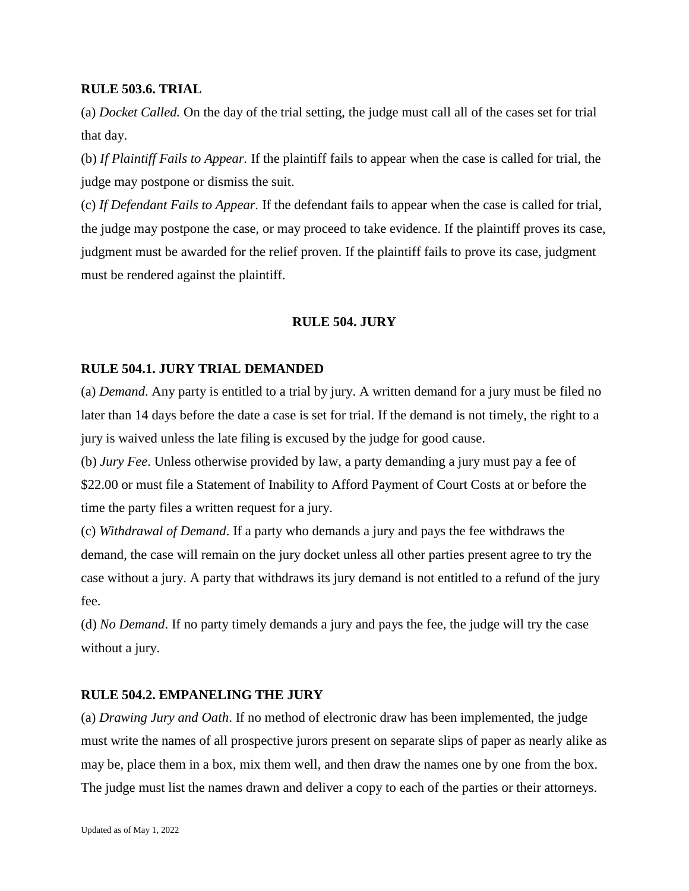**RULE 503.6. TRIAL**

(a) *Docket Called.* On the day of the trial setting, the judge must call all of the cases set for trial that day.

(b) *If Plaintiff Fails to Appear.* If the plaintiff fails to appear when the case is called for trial, the judge may postpone or dismiss the suit.

(c) *If Defendant Fails to Appear.* If the defendant fails to appear when the case is called for trial, the judge may postpone the case, or may proceed to take evidence. If the plaintiff proves its case, judgment must be awarded for the relief proven. If the plaintiff fails to prove its case, judgment must be rendered against the plaintiff.

## RULE 504. JURY

**RULE 504.1. JURY TRIAL DEMANDED**

(a) *Demand*. Any party is entitled to a trial by jury. A written demand for a jury must be filed no later than 14 days before the date a case is set for trial. If the demand is not timely, the right to a jury is waived unless the late filing is excused by the judge for good cause.

(b) *Jury Fee*. Unless otherwise provided by law, a party demanding a jury must pay a fee of $22.00 or must file a Statement of Inability to Afford Payment of Court Costs at or before the time the party files a written request for a jury.

(c) *Withdrawal of Demand*. If a party who demands a jury and pays the fee withdraws the demand, the case will remain on the jury docket unless all other parties present agree to try the case without a jury. A party that withdraws its jury demand is not entitled to a refund of the jury fee.

(d) *No Demand*. If no party timely demands a jury and pays the fee, the judge will try the case without a jury.

**RULE 504.2. EMPANELING THE JURY**

(a) *Drawing Jury and Oath*. If no method of electronic draw has been implemented, the judge must write the names of all prospective jurors present on separate slips of paper as nearly alike as may be, place them in a box, mix them well, and then draw the names one by one from the box. The judge must list the names drawn and deliver a copy to each of the parties or their attorneys.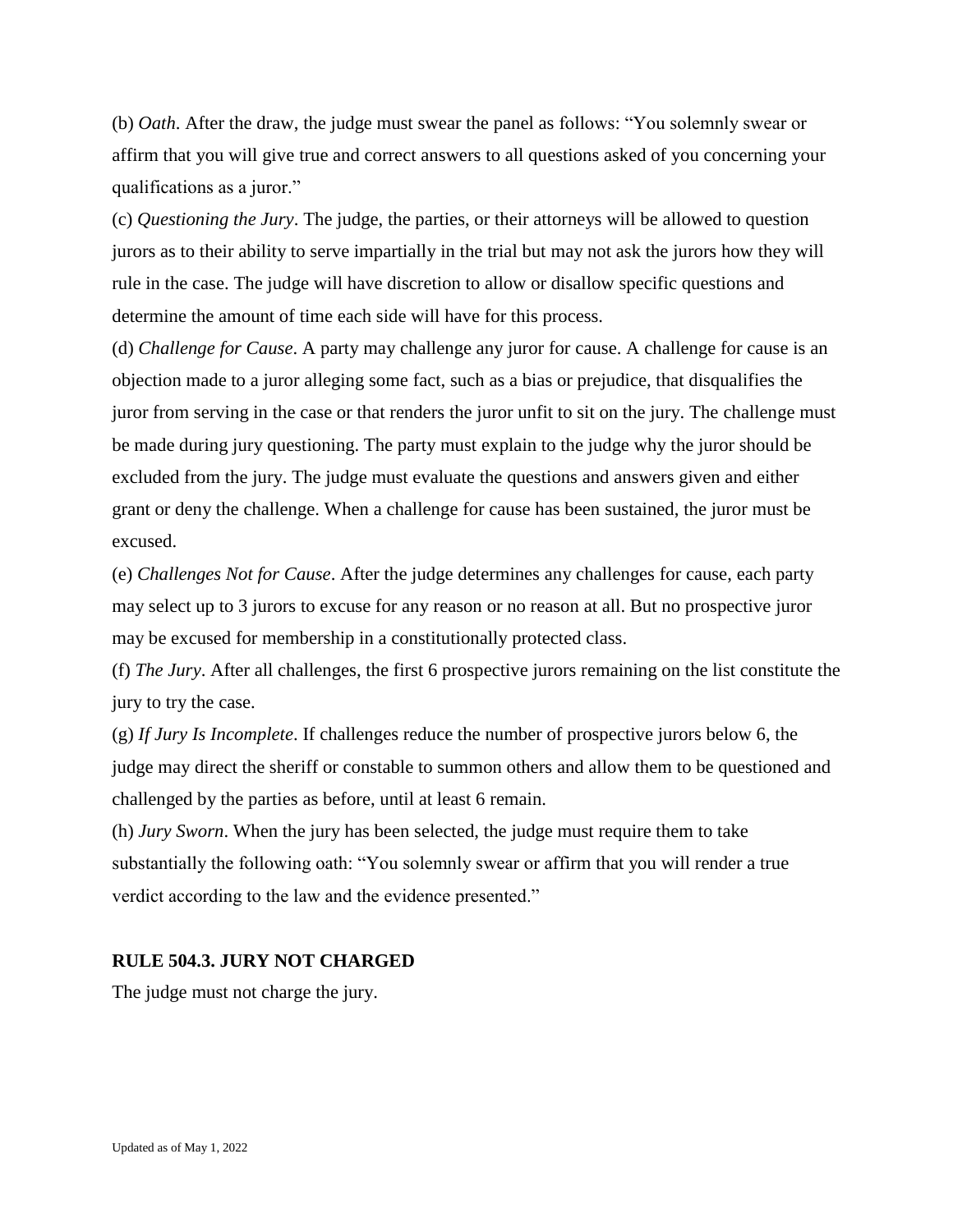(b) *Oath*. After the draw, the judge must swear the panel as follows: "You solemnly swear or affirm that you will give true and correct answers to all questions asked of you concerning your qualifications as a juror."

(c) *Questioning the Jury*. The judge, the parties, or their attorneys will be allowed to question jurors as to their ability to serve impartially in the trial but may not ask the jurors how they will rule in the case. The judge will have discretion to allow or disallow specific questions and determine the amount of time each side will have for this process.

(d) *Challenge for Cause*. A party may challenge any juror for cause. A challenge for cause is an objection made to a juror alleging some fact, such as a bias or prejudice, that disqualifies the juror from serving in the case or that renders the juror unfit to sit on the jury. The challenge must be made during jury questioning. The party must explain to the judge why the juror should be excluded from the jury. The judge must evaluate the questions and answers given and either grant or deny the challenge. When a challenge for cause has been sustained, the juror must be excused.

(e) *Challenges Not for Cause*. After the judge determines any challenges for cause, each party may select up to 3 jurors to excuse for any reason or no reason at all. But no prospective juror may be excused for membership in a constitutionally protected class.

(f) *The Jury*. After all challenges, the first 6 prospective jurors remaining on the list constitute the jury to try the case.

(g) *If Jury Is Incomplete*. If challenges reduce the number of prospective jurors below 6, the judge may direct the sheriff or constable to summon others and allow them to be questioned and challenged by the parties as before, until at least 6 remain.

(h) *Jury Sworn*. When the jury has been selected, the judge must require them to take substantially the following oath: "You solemnly swear or affirm that you will render a true verdict according to the law and the evidence presented."

## RULE 504.3. JURY NOT CHARGED

The judge must not charge the jury.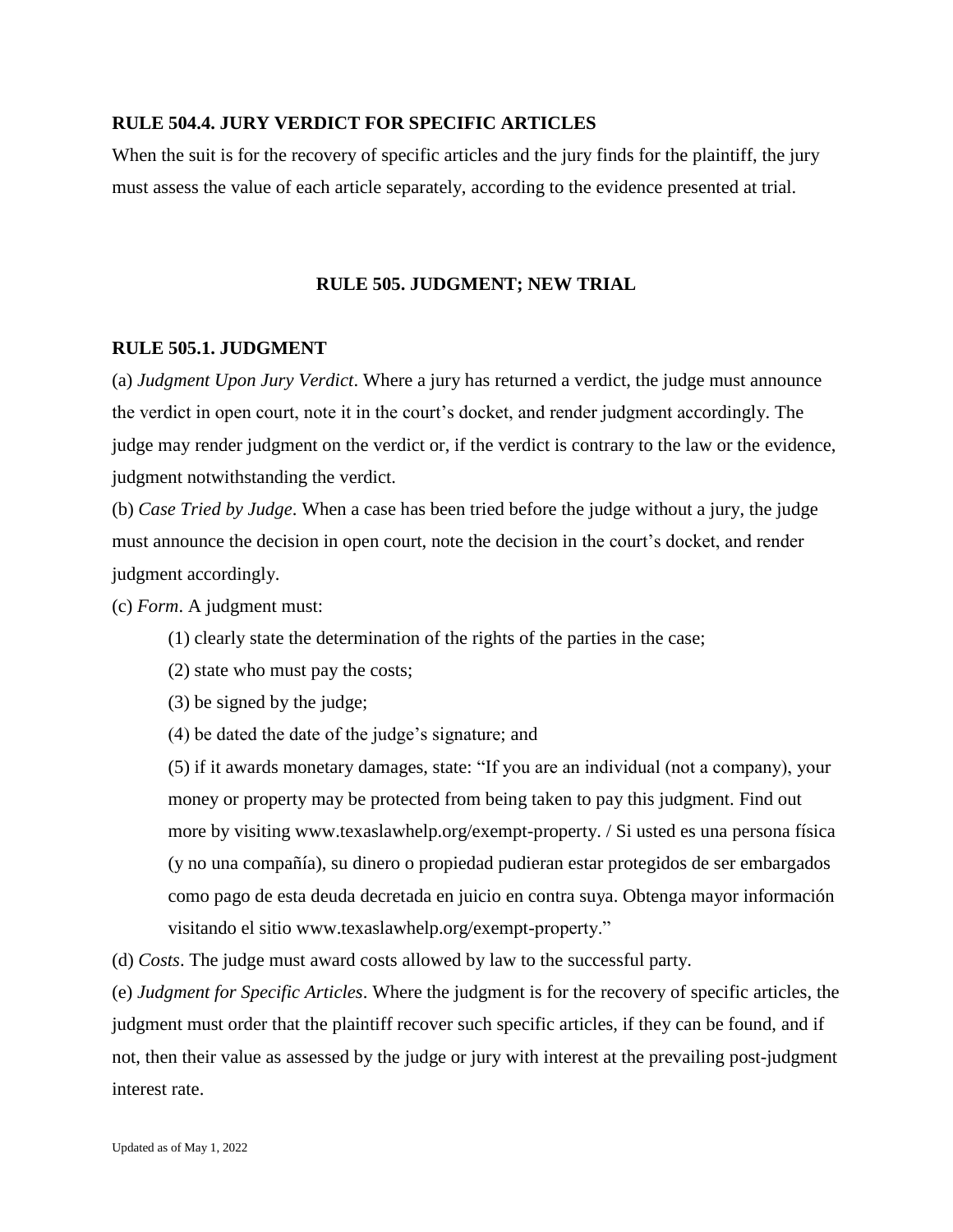### RULE 504.4. JURY VERDICT FOR SPECIFIC ARTICLES

When the suit is for the recovery of specific articles and the jury finds for the plaintiff, the jury must assess the value of each article separately, according to the evidence presented at trial.

## RULE 505. JUDGMENT; NEW TRIAL

### RULE 505.1. JUDGMENT

(a) *Judgment Upon Jury Verdict*. Where a jury has returned a verdict, the judge must announce the verdict in open court, note it in the court's docket, and render judgment accordingly. The judge may render judgment on the verdict or, if the verdict is contrary to the law or the evidence, judgment notwithstanding the verdict.

(b) *Case Tried by Judge*. When a case has been tried before the judge without a jury, the judge must announce the decision in open court, note the decision in the court's docket, and render judgment accordingly.

(c) *Form*. A judgment must:

(1) clearly state the determination of the rights of the parties in the case;

(2) state who must pay the costs;

(3) be signed by the judge;

(4) be dated the date of the judge's signature; and

(5) if it awards monetary damages, state: "If you are an individual (not a company), your money or property may be protected from being taken to pay this judgment. Find out more by visiting www.texaslawhelp.org/exempt-property. / Si usted es una persona física (y no una compañía), su dinero o propiedad pudieran estar protegidos de ser embargados como pago de esta deuda decretada en juicio en contra suya. Obtenga mayor información visitando el sitio www.texaslawhelp.org/exempt-property."

(d) *Costs*. The judge must award costs allowed by law to the successful party.

(e) *Judgment for Specific Articles*. Where the judgment is for the recovery of specific articles, the judgment must order that the plaintiff recover such specific articles, if they can be found, and if not, then their value as assessed by the judge or jury with interest at the prevailing post-judgment interest rate.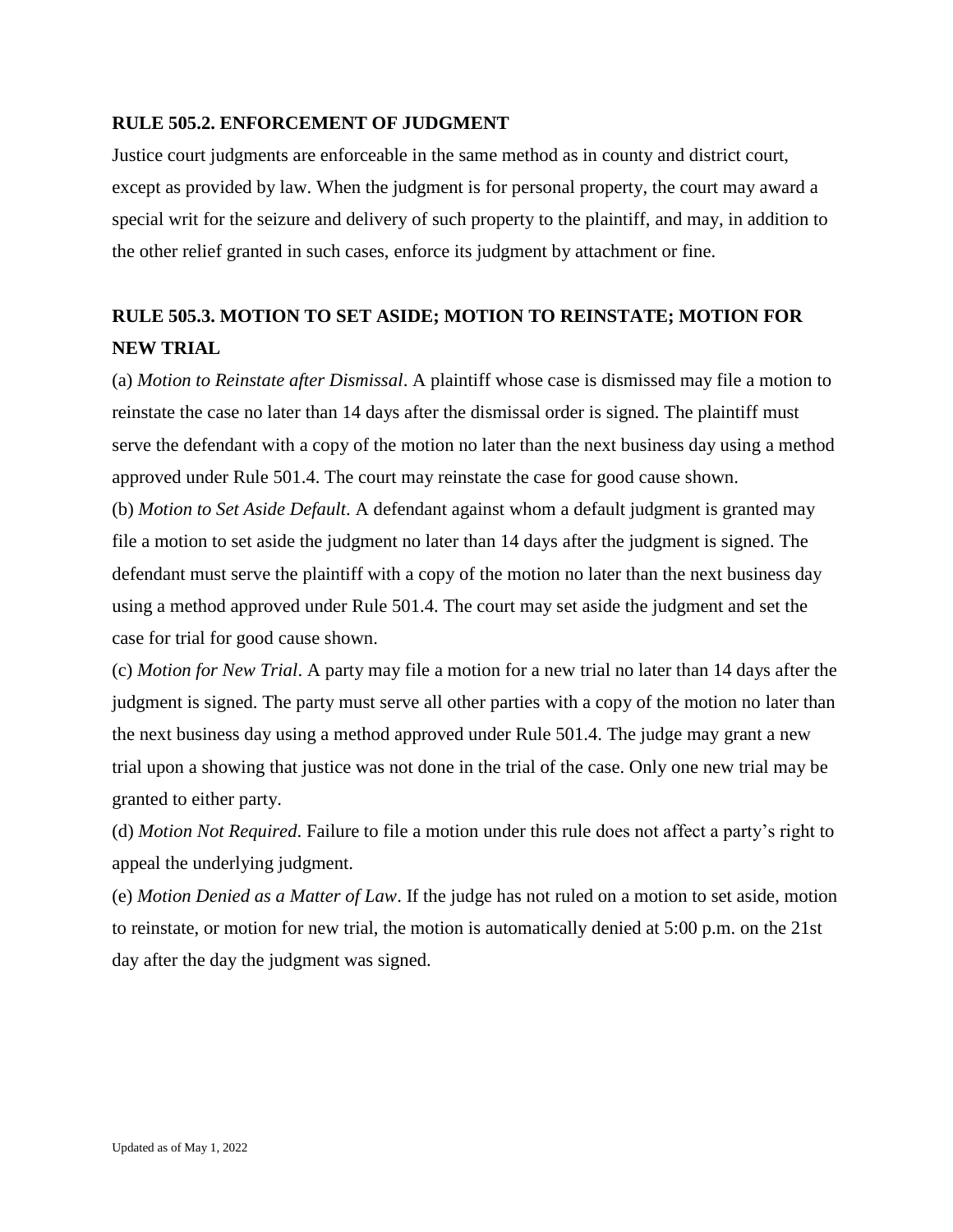## RULE 505.2. ENFORCEMENT OF JUDGMENT

Justice court judgments are enforceable in the same method as in county and district court, except as provided by law. When the judgment is for personal property, the court may award a special writ for the seizure and delivery of such property to the plaintiff, and may, in addition to the other relief granted in such cases, enforce its judgment by attachment or fine.

## RULE 505.3. MOTION TO SET ASIDE; MOTION TO REINSTATE; MOTION FOR NEW TRIAL

(a) *Motion to Reinstate after Dismissal*. A plaintiff whose case is dismissed may file a motion to reinstate the case no later than 14 days after the dismissal order is signed. The plaintiff must serve the defendant with a copy of the motion no later than the next business day using a method approved under Rule 501.4. The court may reinstate the case for good cause shown.

(b) *Motion to Set Aside Default*. A defendant against whom a default judgment is granted may file a motion to set aside the judgment no later than 14 days after the judgment is signed. The defendant must serve the plaintiff with a copy of the motion no later than the next business day using a method approved under Rule 501.4. The court may set aside the judgment and set the case for trial for good cause shown.

(c) *Motion for New Trial*. A party may file a motion for a new trial no later than 14 days after the judgment is signed. The party must serve all other parties with a copy of the motion no later than the next business day using a method approved under Rule 501.4. The judge may grant a new trial upon a showing that justice was not done in the trial of the case. Only one new trial may be granted to either party.

(d) *Motion Not Required*. Failure to file a motion under this rule does not affect a party's right to appeal the underlying judgment.

(e) *Motion Denied as a Matter of Law*. If the judge has not ruled on a motion to set aside, motion to reinstate, or motion for new trial, the motion is automatically denied at 5:00 p.m. on the 21st day after the day the judgment was signed.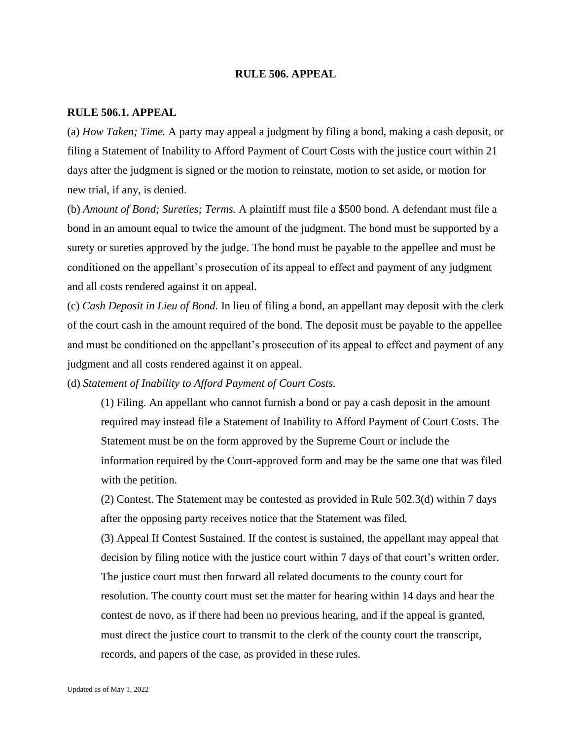# RULE 506. APPEAL

## RULE 506.1. APPEAL

(a) *How Taken; Time.* A party may appeal a judgment by filing a bond, making a cash deposit, or filing a Statement of Inability to Afford Payment of Court Costs with the justice court within 21 days after the judgment is signed or the motion to reinstate, motion to set aside, or motion for new trial, if any, is denied.

(b) *Amount of Bond; Sureties; Terms.* A plaintiff must file a $500 bond. A defendant must file a bond in an amount equal to twice the amount of the judgment. The bond must be supported by a surety or sureties approved by the judge. The bond must be payable to the appellee and must be conditioned on the appellant's prosecution of its appeal to effect and payment of any judgment and all costs rendered against it on appeal.

(c) *Cash Deposit in Lieu of Bond.* In lieu of filing a bond, an appellant may deposit with the clerk of the court cash in the amount required of the bond. The deposit must be payable to the appellee and must be conditioned on the appellant's prosecution of its appeal to effect and payment of any judgment and all costs rendered against it on appeal.

(d) *Statement of Inability to Afford Payment of Court Costs.*

(1) Filing. An appellant who cannot furnish a bond or pay a cash deposit in the amount required may instead file a Statement of Inability to Afford Payment of Court Costs. The Statement must be on the form approved by the Supreme Court or include the information required by the Court-approved form and may be the same one that was filed with the petition.

(2) Contest. The Statement may be contested as provided in Rule 502.3(d) within 7 days after the opposing party receives notice that the Statement was filed.

(3) Appeal If Contest Sustained. If the contest is sustained, the appellant may appeal that decision by filing notice with the justice court within 7 days of that court's written order. The justice court must then forward all related documents to the county court for resolution. The county court must set the matter for hearing within 14 days and hear the contest de novo, as if there had been no previous hearing, and if the appeal is granted, must direct the justice court to transmit to the clerk of the county court the transcript, records, and papers of the case, as provided in these rules.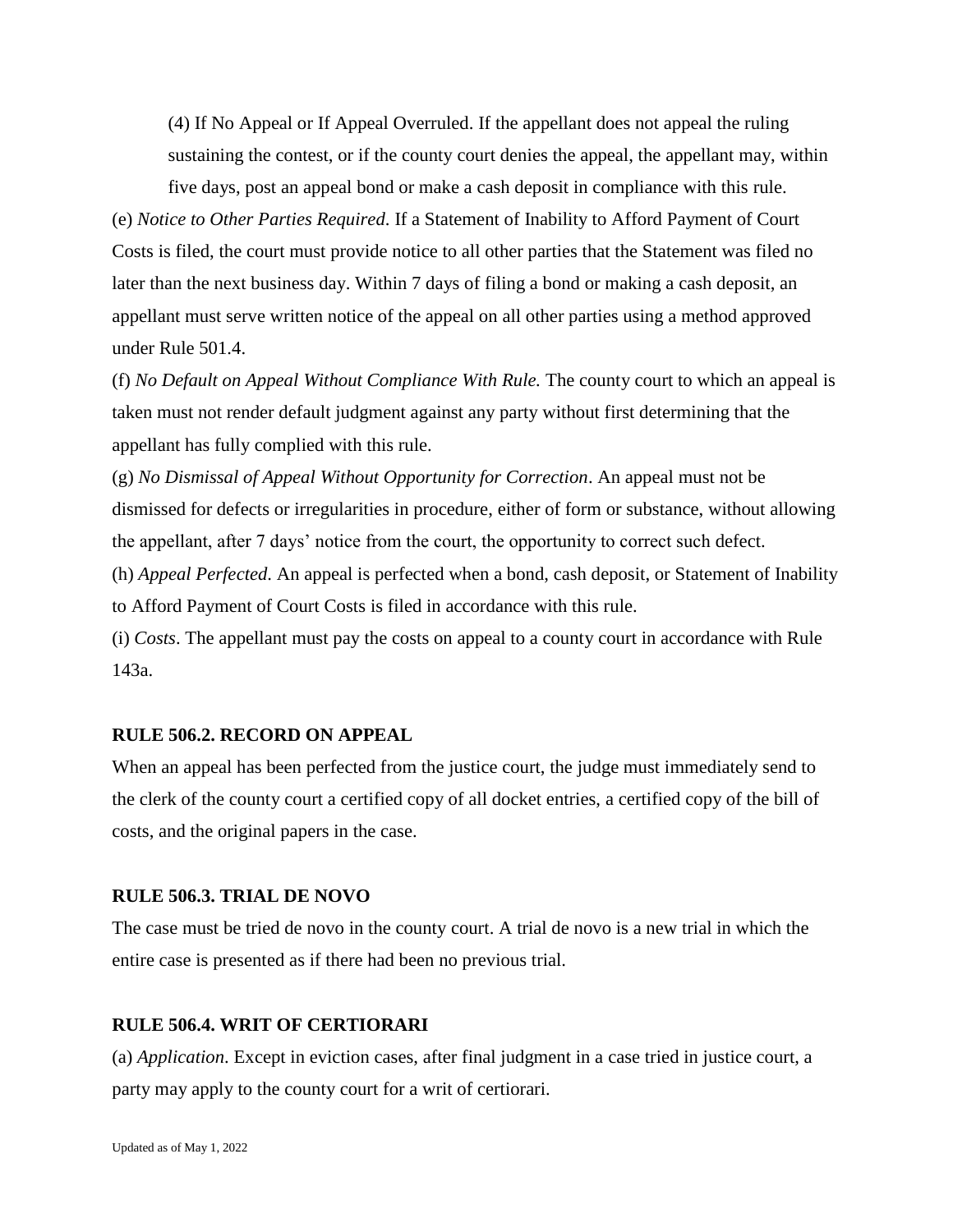(4) If No Appeal or If Appeal Overruled. If the appellant does not appeal the ruling sustaining the contest, or if the county court denies the appeal, the appellant may, within five days, post an appeal bond or make a cash deposit in compliance with this rule.

(e) *Notice to Other Parties Required*. If a Statement of Inability to Afford Payment of Court Costs is filed, the court must provide notice to all other parties that the Statement was filed no later than the next business day. Within 7 days of filing a bond or making a cash deposit, an appellant must serve written notice of the appeal on all other parties using a method approved under Rule 501.4.

(f) *No Default on Appeal Without Compliance With Rule.* The county court to which an appeal is taken must not render default judgment against any party without first determining that the appellant has fully complied with this rule.

(g) *No Dismissal of Appeal Without Opportunity for Correction*. An appeal must not be dismissed for defects or irregularities in procedure, either of form or substance, without allowing the appellant, after 7 days' notice from the court, the opportunity to correct such defect.

(h) *Appeal Perfected*. An appeal is perfected when a bond, cash deposit, or Statement of Inability to Afford Payment of Court Costs is filed in accordance with this rule.

(i) *Costs*. The appellant must pay the costs on appeal to a county court in accordance with Rule 143a.

**RULE 506.2. RECORD ON APPEAL**

When an appeal has been perfected from the justice court, the judge must immediately send to the clerk of the county court a certified copy of all docket entries, a certified copy of the bill of costs, and the original papers in the case.

**RULE 506.3. TRIAL DE NOVO**

The case must be tried de novo in the county court. A trial de novo is a new trial in which the entire case is presented as if there had been no previous trial.

**RULE 506.4. WRIT OF CERTIORARI**

(a) *Application*. Except in eviction cases, after final judgment in a case tried in justice court, a party may apply to the county court for a writ of certiorari.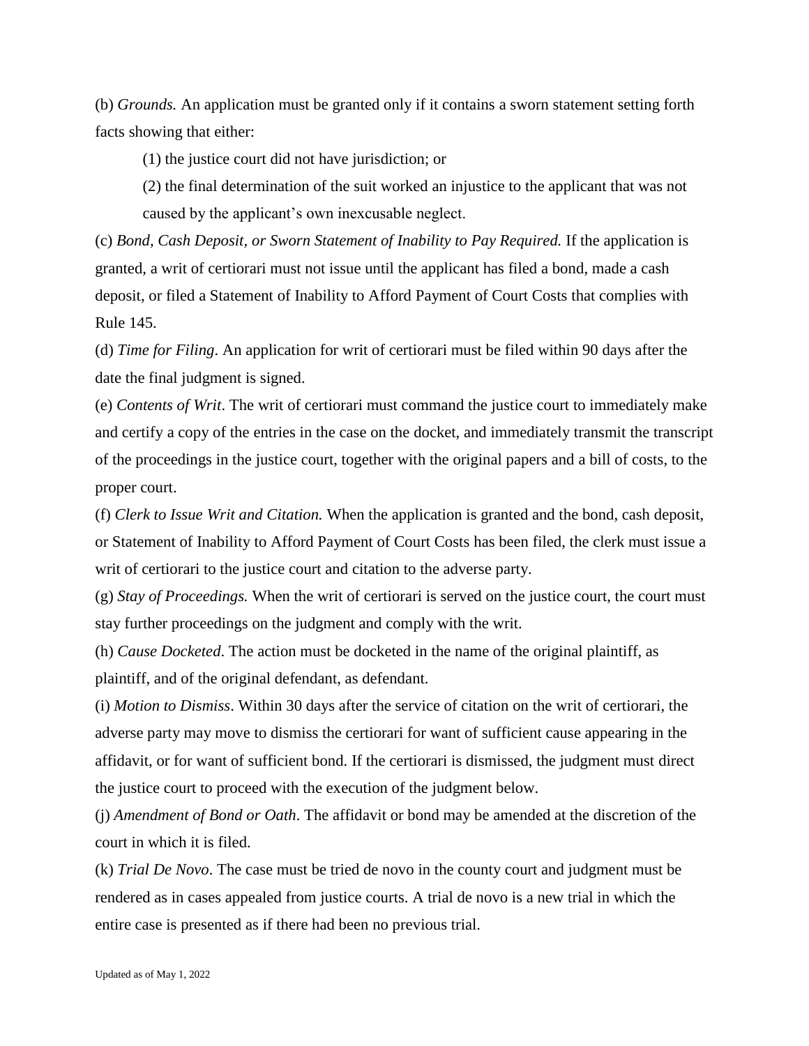(b) *Grounds.* An application must be granted only if it contains a sworn statement setting forth facts showing that either:

(1) the justice court did not have jurisdiction; or

(2) the final determination of the suit worked an injustice to the applicant that was not caused by the applicant's own inexcusable neglect.

(c) *Bond, Cash Deposit, or Sworn Statement of Inability to Pay Required.* If the application is granted, a writ of certiorari must not issue until the applicant has filed a bond, made a cash deposit, or filed a Statement of Inability to Afford Payment of Court Costs that complies with Rule 145.

(d) *Time for Filing*. An application for writ of certiorari must be filed within 90 days after the date the final judgment is signed.

(e) *Contents of Writ*. The writ of certiorari must command the justice court to immediately make and certify a copy of the entries in the case on the docket, and immediately transmit the transcript of the proceedings in the justice court, together with the original papers and a bill of costs, to the proper court.

(f) *Clerk to Issue Writ and Citation.* When the application is granted and the bond, cash deposit, or Statement of Inability to Afford Payment of Court Costs has been filed, the clerk must issue a writ of certiorari to the justice court and citation to the adverse party.

(g) *Stay of Proceedings.* When the writ of certiorari is served on the justice court, the court must stay further proceedings on the judgment and comply with the writ.

(h) *Cause Docketed*. The action must be docketed in the name of the original plaintiff, as plaintiff, and of the original defendant, as defendant.

(i) *Motion to Dismiss*. Within 30 days after the service of citation on the writ of certiorari, the adverse party may move to dismiss the certiorari for want of sufficient cause appearing in the affidavit, or for want of sufficient bond. If the certiorari is dismissed, the judgment must direct the justice court to proceed with the execution of the judgment below.

(j) *Amendment of Bond or Oath*. The affidavit or bond may be amended at the discretion of the court in which it is filed.

(k) *Trial De Novo*. The case must be tried de novo in the county court and judgment must be rendered as in cases appealed from justice courts. A trial de novo is a new trial in which the entire case is presented as if there had been no previous trial.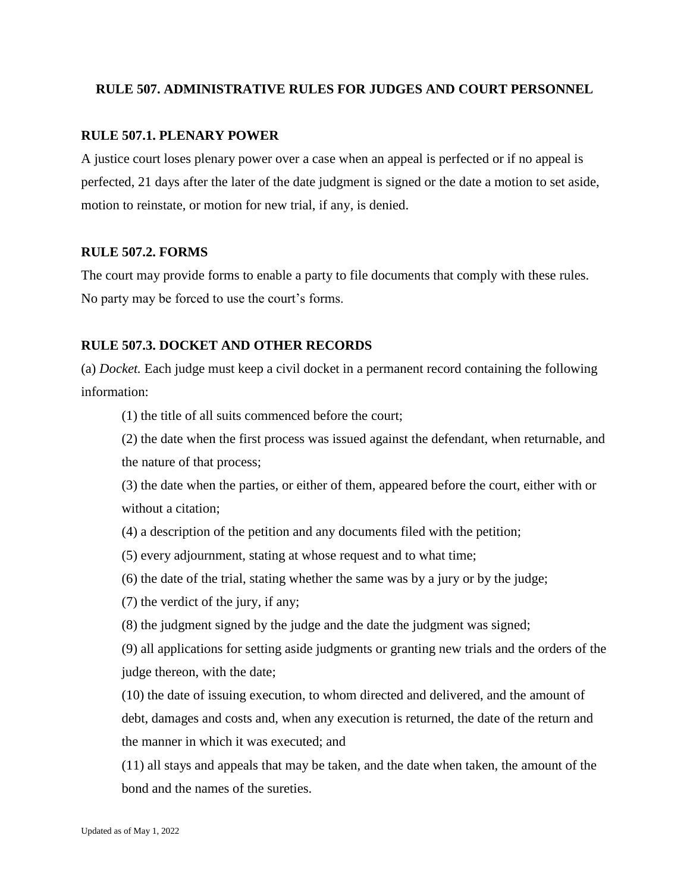## RULE 507. ADMINISTRATIVE RULES FOR JUDGES AND COURT PERSONNEL

### RULE 507.1. PLENARY POWER

A justice court loses plenary power over a case when an appeal is perfected or if no appeal is perfected, 21 days after the later of the date judgment is signed or the date a motion to set aside, motion to reinstate, or motion for new trial, if any, is denied.

### RULE 507.2. FORMS

The court may provide forms to enable a party to file documents that comply with these rules. No party may be forced to use the court's forms.

### RULE 507.3. DOCKET AND OTHER RECORDS

(a) *Docket.* Each judge must keep a civil docket in a permanent record containing the following information:

(1) the title of all suits commenced before the court;

(2) the date when the first process was issued against the defendant, when returnable, and the nature of that process;

(3) the date when the parties, or either of them, appeared before the court, either with or without a citation;

(4) a description of the petition and any documents filed with the petition;

(5) every adjournment, stating at whose request and to what time;

(6) the date of the trial, stating whether the same was by a jury or by the judge;

(7) the verdict of the jury, if any;

(8) the judgment signed by the judge and the date the judgment was signed;

(9) all applications for setting aside judgments or granting new trials and the orders of the judge thereon, with the date;

(10) the date of issuing execution, to whom directed and delivered, and the amount of debt, damages and costs and, when any execution is returned, the date of the return and the manner in which it was executed; and

(11) all stays and appeals that may be taken, and the date when taken, the amount of the bond and the names of the sureties.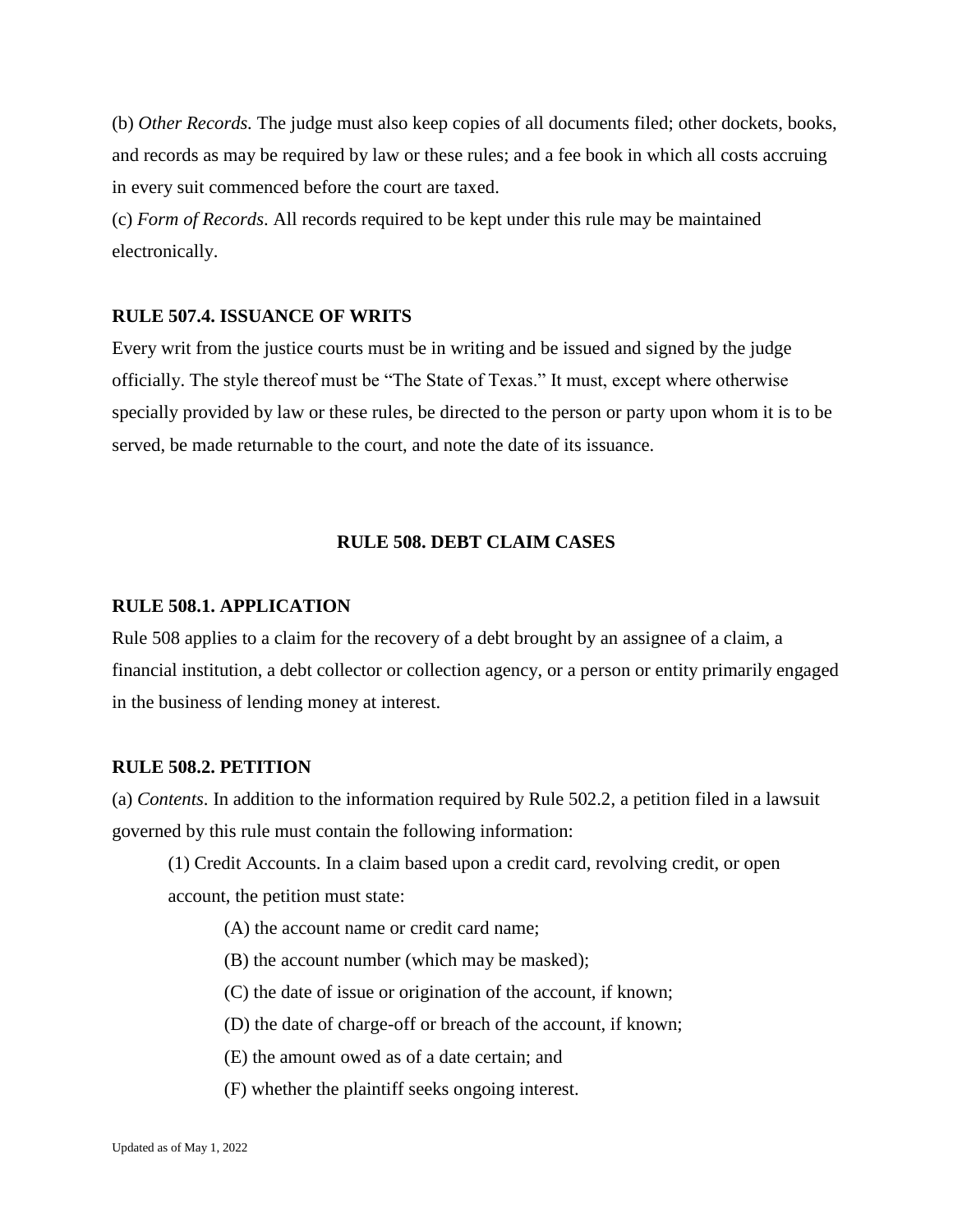(b) *Other Records.* The judge must also keep copies of all documents filed; other dockets, books, and records as may be required by law or these rules; and a fee book in which all costs accruing in every suit commenced before the court are taxed.

(c) *Form of Records*. All records required to be kept under this rule may be maintained electronically.

### RULE 507.4. ISSUANCE OF WRITS

Every writ from the justice courts must be in writing and be issued and signed by the judge officially. The style thereof must be "The State of Texas." It must, except where otherwise specially provided by law or these rules, be directed to the person or party upon whom it is to be served, be made returnable to the court, and note the date of its issuance.

## RULE 508. DEBT CLAIM CASES

### RULE 508.1. APPLICATION

Rule 508 applies to a claim for the recovery of a debt brought by an assignee of a claim, a financial institution, a debt collector or collection agency, or a person or entity primarily engaged in the business of lending money at interest.

### RULE 508.2. PETITION

(a) *Contents*. In addition to the information required by Rule 502.2, a petition filed in a lawsuit governed by this rule must contain the following information:

(1) Credit Accounts. In a claim based upon a credit card, revolving credit, or open account, the petition must state:

(A) the account name or credit card name;

(B) the account number (which may be masked);

(C) the date of issue or origination of the account, if known;

(D) the date of charge-off or breach of the account, if known;

(E) the amount owed as of a date certain; and

(F) whether the plaintiff seeks ongoing interest.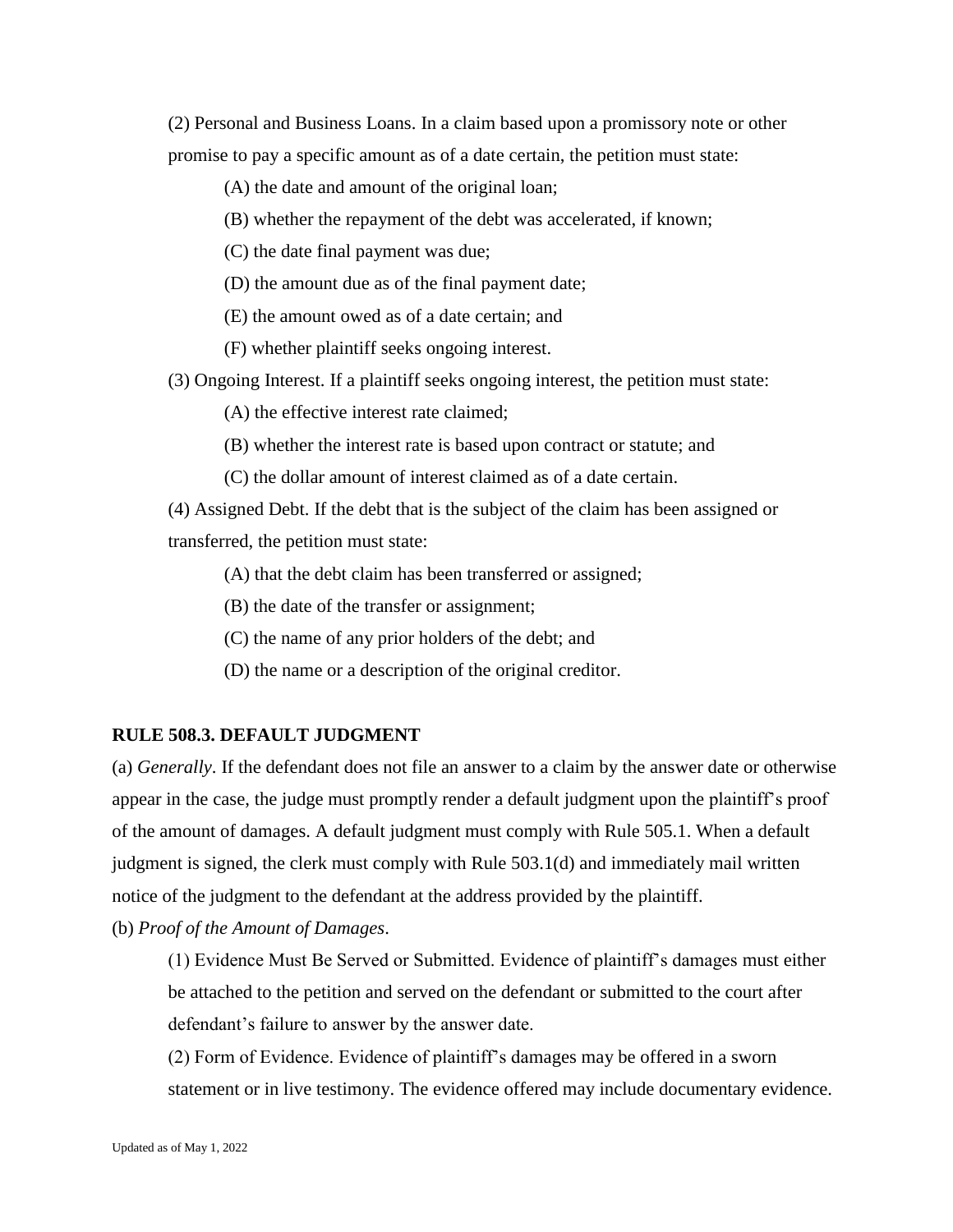(2) Personal and Business Loans. In a claim based upon a promissory note or other promise to pay a specific amount as of a date certain, the petition must state:

(A) the date and amount of the original loan;

(B) whether the repayment of the debt was accelerated, if known;

(C) the date final payment was due;

(D) the amount due as of the final payment date;

(E) the amount owed as of a date certain; and

(F) whether plaintiff seeks ongoing interest.

(3) Ongoing Interest. If a plaintiff seeks ongoing interest, the petition must state:

(A) the effective interest rate claimed;

(B) whether the interest rate is based upon contract or statute; and

(C) the dollar amount of interest claimed as of a date certain.

(4) Assigned Debt. If the debt that is the subject of the claim has been assigned or transferred, the petition must state:

(A) that the debt claim has been transferred or assigned;

(B) the date of the transfer or assignment;

(C) the name of any prior holders of the debt; and

(D) the name or a description of the original creditor.

**RULE 508.3. DEFAULT JUDGMENT**

(a) *Generally*. If the defendant does not file an answer to a claim by the answer date or otherwise appear in the case, the judge must promptly render a default judgment upon the plaintiff's proof of the amount of damages. A default judgment must comply with Rule 505.1. When a default judgment is signed, the clerk must comply with Rule 503.1(d) and immediately mail written notice of the judgment to the defendant at the address provided by the plaintiff.

(b) *Proof of the Amount of Damages*.

(1) Evidence Must Be Served or Submitted. Evidence of plaintiff's damages must either be attached to the petition and served on the defendant or submitted to the court after defendant's failure to answer by the answer date.

(2) Form of Evidence. Evidence of plaintiff's damages may be offered in a sworn statement or in live testimony. The evidence offered may include documentary evidence.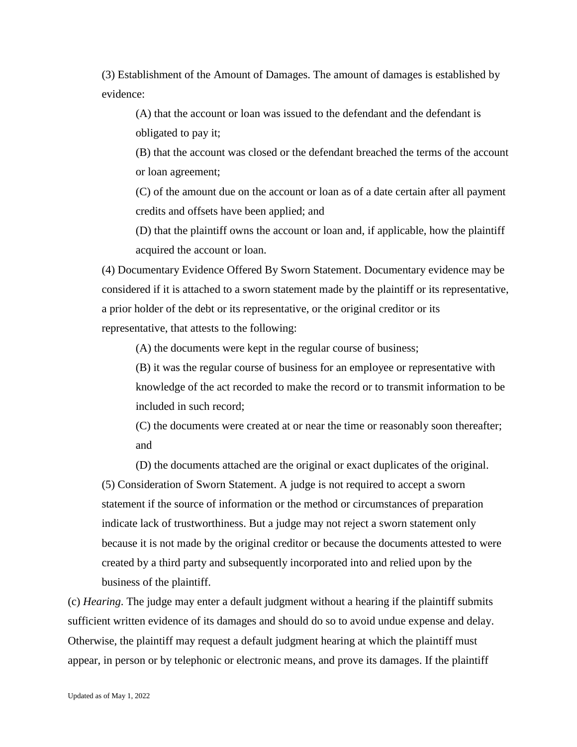(3) Establishment of the Amount of Damages. The amount of damages is established by evidence:

(A) that the account or loan was issued to the defendant and the defendant is obligated to pay it;

(B) that the account was closed or the defendant breached the terms of the account or loan agreement;

(C) of the amount due on the account or loan as of a date certain after all payment credits and offsets have been applied; and

(D) that the plaintiff owns the account or loan and, if applicable, how the plaintiff acquired the account or loan.

(4) Documentary Evidence Offered By Sworn Statement. Documentary evidence may be considered if it is attached to a sworn statement made by the plaintiff or its representative, a prior holder of the debt or its representative, or the original creditor or its representative, that attests to the following:

(A) the documents were kept in the regular course of business;

(B) it was the regular course of business for an employee or representative with knowledge of the act recorded to make the record or to transmit information to be included in such record;

(C) the documents were created at or near the time or reasonably soon thereafter; and

(D) the documents attached are the original or exact duplicates of the original.

(5) Consideration of Sworn Statement. A judge is not required to accept a sworn statement if the source of information or the method or circumstances of preparation indicate lack of trustworthiness. But a judge may not reject a sworn statement only because it is not made by the original creditor or because the documents attested to were created by a third party and subsequently incorporated into and relied upon by the business of the plaintiff.

(c) *Hearing*. The judge may enter a default judgment without a hearing if the plaintiff submits sufficient written evidence of its damages and should do so to avoid undue expense and delay. Otherwise, the plaintiff may request a default judgment hearing at which the plaintiff must appear, in person or by telephonic or electronic means, and prove its damages. If the plaintiff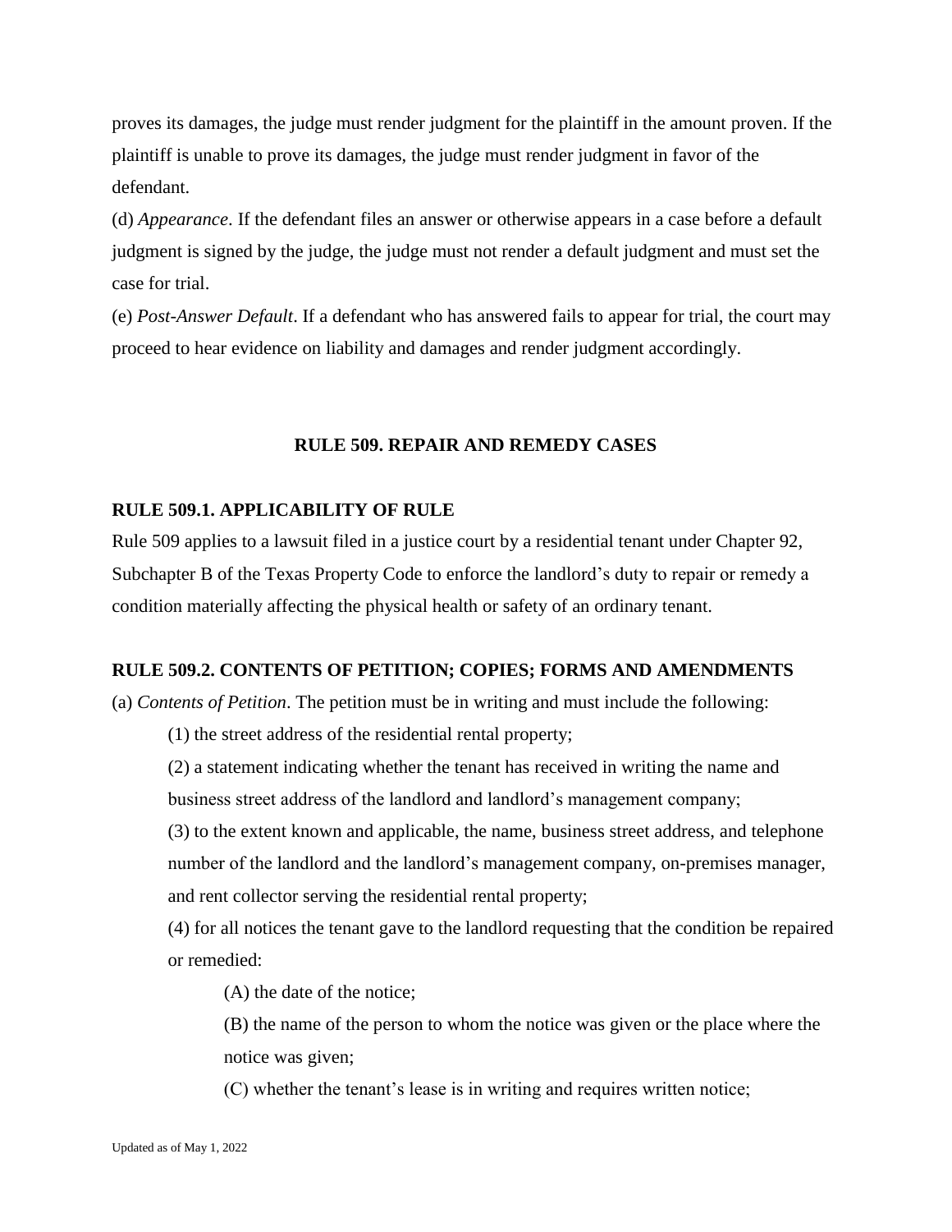proves its damages, the judge must render judgment for the plaintiff in the amount proven. If the plaintiff is unable to prove its damages, the judge must render judgment in favor of the defendant.

(d) *Appearance*. If the defendant files an answer or otherwise appears in a case before a default judgment is signed by the judge, the judge must not render a default judgment and must set the case for trial.

(e) *Post-Answer Default*. If a defendant who has answered fails to appear for trial, the court may proceed to hear evidence on liability and damages and render judgment accordingly.

## RULE 509. REPAIR AND REMEDY CASES

### RULE 509.1. APPLICABILITY OF RULE

Rule 509 applies to a lawsuit filed in a justice court by a residential tenant under Chapter 92, Subchapter B of the Texas Property Code to enforce the landlord's duty to repair or remedy a condition materially affecting the physical health or safety of an ordinary tenant.

### RULE 509.2. CONTENTS OF PETITION; COPIES; FORMS AND AMENDMENTS

(a) *Contents of Petition*. The petition must be in writing and must include the following:

(1) the street address of the residential rental property;

(2) a statement indicating whether the tenant has received in writing the name and business street address of the landlord and landlord's management company;

(3) to the extent known and applicable, the name, business street address, and telephone number of the landlord and the landlord's management company, on-premises manager, and rent collector serving the residential rental property;

(4) for all notices the tenant gave to the landlord requesting that the condition be repaired or remedied:

(A) the date of the notice;

(B) the name of the person to whom the notice was given or the place where the notice was given;

(C) whether the tenant's lease is in writing and requires written notice;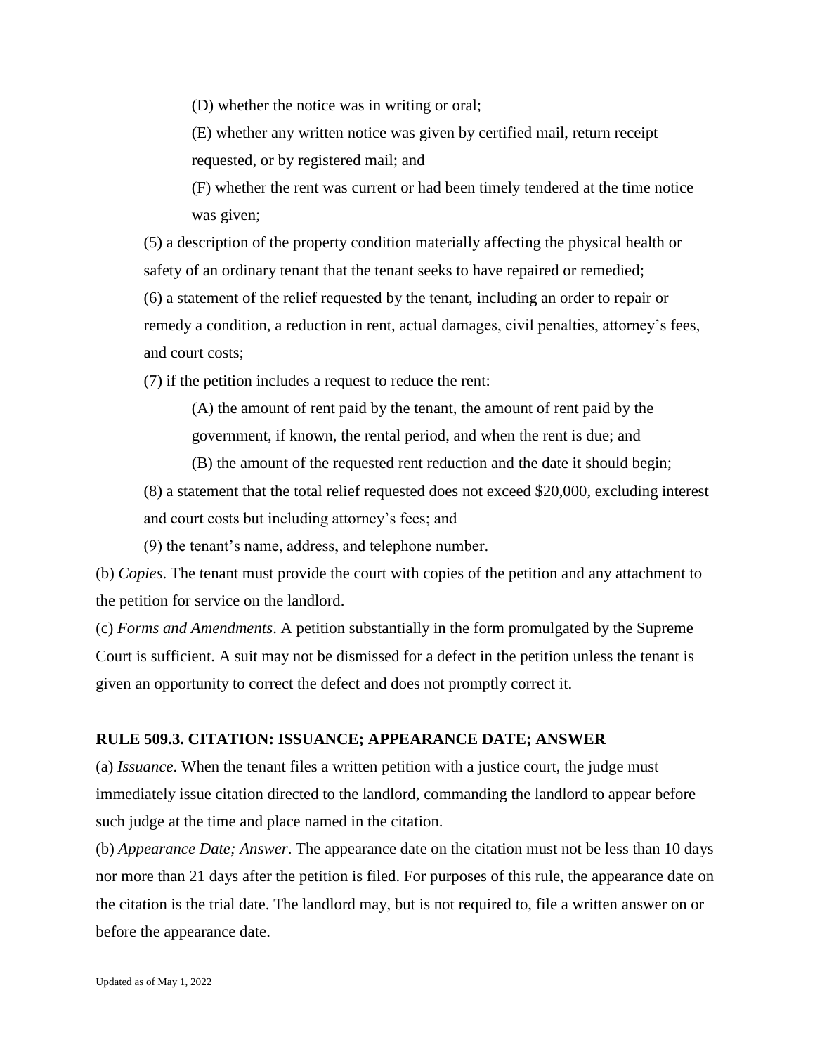(D) whether the notice was in writing or oral;

(E) whether any written notice was given by certified mail, return receipt requested, or by registered mail; and

(F) whether the rent was current or had been timely tendered at the time notice was given;

(5) a description of the property condition materially affecting the physical health or safety of an ordinary tenant that the tenant seeks to have repaired or remedied;

(6) a statement of the relief requested by the tenant, including an order to repair or remedy a condition, a reduction in rent, actual damages, civil penalties, attorney's fees, and court costs;

(7) if the petition includes a request to reduce the rent:

(A) the amount of rent paid by the tenant, the amount of rent paid by the government, if known, the rental period, and when the rent is due; and

(B) the amount of the requested rent reduction and the date it should begin;

(8) a statement that the total relief requested does not exceed $20,000, excluding interest and court costs but including attorney's fees; and

(9) the tenant's name, address, and telephone number.

(b) *Copies*. The tenant must provide the court with copies of the petition and any attachment to the petition for service on the landlord.

(c) *Forms and Amendments*. A petition substantially in the form promulgated by the Supreme Court is sufficient. A suit may not be dismissed for a defect in the petition unless the tenant is given an opportunity to correct the defect and does not promptly correct it.

### RULE 509.3. CITATION: ISSUANCE; APPEARANCE DATE; ANSWER

(a) *Issuance*. When the tenant files a written petition with a justice court, the judge must immediately issue citation directed to the landlord, commanding the landlord to appear before such judge at the time and place named in the citation.

(b) *Appearance Date; Answer*. The appearance date on the citation must not be less than 10 days nor more than 21 days after the petition is filed. For purposes of this rule, the appearance date on the citation is the trial date. The landlord may, but is not required to, file a written answer on or before the appearance date.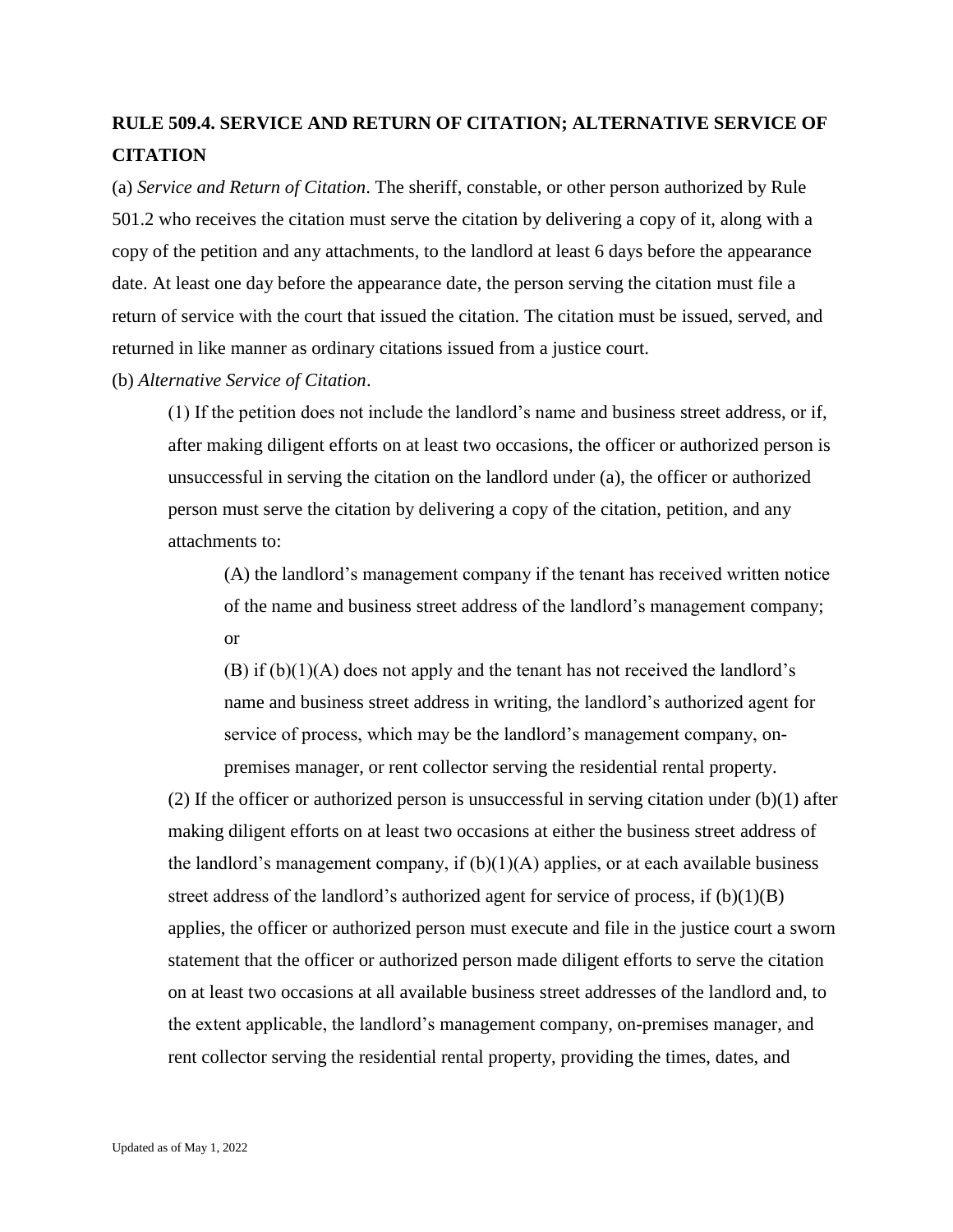## RULE 509.4. SERVICE AND RETURN OF CITATION; ALTERNATIVE SERVICE OF CITATION

(a) *Service and Return of Citation*. The sheriff, constable, or other person authorized by Rule 501.2 who receives the citation must serve the citation by delivering a copy of it, along with a copy of the petition and any attachments, to the landlord at least 6 days before the appearance date. At least one day before the appearance date, the person serving the citation must file a return of service with the court that issued the citation. The citation must be issued, served, and returned in like manner as ordinary citations issued from a justice court.

(b) *Alternative Service of Citation*.

(1) If the petition does not include the landlord's name and business street address, or if, after making diligent efforts on at least two occasions, the officer or authorized person is unsuccessful in serving the citation on the landlord under (a), the officer or authorized person must serve the citation by delivering a copy of the citation, petition, and any attachments to:

(A) the landlord's management company if the tenant has received written notice of the name and business street address of the landlord's management company; or

(B) if (b)(1)(A) does not apply and the tenant has not received the landlord's name and business street address in writing, the landlord's authorized agent for service of process, which may be the landlord's management company, on-premises manager, or rent collector serving the residential rental property.

(2) If the officer or authorized person is unsuccessful in serving citation under (b)(1) after making diligent efforts on at least two occasions at either the business street address of the landlord's management company, if (b)(1)(A) applies, or at each available business street address of the landlord's authorized agent for service of process, if (b)(1)(B) applies, the officer or authorized person must execute and file in the justice court a sworn statement that the officer or authorized person made diligent efforts to serve the citation on at least two occasions at all available business street addresses of the landlord and, to the extent applicable, the landlord's management company, on-premises manager, and rent collector serving the residential rental property, providing the times, dates, and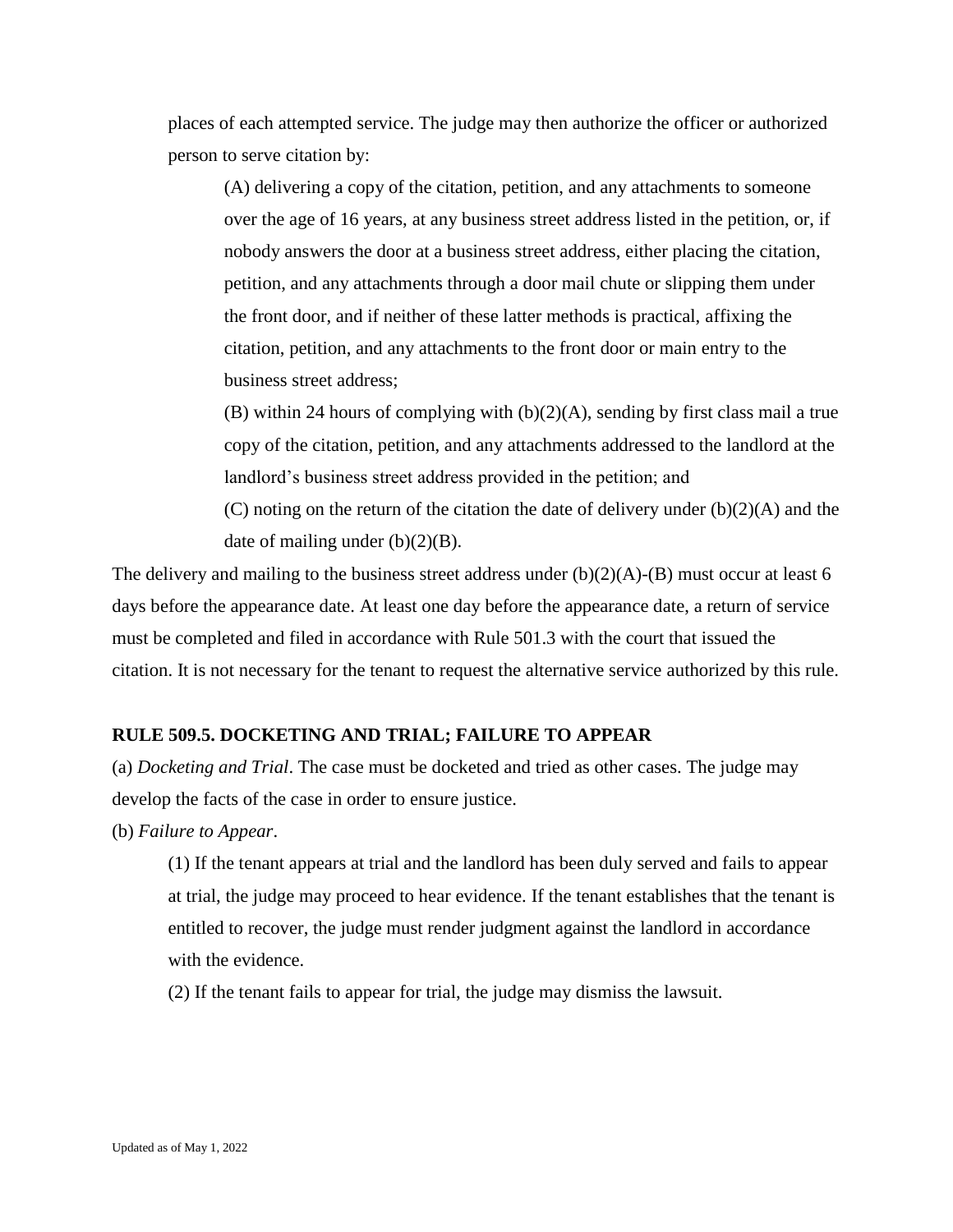places of each attempted service. The judge may then authorize the officer or authorized person to serve citation by:

(A) delivering a copy of the citation, petition, and any attachments to someone over the age of 16 years, at any business street address listed in the petition, or, if nobody answers the door at a business street address, either placing the citation, petition, and any attachments through a door mail chute or slipping them under the front door, and if neither of these latter methods is practical, affixing the citation, petition, and any attachments to the front door or main entry to the business street address;

(B) within 24 hours of complying with (b)(2)(A), sending by first class mail a true copy of the citation, petition, and any attachments addressed to the landlord at the landlord's business street address provided in the petition; and

(C) noting on the return of the citation the date of delivery under (b)(2)(A) and the date of mailing under (b)(2)(B).

The delivery and mailing to the business street address under (b)(2)(A)-(B) must occur at least 6 days before the appearance date. At least one day before the appearance date, a return of service must be completed and filed in accordance with Rule 501.3 with the court that issued the citation. It is not necessary for the tenant to request the alternative service authorized by this rule.

**RULE 509.5. DOCKETING AND TRIAL; FAILURE TO APPEAR**

(a) *Docketing and Trial*. The case must be docketed and tried as other cases. The judge may develop the facts of the case in order to ensure justice.

(b) *Failure to Appear*.

(1) If the tenant appears at trial and the landlord has been duly served and fails to appear at trial, the judge may proceed to hear evidence. If the tenant establishes that the tenant is entitled to recover, the judge must render judgment against the landlord in accordance with the evidence.

(2) If the tenant fails to appear for trial, the judge may dismiss the lawsuit.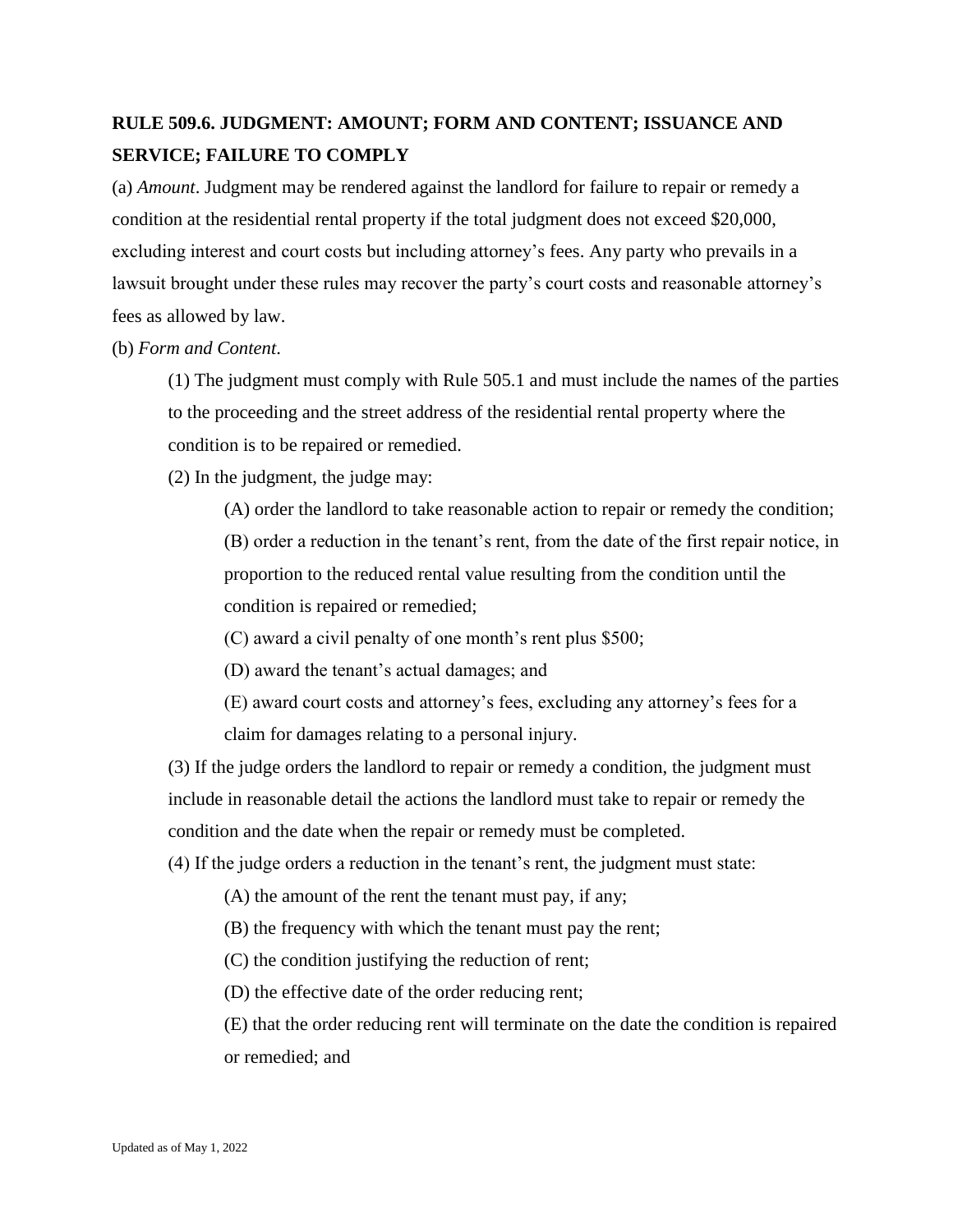## RULE 509.6. JUDGMENT: AMOUNT; FORM AND CONTENT; ISSUANCE AND SERVICE; FAILURE TO COMPLY

(a) *Amount*. Judgment may be rendered against the landlord for failure to repair or remedy a condition at the residential rental property if the total judgment does not exceed $20,000, excluding interest and court costs but including attorney's fees. Any party who prevails in a lawsuit brought under these rules may recover the party's court costs and reasonable attorney's fees as allowed by law.

(b) *Form and Content*.

(1) The judgment must comply with Rule 505.1 and must include the names of the parties to the proceeding and the street address of the residential rental property where the condition is to be repaired or remedied.

(2) In the judgment, the judge may:

(A) order the landlord to take reasonable action to repair or remedy the condition;

(B) order a reduction in the tenant's rent, from the date of the first repair notice, in proportion to the reduced rental value resulting from the condition until the condition is repaired or remedied;

(C) award a civil penalty of one month's rent plus $500;

(D) award the tenant's actual damages; and

(E) award court costs and attorney's fees, excluding any attorney's fees for a claim for damages relating to a personal injury.

(3) If the judge orders the landlord to repair or remedy a condition, the judgment must include in reasonable detail the actions the landlord must take to repair or remedy the condition and the date when the repair or remedy must be completed.

(4) If the judge orders a reduction in the tenant's rent, the judgment must state:

(A) the amount of the rent the tenant must pay, if any;

(B) the frequency with which the tenant must pay the rent;

(C) the condition justifying the reduction of rent;

(D) the effective date of the order reducing rent;

(E) that the order reducing rent will terminate on the date the condition is repaired or remedied; and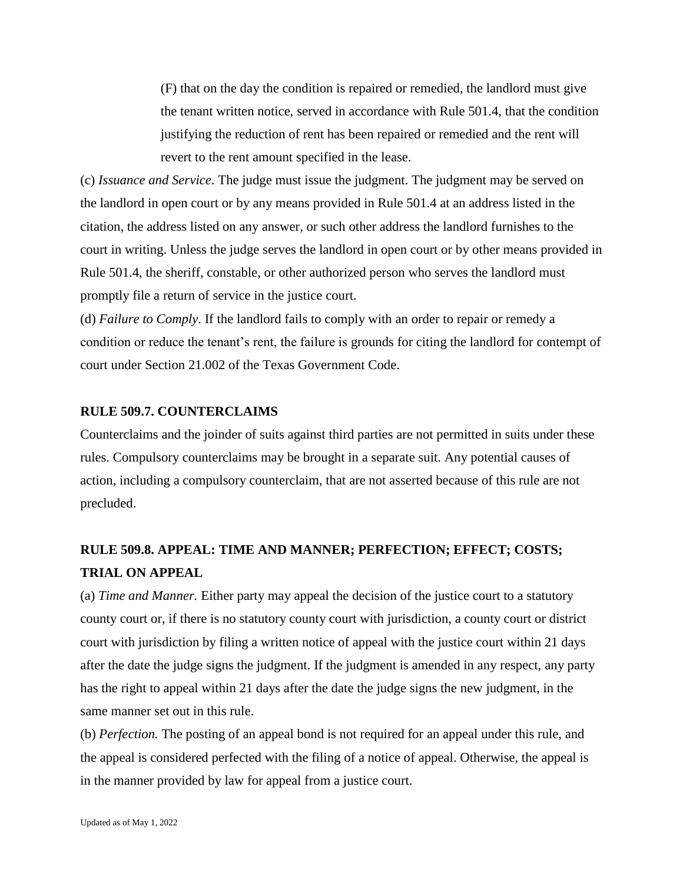(F) that on the day the condition is repaired or remedied, the landlord must give the tenant written notice, served in accordance with Rule 501.4, that the condition justifying the reduction of rent has been repaired or remedied and the rent will revert to the rent amount specified in the lease.

(c) *Issuance and Service*. The judge must issue the judgment. The judgment may be served on the landlord in open court or by any means provided in Rule 501.4 at an address listed in the citation, the address listed on any answer, or such other address the landlord furnishes to the court in writing. Unless the judge serves the landlord in open court or by other means provided in Rule 501.4, the sheriff, constable, or other authorized person who serves the landlord must promptly file a return of service in the justice court.

(d) *Failure to Comply*. If the landlord fails to comply with an order to repair or remedy a condition or reduce the tenant's rent, the failure is grounds for citing the landlord for contempt of court under Section 21.002 of the Texas Government Code.

## RULE 509.7. COUNTERCLAIMS

Counterclaims and the joinder of suits against third parties are not permitted in suits under these rules. Compulsory counterclaims may be brought in a separate suit. Any potential causes of action, including a compulsory counterclaim, that are not asserted because of this rule are not precluded.

## RULE 509.8. APPEAL: TIME AND MANNER; PERFECTION; EFFECT; COSTS; TRIAL ON APPEAL

(a) *Time and Manner.* Either party may appeal the decision of the justice court to a statutory county court or, if there is no statutory county court with jurisdiction, a county court or district court with jurisdiction by filing a written notice of appeal with the justice court within 21 days after the date the judge signs the judgment. If the judgment is amended in any respect, any party has the right to appeal within 21 days after the date the judge signs the new judgment, in the same manner set out in this rule.

(b) *Perfection.* The posting of an appeal bond is not required for an appeal under this rule, and the appeal is considered perfected with the filing of a notice of appeal. Otherwise, the appeal is in the manner provided by law for appeal from a justice court.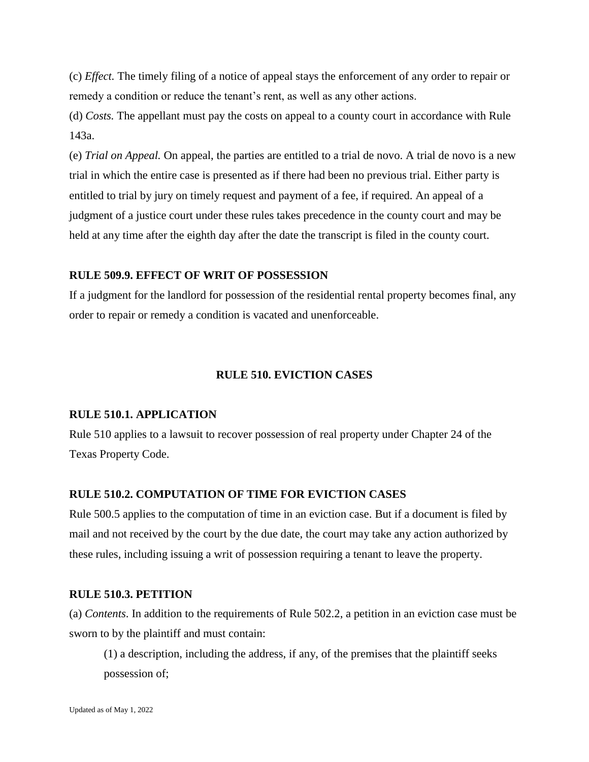(c) *Effect.* The timely filing of a notice of appeal stays the enforcement of any order to repair or remedy a condition or reduce the tenant's rent, as well as any other actions.

(d) *Costs.* The appellant must pay the costs on appeal to a county court in accordance with Rule 143a.

(e) *Trial on Appeal.* On appeal, the parties are entitled to a trial de novo. A trial de novo is a new trial in which the entire case is presented as if there had been no previous trial. Either party is entitled to trial by jury on timely request and payment of a fee, if required. An appeal of a judgment of a justice court under these rules takes precedence in the county court and may be held at any time after the eighth day after the date the transcript is filed in the county court.

### RULE 509.9. EFFECT OF WRIT OF POSSESSION

If a judgment for the landlord for possession of the residential rental property becomes final, any order to repair or remedy a condition is vacated and unenforceable.

## RULE 510. EVICTION CASES

### RULE 510.1. APPLICATION

Rule 510 applies to a lawsuit to recover possession of real property under Chapter 24 of the Texas Property Code.

### RULE 510.2. COMPUTATION OF TIME FOR EVICTION CASES

Rule 500.5 applies to the computation of time in an eviction case. But if a document is filed by mail and not received by the court by the due date, the court may take any action authorized by these rules, including issuing a writ of possession requiring a tenant to leave the property.

### RULE 510.3. PETITION

(a) *Contents*. In addition to the requirements of Rule 502.2, a petition in an eviction case must be sworn to by the plaintiff and must contain:

(1) a description, including the address, if any, of the premises that the plaintiff seeks possession of;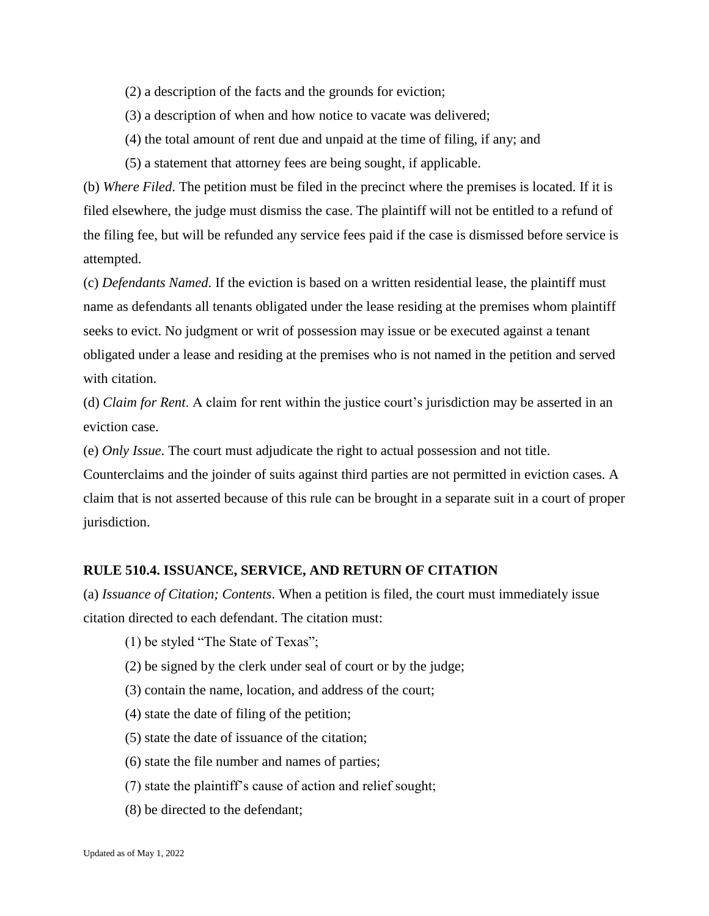(2) a description of the facts and the grounds for eviction;

(3) a description of when and how notice to vacate was delivered;

(4) the total amount of rent due and unpaid at the time of filing, if any; and

(5) a statement that attorney fees are being sought, if applicable.

(b) *Where Filed*. The petition must be filed in the precinct where the premises is located. If it is filed elsewhere, the judge must dismiss the case. The plaintiff will not be entitled to a refund of the filing fee, but will be refunded any service fees paid if the case is dismissed before service is attempted.

(c) *Defendants Named*. If the eviction is based on a written residential lease, the plaintiff must name as defendants all tenants obligated under the lease residing at the premises whom plaintiff seeks to evict. No judgment or writ of possession may issue or be executed against a tenant obligated under a lease and residing at the premises who is not named in the petition and served with citation.

(d) *Claim for Rent*. A claim for rent within the justice court's jurisdiction may be asserted in an eviction case.

(e) *Only Issue*. The court must adjudicate the right to actual possession and not title. Counterclaims and the joinder of suits against third parties are not permitted in eviction cases. A claim that is not asserted because of this rule can be brought in a separate suit in a court of proper jurisdiction.

**RULE 510.4. ISSUANCE, SERVICE, AND RETURN OF CITATION**

(a) *Issuance of Citation; Contents*. When a petition is filed, the court must immediately issue citation directed to each defendant. The citation must:

(1) be styled "The State of Texas";

(2) be signed by the clerk under seal of court or by the judge;

(3) contain the name, location, and address of the court;

(4) state the date of filing of the petition;

(5) state the date of issuance of the citation;

(6) state the file number and names of parties;

(7) state the plaintiff's cause of action and relief sought;

(8) be directed to the defendant;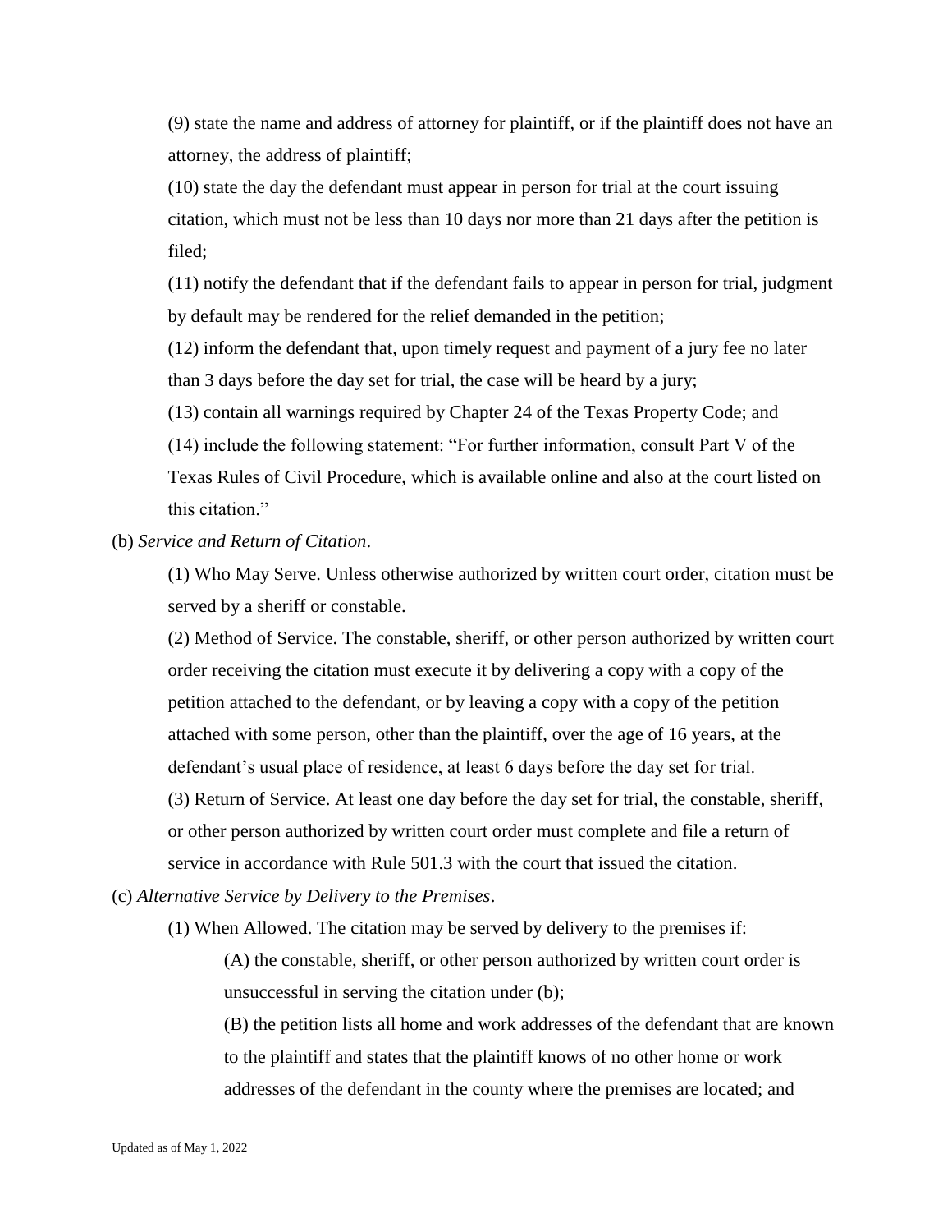(9) state the name and address of attorney for plaintiff, or if the plaintiff does not have an attorney, the address of plaintiff;

(10) state the day the defendant must appear in person for trial at the court issuing citation, which must not be less than 10 days nor more than 21 days after the petition is filed;

(11) notify the defendant that if the defendant fails to appear in person for trial, judgment by default may be rendered for the relief demanded in the petition;

(12) inform the defendant that, upon timely request and payment of a jury fee no later than 3 days before the day set for trial, the case will be heard by a jury;

(13) contain all warnings required by Chapter 24 of the Texas Property Code; and

(14) include the following statement: "For further information, consult Part V of the Texas Rules of Civil Procedure, which is available online and also at the court listed on this citation."

(b) *Service and Return of Citation*.

(1) Who May Serve. Unless otherwise authorized by written court order, citation must be served by a sheriff or constable.

(2) Method of Service. The constable, sheriff, or other person authorized by written court order receiving the citation must execute it by delivering a copy with a copy of the petition attached to the defendant, or by leaving a copy with a copy of the petition attached with some person, other than the plaintiff, over the age of 16 years, at the defendant's usual place of residence, at least 6 days before the day set for trial.

(3) Return of Service. At least one day before the day set for trial, the constable, sheriff, or other person authorized by written court order must complete and file a return of service in accordance with Rule 501.3 with the court that issued the citation.

(c) *Alternative Service by Delivery to the Premises*.

(1) When Allowed. The citation may be served by delivery to the premises if:

(A) the constable, sheriff, or other person authorized by written court order is unsuccessful in serving the citation under (b);

(B) the petition lists all home and work addresses of the defendant that are known to the plaintiff and states that the plaintiff knows of no other home or work addresses of the defendant in the county where the premises are located; and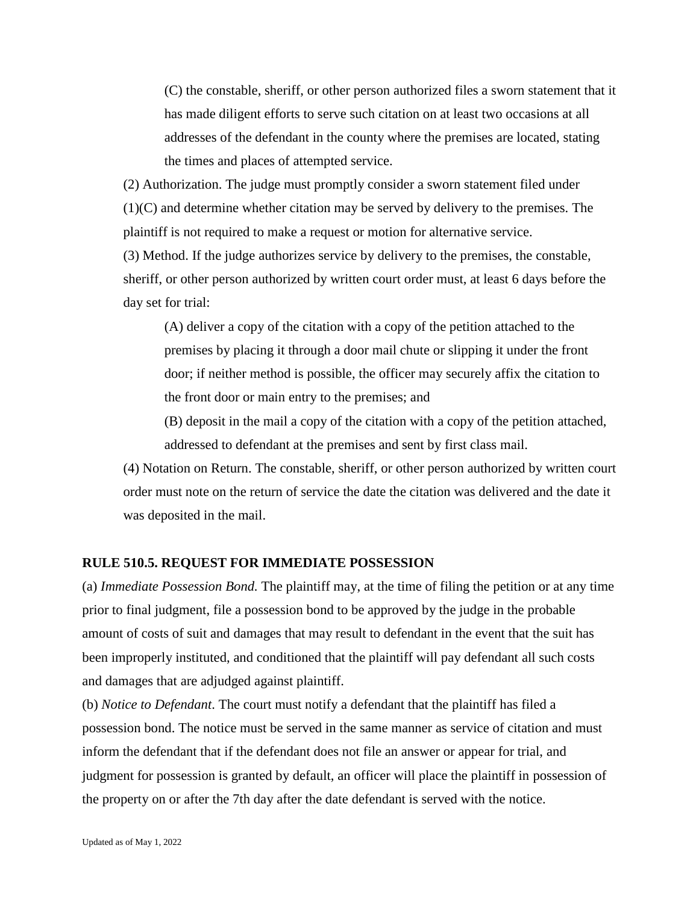(C) the constable, sheriff, or other person authorized files a sworn statement that it has made diligent efforts to serve such citation on at least two occasions at all addresses of the defendant in the county where the premises are located, stating the times and places of attempted service.

(2) Authorization. The judge must promptly consider a sworn statement filed under (1)(C) and determine whether citation may be served by delivery to the premises. The plaintiff is not required to make a request or motion for alternative service.

(3) Method. If the judge authorizes service by delivery to the premises, the constable, sheriff, or other person authorized by written court order must, at least 6 days before the day set for trial:

(A) deliver a copy of the citation with a copy of the petition attached to the premises by placing it through a door mail chute or slipping it under the front door; if neither method is possible, the officer may securely affix the citation to the front door or main entry to the premises; and

(B) deposit in the mail a copy of the citation with a copy of the petition attached, addressed to defendant at the premises and sent by first class mail.

(4) Notation on Return. The constable, sheriff, or other person authorized by written court order must note on the return of service the date the citation was delivered and the date it was deposited in the mail.

### RULE 510.5. REQUEST FOR IMMEDIATE POSSESSION

(a) *Immediate Possession Bond.* The plaintiff may, at the time of filing the petition or at any time prior to final judgment, file a possession bond to be approved by the judge in the probable amount of costs of suit and damages that may result to defendant in the event that the suit has been improperly instituted, and conditioned that the plaintiff will pay defendant all such costs and damages that are adjudged against plaintiff.

(b) *Notice to Defendant*. The court must notify a defendant that the plaintiff has filed a possession bond. The notice must be served in the same manner as service of citation and must inform the defendant that if the defendant does not file an answer or appear for trial, and judgment for possession is granted by default, an officer will place the plaintiff in possession of the property on or after the 7th day after the date defendant is served with the notice.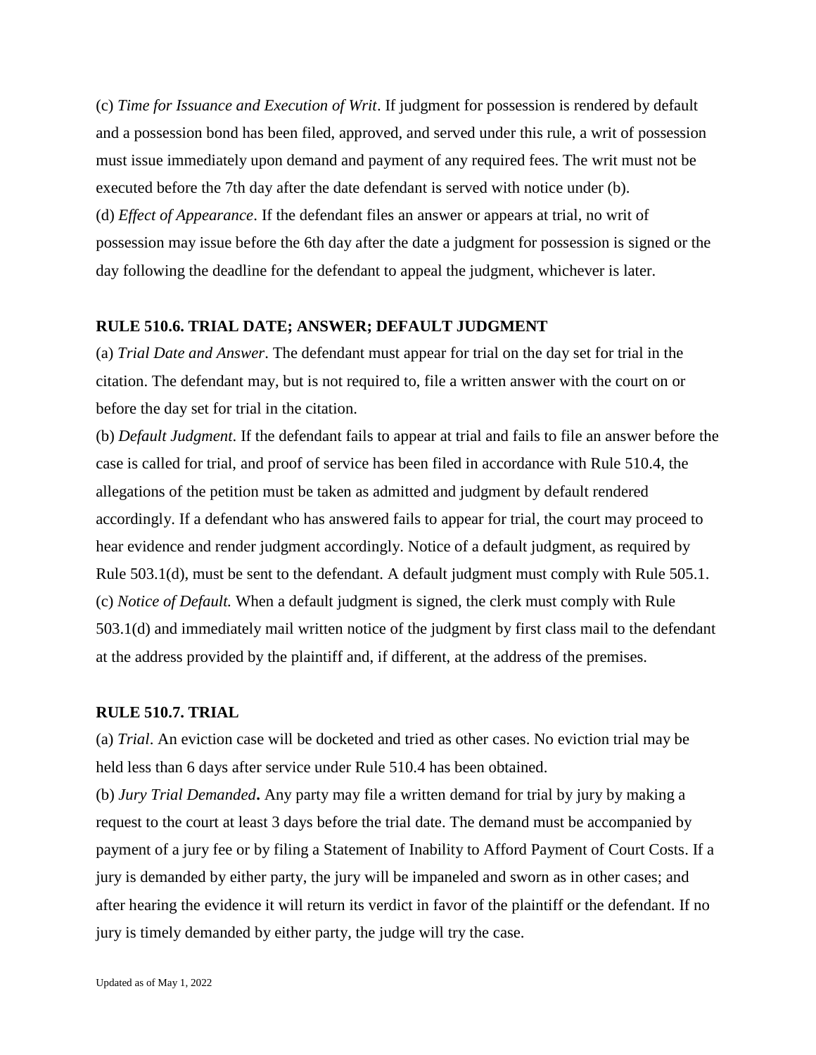(c) *Time for Issuance and Execution of Writ*. If judgment for possession is rendered by default and a possession bond has been filed, approved, and served under this rule, a writ of possession must issue immediately upon demand and payment of any required fees. The writ must not be executed before the 7th day after the date defendant is served with notice under (b).

(d) *Effect of Appearance*. If the defendant files an answer or appears at trial, no writ of possession may issue before the 6th day after the date a judgment for possession is signed or the day following the deadline for the defendant to appeal the judgment, whichever is later.

**RULE 510.6. TRIAL DATE; ANSWER; DEFAULT JUDGMENT**

(a) *Trial Date and Answer*. The defendant must appear for trial on the day set for trial in the citation. The defendant may, but is not required to, file a written answer with the court on or before the day set for trial in the citation.

(b) *Default Judgment*. If the defendant fails to appear at trial and fails to file an answer before the case is called for trial, and proof of service has been filed in accordance with Rule 510.4, the allegations of the petition must be taken as admitted and judgment by default rendered accordingly. If a defendant who has answered fails to appear for trial, the court may proceed to hear evidence and render judgment accordingly. Notice of a default judgment, as required by Rule 503.1(d), must be sent to the defendant. A default judgment must comply with Rule 505.1.

(c) *Notice of Default.* When a default judgment is signed, the clerk must comply with Rule 503.1(d) and immediately mail written notice of the judgment by first class mail to the defendant at the address provided by the plaintiff and, if different, at the address of the premises.

**RULE 510.7. TRIAL**

(a) *Trial*. An eviction case will be docketed and tried as other cases. No eviction trial may be held less than 6 days after service under Rule 510.4 has been obtained.

(b) *Jury Trial Demanded***.** Any party may file a written demand for trial by jury by making a request to the court at least 3 days before the trial date. The demand must be accompanied by payment of a jury fee or by filing a Statement of Inability to Afford Payment of Court Costs. If a jury is demanded by either party, the jury will be impaneled and sworn as in other cases; and after hearing the evidence it will return its verdict in favor of the plaintiff or the defendant. If no jury is timely demanded by either party, the judge will try the case.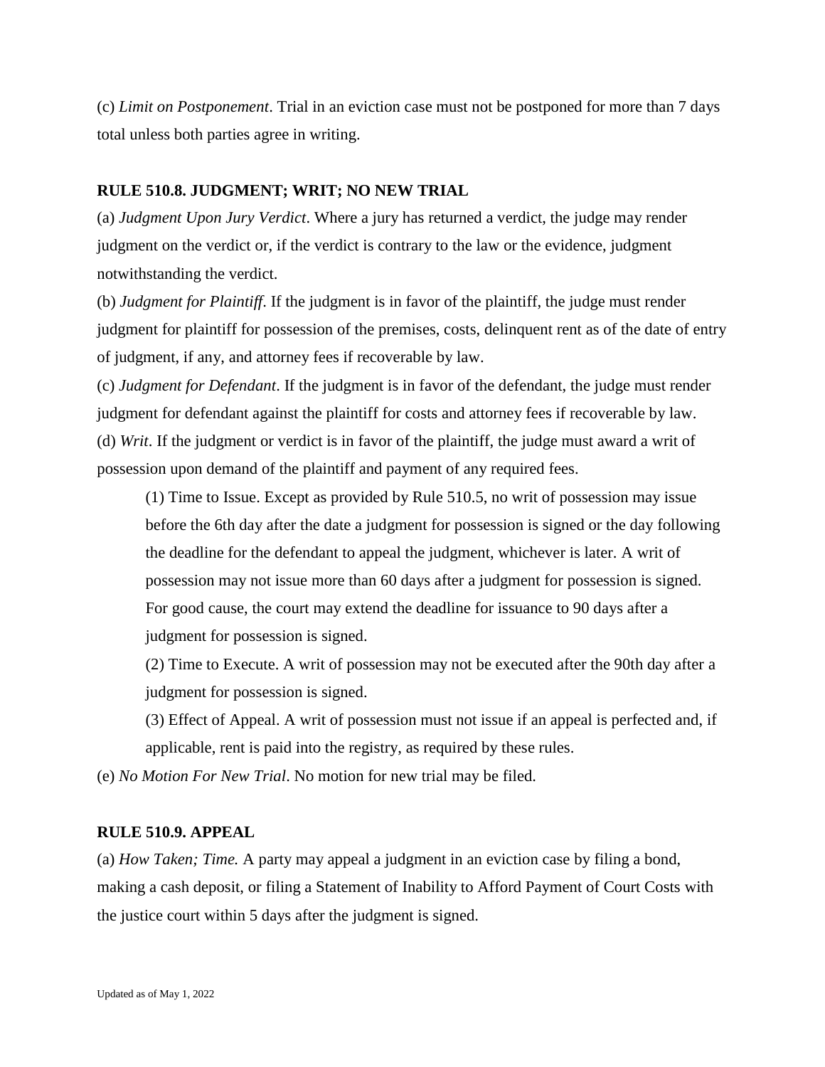(c) *Limit on Postponement*. Trial in an eviction case must not be postponed for more than 7 days total unless both parties agree in writing.

**RULE 510.8. JUDGMENT; WRIT; NO NEW TRIAL**

(a) *Judgment Upon Jury Verdict*. Where a jury has returned a verdict, the judge may render judgment on the verdict or, if the verdict is contrary to the law or the evidence, judgment notwithstanding the verdict.

(b) *Judgment for Plaintiff*. If the judgment is in favor of the plaintiff, the judge must render judgment for plaintiff for possession of the premises, costs, delinquent rent as of the date of entry of judgment, if any, and attorney fees if recoverable by law.

(c) *Judgment for Defendant*. If the judgment is in favor of the defendant, the judge must render judgment for defendant against the plaintiff for costs and attorney fees if recoverable by law.

(d) *Writ*. If the judgment or verdict is in favor of the plaintiff, the judge must award a writ of possession upon demand of the plaintiff and payment of any required fees.

> (1) Time to Issue. Except as provided by Rule 510.5, no writ of possession may issue before the 6th day after the date a judgment for possession is signed or the day following the deadline for the defendant to appeal the judgment, whichever is later. A writ of possession may not issue more than 60 days after a judgment for possession is signed. For good cause, the court may extend the deadline for issuance to 90 days after a judgment for possession is signed.
>
> (2) Time to Execute. A writ of possession may not be executed after the 90th day after a judgment for possession is signed.
>
> (3) Effect of Appeal. A writ of possession must not issue if an appeal is perfected and, if applicable, rent is paid into the registry, as required by these rules.

(e) *No Motion For New Trial*. No motion for new trial may be filed.

**RULE 510.9. APPEAL**

(a) *How Taken; Time.* A party may appeal a judgment in an eviction case by filing a bond, making a cash deposit, or filing a Statement of Inability to Afford Payment of Court Costs with the justice court within 5 days after the judgment is signed.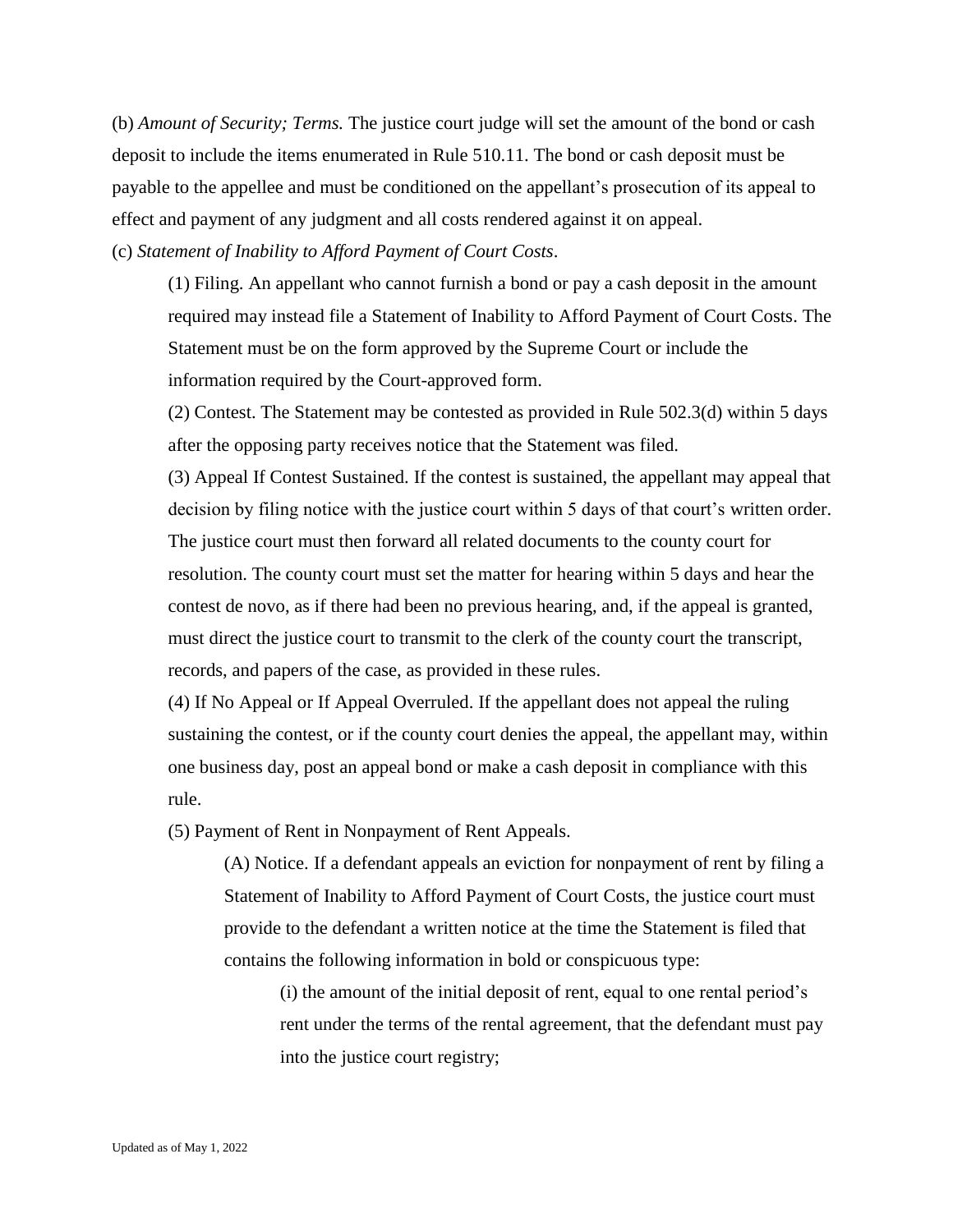(b) *Amount of Security; Terms.* The justice court judge will set the amount of the bond or cash deposit to include the items enumerated in Rule 510.11. The bond or cash deposit must be payable to the appellee and must be conditioned on the appellant's prosecution of its appeal to effect and payment of any judgment and all costs rendered against it on appeal.

(c) *Statement of Inability to Afford Payment of Court Costs*.

> (1) Filing. An appellant who cannot furnish a bond or pay a cash deposit in the amount required may instead file a Statement of Inability to Afford Payment of Court Costs. The Statement must be on the form approved by the Supreme Court or include the information required by the Court-approved form.
>
> (2) Contest. The Statement may be contested as provided in Rule 502.3(d) within 5 days after the opposing party receives notice that the Statement was filed.
>
> (3) Appeal If Contest Sustained. If the contest is sustained, the appellant may appeal that decision by filing notice with the justice court within 5 days of that court's written order. The justice court must then forward all related documents to the county court for resolution. The county court must set the matter for hearing within 5 days and hear the contest de novo, as if there had been no previous hearing, and, if the appeal is granted, must direct the justice court to transmit to the clerk of the county court the transcript, records, and papers of the case, as provided in these rules.
>
> (4) If No Appeal or If Appeal Overruled. If the appellant does not appeal the ruling sustaining the contest, or if the county court denies the appeal, the appellant may, within one business day, post an appeal bond or make a cash deposit in compliance with this rule.
>
> (5) Payment of Rent in Nonpayment of Rent Appeals.
>
> > (A) Notice. If a defendant appeals an eviction for nonpayment of rent by filing a Statement of Inability to Afford Payment of Court Costs, the justice court must provide to the defendant a written notice at the time the Statement is filed that contains the following information in bold or conspicuous type:
> >
> > > (i) the amount of the initial deposit of rent, equal to one rental period's rent under the terms of the rental agreement, that the defendant must pay into the justice court registry;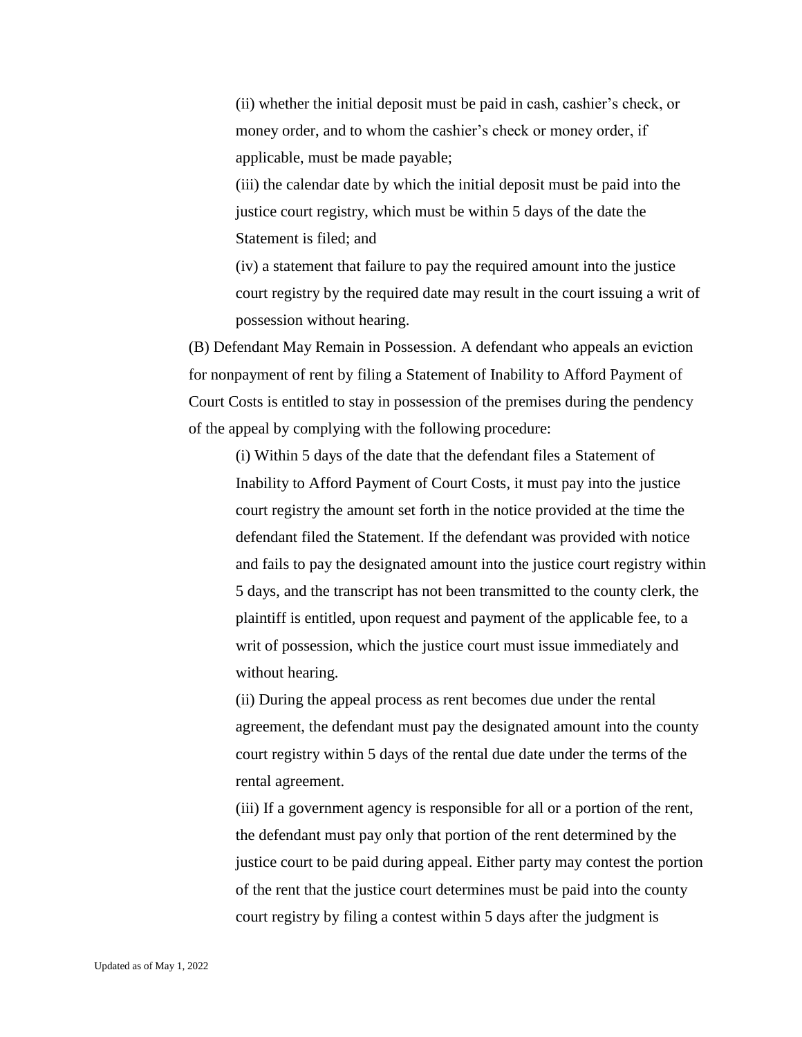(ii) whether the initial deposit must be paid in cash, cashier's check, or money order, and to whom the cashier's check or money order, if applicable, must be made payable;

(iii) the calendar date by which the initial deposit must be paid into the justice court registry, which must be within 5 days of the date the Statement is filed; and

(iv) a statement that failure to pay the required amount into the justice court registry by the required date may result in the court issuing a writ of possession without hearing.

(B) Defendant May Remain in Possession. A defendant who appeals an eviction for nonpayment of rent by filing a Statement of Inability to Afford Payment of Court Costs is entitled to stay in possession of the premises during the pendency of the appeal by complying with the following procedure:

(i) Within 5 days of the date that the defendant files a Statement of Inability to Afford Payment of Court Costs, it must pay into the justice court registry the amount set forth in the notice provided at the time the defendant filed the Statement. If the defendant was provided with notice and fails to pay the designated amount into the justice court registry within 5 days, and the transcript has not been transmitted to the county clerk, the plaintiff is entitled, upon request and payment of the applicable fee, to a writ of possession, which the justice court must issue immediately and without hearing.

(ii) During the appeal process as rent becomes due under the rental agreement, the defendant must pay the designated amount into the county court registry within 5 days of the rental due date under the terms of the rental agreement.

(iii) If a government agency is responsible for all or a portion of the rent, the defendant must pay only that portion of the rent determined by the justice court to be paid during appeal. Either party may contest the portion of the rent that the justice court determines must be paid into the county court registry by filing a contest within 5 days after the judgment is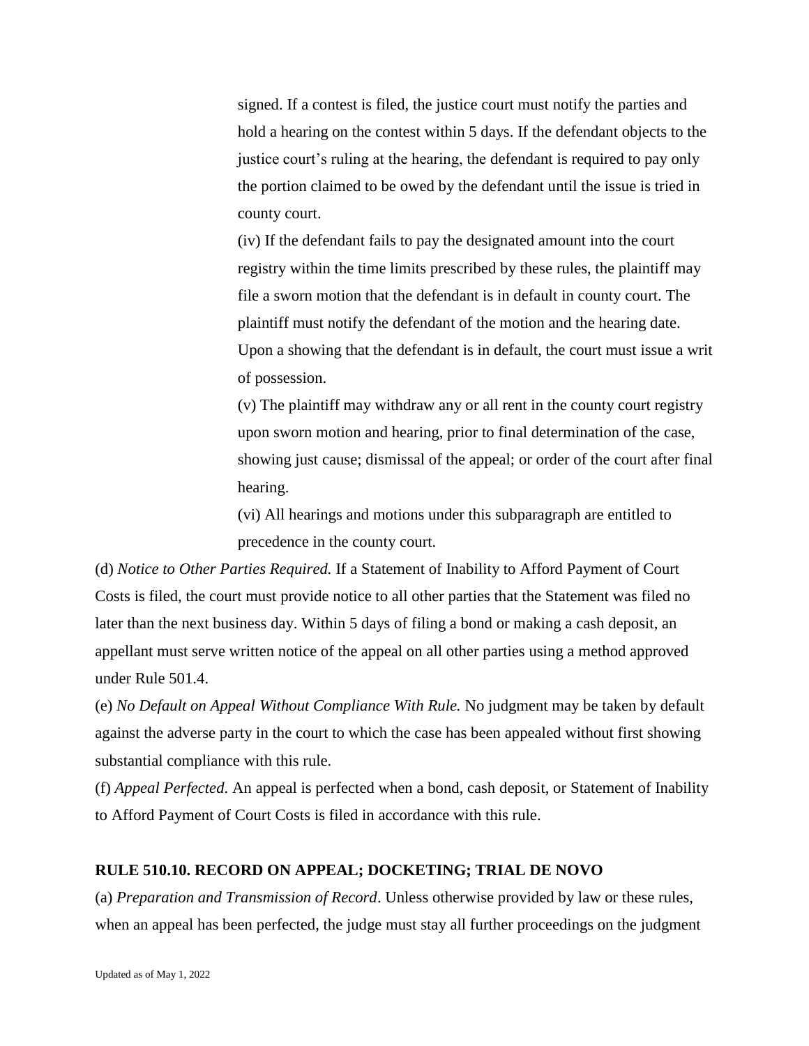signed. If a contest is filed, the justice court must notify the parties and hold a hearing on the contest within 5 days. If the defendant objects to the justice court's ruling at the hearing, the defendant is required to pay only the portion claimed to be owed by the defendant until the issue is tried in county court.

(iv) If the defendant fails to pay the designated amount into the court registry within the time limits prescribed by these rules, the plaintiff may file a sworn motion that the defendant is in default in county court. The plaintiff must notify the defendant of the motion and the hearing date. Upon a showing that the defendant is in default, the court must issue a writ of possession.

(v) The plaintiff may withdraw any or all rent in the county court registry upon sworn motion and hearing, prior to final determination of the case, showing just cause; dismissal of the appeal; or order of the court after final hearing.

(vi) All hearings and motions under this subparagraph are entitled to precedence in the county court.

(d) *Notice to Other Parties Required.* If a Statement of Inability to Afford Payment of Court Costs is filed, the court must provide notice to all other parties that the Statement was filed no later than the next business day. Within 5 days of filing a bond or making a cash deposit, an appellant must serve written notice of the appeal on all other parties using a method approved under Rule 501.4.

(e) *No Default on Appeal Without Compliance With Rule.* No judgment may be taken by default against the adverse party in the court to which the case has been appealed without first showing substantial compliance with this rule.

(f) *Appeal Perfected.* An appeal is perfected when a bond, cash deposit, or Statement of Inability to Afford Payment of Court Costs is filed in accordance with this rule.

## RULE 510.10. RECORD ON APPEAL; DOCKETING; TRIAL DE NOVO

(a) *Preparation and Transmission of Record*. Unless otherwise provided by law or these rules, when an appeal has been perfected, the judge must stay all further proceedings on the judgment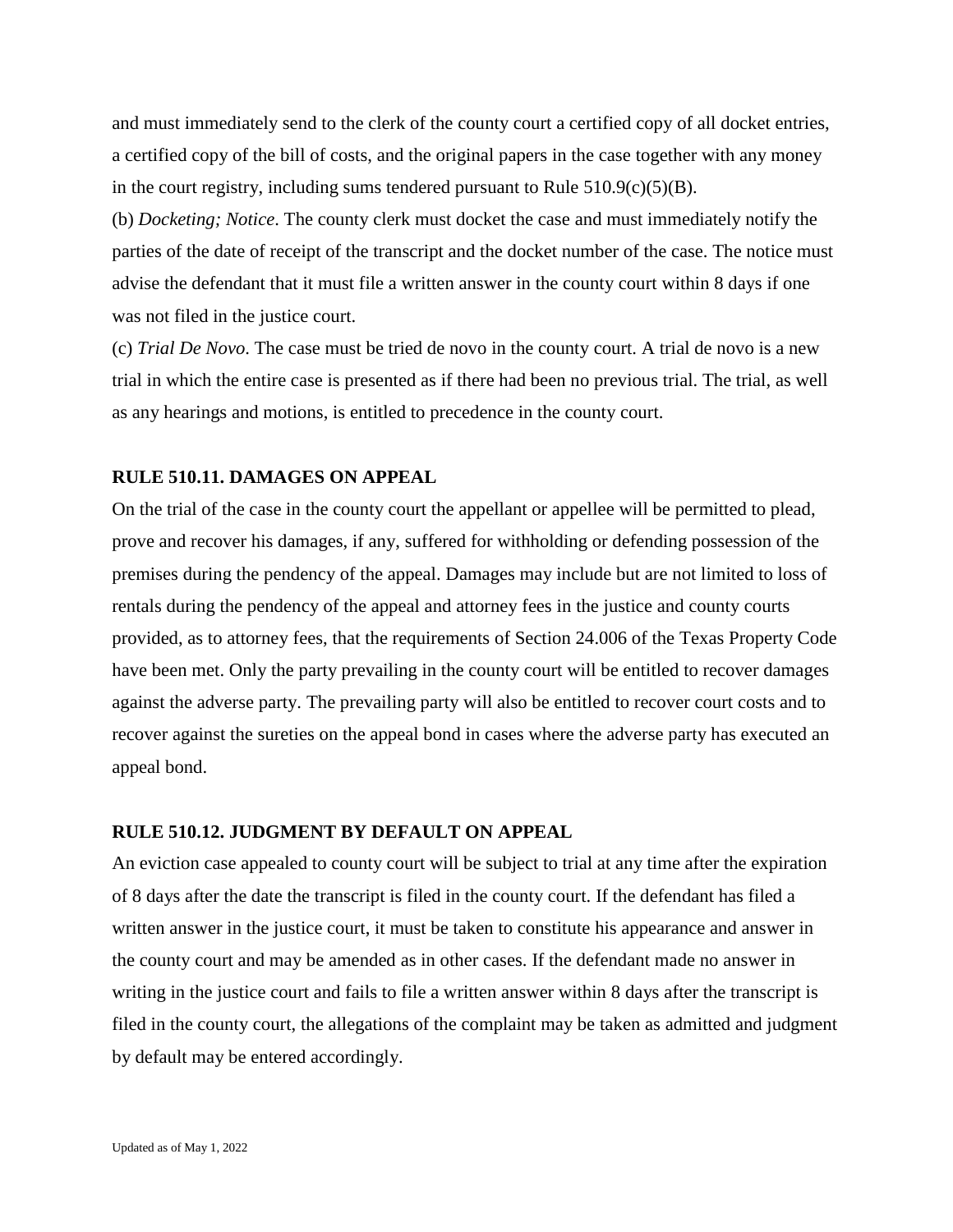and must immediately send to the clerk of the county court a certified copy of all docket entries, a certified copy of the bill of costs, and the original papers in the case together with any money in the court registry, including sums tendered pursuant to Rule 510.9(c)(5)(B).

(b) *Docketing; Notice*. The county clerk must docket the case and must immediately notify the parties of the date of receipt of the transcript and the docket number of the case. The notice must advise the defendant that it must file a written answer in the county court within 8 days if one was not filed in the justice court.

(c) *Trial De Novo*. The case must be tried de novo in the county court. A trial de novo is a new trial in which the entire case is presented as if there had been no previous trial. The trial, as well as any hearings and motions, is entitled to precedence in the county court.

**RULE 510.11. DAMAGES ON APPEAL**

On the trial of the case in the county court the appellant or appellee will be permitted to plead, prove and recover his damages, if any, suffered for withholding or defending possession of the premises during the pendency of the appeal. Damages may include but are not limited to loss of rentals during the pendency of the appeal and attorney fees in the justice and county courts provided, as to attorney fees, that the requirements of Section 24.006 of the Texas Property Code have been met. Only the party prevailing in the county court will be entitled to recover damages against the adverse party. The prevailing party will also be entitled to recover court costs and to recover against the sureties on the appeal bond in cases where the adverse party has executed an appeal bond.

**RULE 510.12. JUDGMENT BY DEFAULT ON APPEAL**

An eviction case appealed to county court will be subject to trial at any time after the expiration of 8 days after the date the transcript is filed in the county court. If the defendant has filed a written answer in the justice court, it must be taken to constitute his appearance and answer in the county court and may be amended as in other cases. If the defendant made no answer in writing in the justice court and fails to file a written answer within 8 days after the transcript is filed in the county court, the allegations of the complaint may be taken as admitted and judgment by default may be entered accordingly.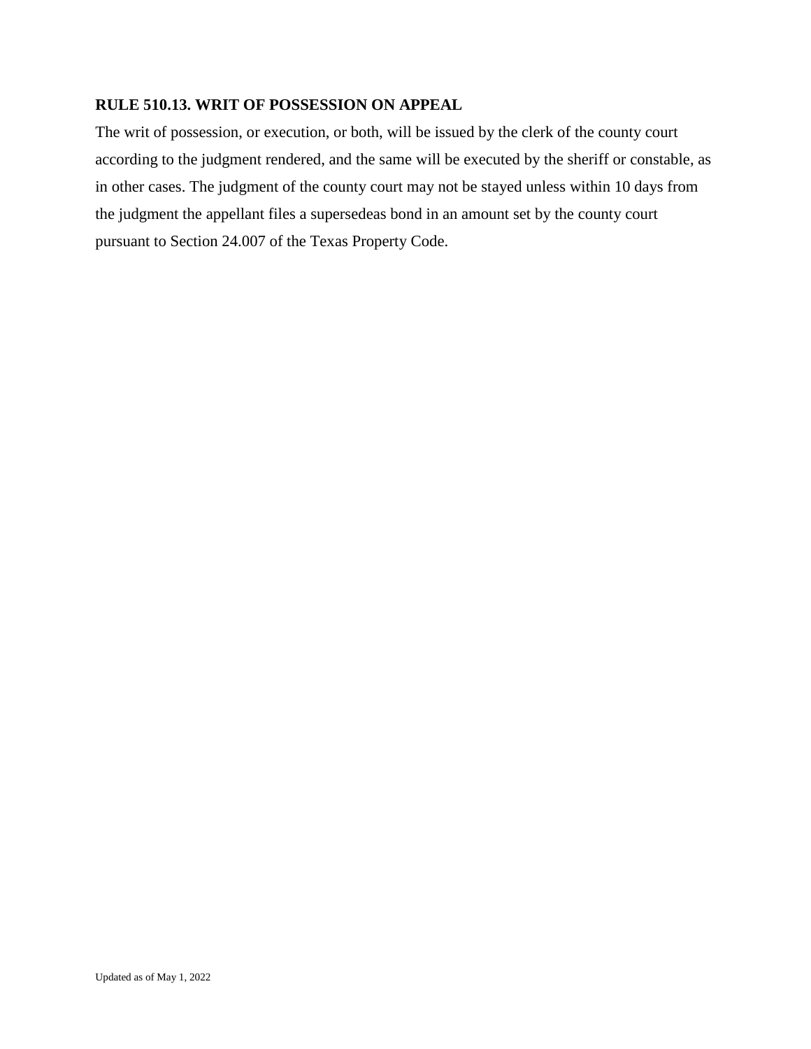### RULE 510.13. WRIT OF POSSESSION ON APPEAL

The writ of possession, or execution, or both, will be issued by the clerk of the county court according to the judgment rendered, and the same will be executed by the sheriff or constable, as in other cases. The judgment of the county court may not be stayed unless within 10 days from the judgment the appellant files a supersedeas bond in an amount set by the county court pursuant to Section 24.007 of the Texas Property Code.